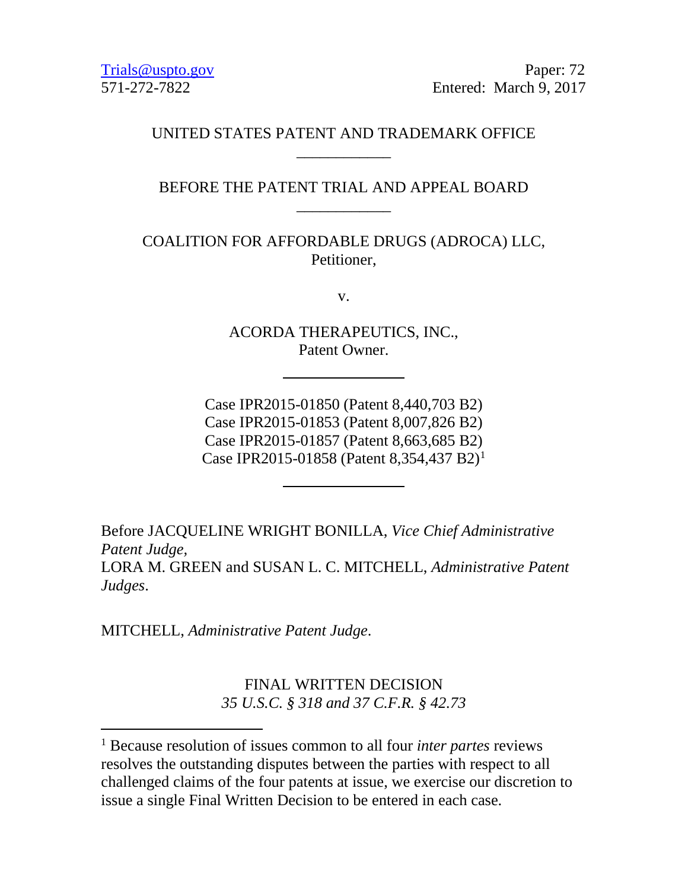Trials@uspto.gov
571-272-7822

Paper: 72
Entered: March 9, 2017

UNITED STATES PATENT AND TRADEMARK OFFICE

\_\_\_\_\_\_\_\_\_\_\_\_

BEFORE THE PATENT TRIAL AND APPEAL BOARD

\_\_\_\_\_\_\_\_\_\_\_\_

COALITION FOR AFFORDABLE DRUGS (ADROCA) LLC,
Petitioner,

v.

ACORDA THERAPEUTICS, INC.,
Patent Owner.

---

Case IPR2015-01850 (Patent 8,440,703 B2)
Case IPR2015-01853 (Patent 8,007,826 B2)
Case IPR2015-01857 (Patent 8,663,685 B2)
Case IPR2015-01858 (Patent 8,354,437 B2)[1]

---

Before JACQUELINE WRIGHT BONILLA, *Vice Chief Administrative Patent Judge,*
LORA M. GREEN and SUSAN L. C. MITCHELL, *Administrative Patent Judges*.

MITCHELL, *Administrative Patent Judge*.

FINAL WRITTEN DECISION
*35 U.S.C. § 318 and 37 C.F.R. § 42.73*

---

[1] Because resolution of issues common to all four *inter partes* reviews resolves the outstanding disputes between the parties with respect to all challenged claims of the four patents at issue, we exercise our discretion to issue a single Final Written Decision to be entered in each case.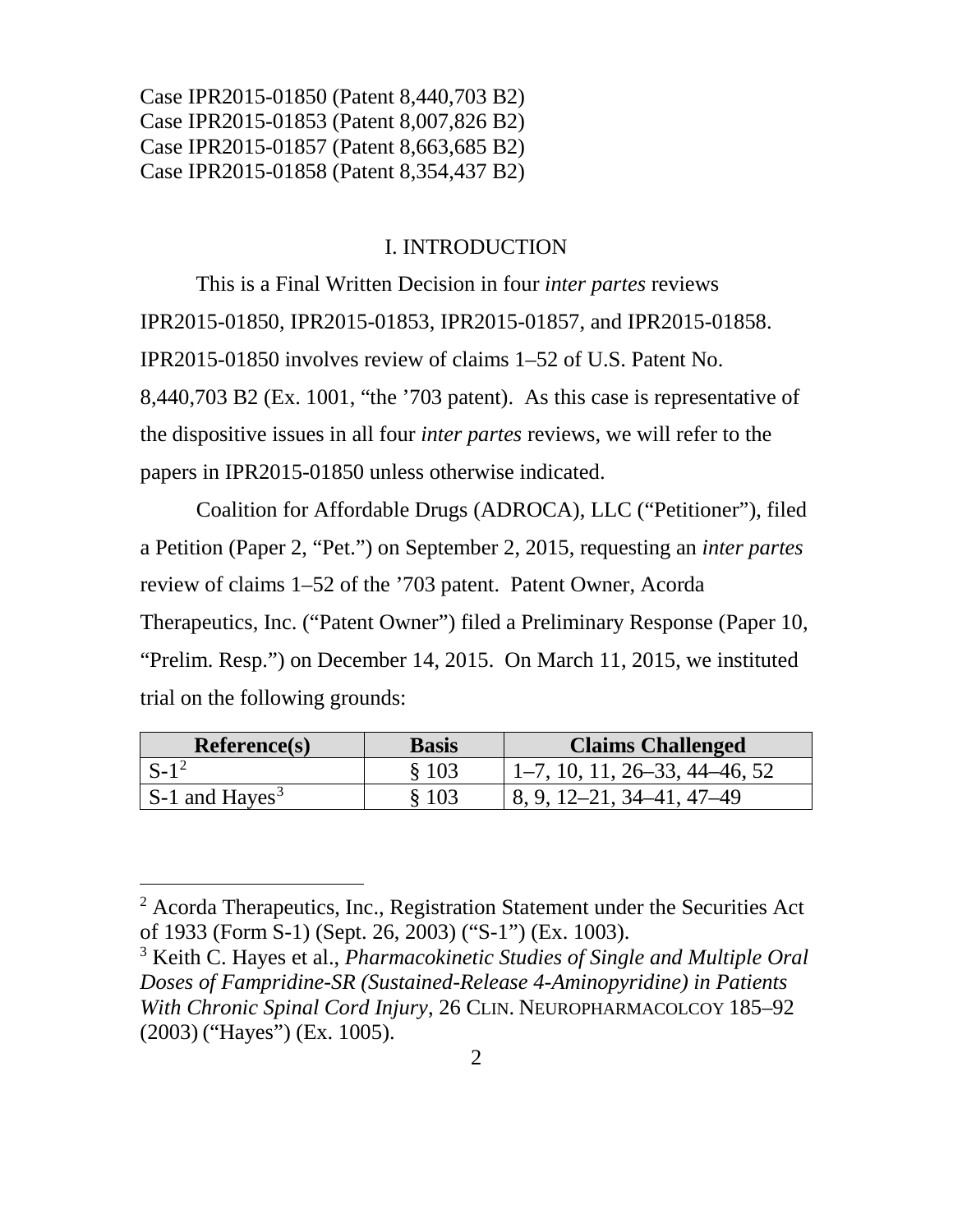Case IPR2015-01850 (Patent 8,440,703 B2)
Case IPR2015-01853 (Patent 8,007,826 B2)
Case IPR2015-01857 (Patent 8,663,685 B2)
Case IPR2015-01858 (Patent 8,354,437 B2)

## I. INTRODUCTION

This is a Final Written Decision in four *inter partes* reviews IPR2015-01850, IPR2015-01853, IPR2015-01857, and IPR2015-01858. IPR2015-01850 involves review of claims 1–52 of U.S. Patent No. 8,440,703 B2 (Ex. 1001, "the '703 patent). As this case is representative of the dispositive issues in all four *inter partes* reviews, we will refer to the papers in IPR2015-01850 unless otherwise indicated.

Coalition for Affordable Drugs (ADROCA), LLC ("Petitioner"), filed a Petition (Paper 2, "Pet.") on September 2, 2015, requesting an *inter partes* review of claims 1–52 of the '703 patent. Patent Owner, Acorda Therapeutics, Inc. ("Patent Owner") filed a Preliminary Response (Paper 10, "Prelim. Resp.") on December 14, 2015. On March 11, 2015, we instituted trial on the following grounds:

| Reference(s) | Basis | Claims Challenged |
|---|---|---|
| S-1[2] | § 103 | 1–7, 10, 11, 26–33, 44–46, 52 |
| S-1 and Hayes[3] | § 103 | 8, 9, 12–21, 34–41, 47–49 |

---

[2] Acorda Therapeutics, Inc., Registration Statement under the Securities Act of 1933 (Form S-1) (Sept. 26, 2003) ("S-1") (Ex. 1003).

[3] Keith C. Hayes et al., *Pharmacokinetic Studies of Single and Multiple Oral Doses of Fampridine-SR (Sustained-Release 4-Aminopyridine) in Patients With Chronic Spinal Cord Injury*, 26 CLIN. NEUROPHARMACOLCOY 185–92 (2003) ("Hayes") (Ex. 1005).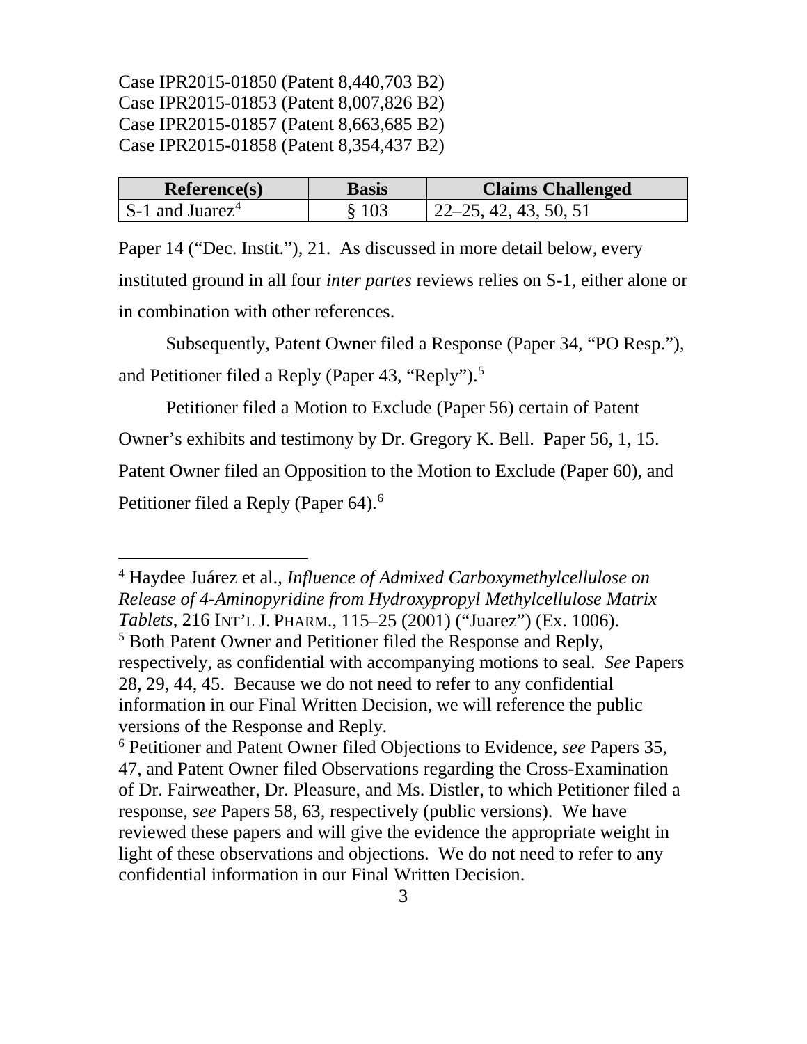Case IPR2015-01850 (Patent 8,440,703 B2)
Case IPR2015-01853 (Patent 8,007,826 B2)
Case IPR2015-01857 (Patent 8,663,685 B2)
Case IPR2015-01858 (Patent 8,354,437 B2)

| Reference(s) | Basis | Claims Challenged |
|---|---|---|
| S-1 and Juarez[4] | § 103 | 22–25, 42, 43, 50, 51 |

Paper 14 ("Dec. Instit."), 21. As discussed in more detail below, every instituted ground in all four *inter partes* reviews relies on S-1, either alone or in combination with other references.

Subsequently, Patent Owner filed a Response (Paper 34, "PO Resp."), and Petitioner filed a Reply (Paper 43, "Reply").[5]

Petitioner filed a Motion to Exclude (Paper 56) certain of Patent Owner's exhibits and testimony by Dr. Gregory K. Bell. Paper 56, 1, 15. Patent Owner filed an Opposition to the Motion to Exclude (Paper 60), and Petitioner filed a Reply (Paper 64).[6]

---

[4] Haydee Juárez et al., *Influence of Admixed Carboxymethylcellulose on Release of 4-Aminopyridine from Hydroxypropyl Methylcellulose Matrix Tablets*, 216 INT'L J. PHARM., 115–25 (2001) ("Juarez") (Ex. 1006).

[5] Both Patent Owner and Petitioner filed the Response and Reply, respectively, as confidential with accompanying motions to seal. *See* Papers 28, 29, 44, 45. Because we do not need to refer to any confidential information in our Final Written Decision, we will reference the public versions of the Response and Reply.

[6] Petitioner and Patent Owner filed Objections to Evidence, *see* Papers 35, 47, and Patent Owner filed Observations regarding the Cross-Examination of Dr. Fairweather, Dr. Pleasure, and Ms. Distler, to which Petitioner filed a response, *see* Papers 58, 63, respectively (public versions). We have reviewed these papers and will give the evidence the appropriate weight in light of these observations and objections. We do not need to refer to any confidential information in our Final Written Decision.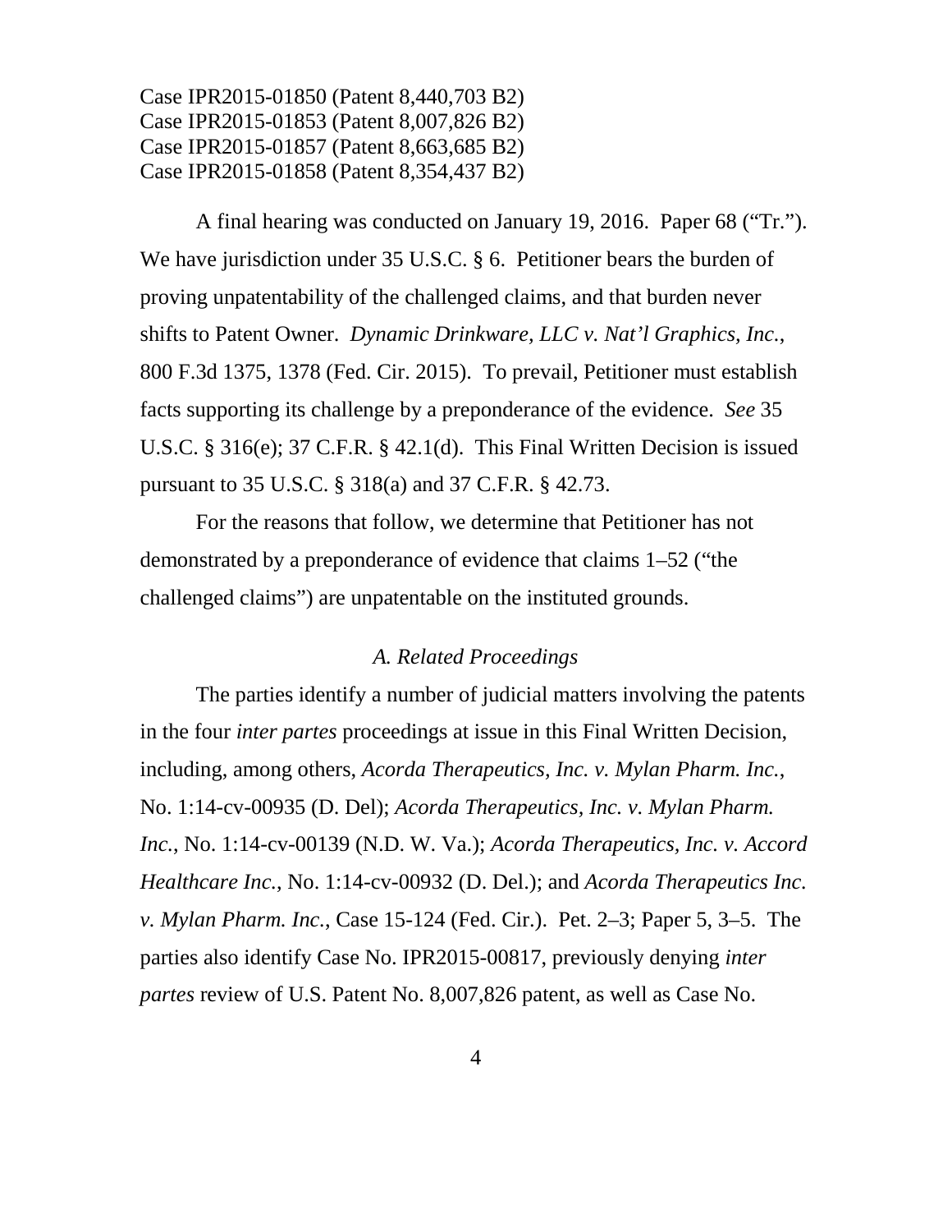A final hearing was conducted on January 19, 2016. Paper 68 ("Tr."). We have jurisdiction under 35 U.S.C. § 6. Petitioner bears the burden of proving unpatentability of the challenged claims, and that burden never shifts to Patent Owner. *Dynamic Drinkware, LLC v. Nat'l Graphics, Inc.*, 800 F.3d 1375, 1378 (Fed. Cir. 2015). To prevail, Petitioner must establish facts supporting its challenge by a preponderance of the evidence. *See* 35 U.S.C. § 316(e); 37 C.F.R. § 42.1(d). This Final Written Decision is issued pursuant to 35 U.S.C. § 318(a) and 37 C.F.R. § 42.73.

For the reasons that follow, we determine that Petitioner has not demonstrated by a preponderance of evidence that claims 1–52 ("the challenged claims") are unpatentable on the instituted grounds.

### *A. Related Proceedings*

The parties identify a number of judicial matters involving the patents in the four *inter partes* proceedings at issue in this Final Written Decision, including, among others, *Acorda Therapeutics, Inc. v. Mylan Pharm. Inc.*, No. 1:14-cv-00935 (D. Del); *Acorda Therapeutics, Inc. v. Mylan Pharm. Inc.*, No. 1:14-cv-00139 (N.D. W. Va.); *Acorda Therapeutics, Inc. v. Accord Healthcare Inc.*, No. 1:14-cv-00932 (D. Del.); and *Acorda Therapeutics Inc. v. Mylan Pharm. Inc.*, Case 15-124 (Fed. Cir.). Pet. 2–3; Paper 5, 3–5. The parties also identify Case No. IPR2015-00817, previously denying *inter partes* review of U.S. Patent No. 8,007,826 patent, as well as Case No.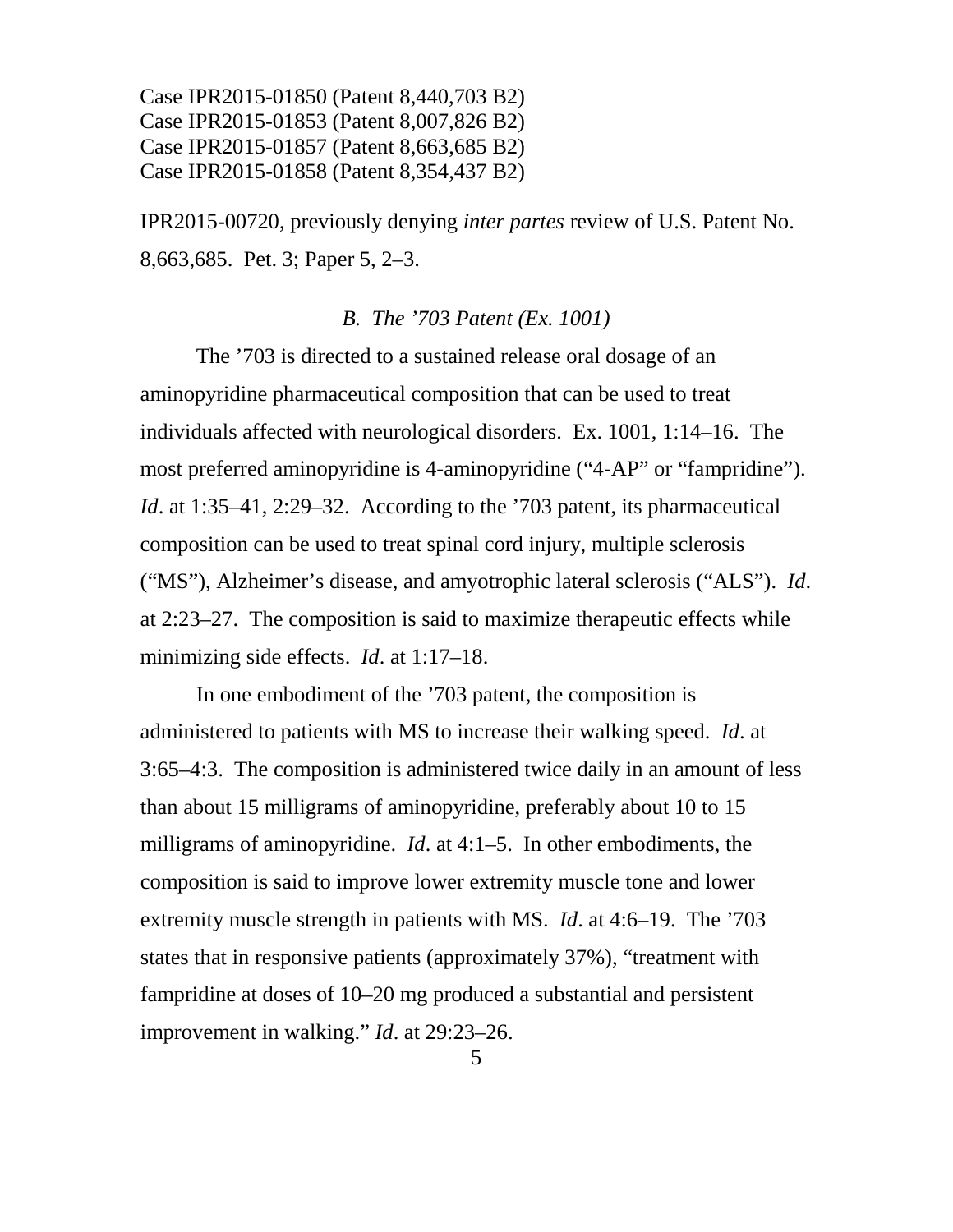IPR2015-00720, previously denying *inter partes* review of U.S. Patent No. 8,663,685. Pet. 3; Paper 5, 2–3.

### *B. The ’703 Patent (Ex. 1001)*

The ’703 is directed to a sustained release oral dosage of an aminopyridine pharmaceutical composition that can be used to treat individuals affected with neurological disorders. Ex. 1001, 1:14–16. The most preferred aminopyridine is 4-aminopyridine (“4-AP” or “fampridine”). *Id*. at 1:35–41, 2:29–32. According to the ’703 patent, its pharmaceutical composition can be used to treat spinal cord injury, multiple sclerosis (“MS”), Alzheimer’s disease, and amyotrophic lateral sclerosis (“ALS”). *Id*. at 2:23–27. The composition is said to maximize therapeutic effects while minimizing side effects. *Id*. at 1:17–18.

In one embodiment of the ’703 patent, the composition is administered to patients with MS to increase their walking speed. *Id*. at 3:65–4:3. The composition is administered twice daily in an amount of less than about 15 milligrams of aminopyridine, preferably about 10 to 15 milligrams of aminopyridine. *Id*. at 4:1–5. In other embodiments, the composition is said to improve lower extremity muscle tone and lower extremity muscle strength in patients with MS. *Id*. at 4:6–19. The ’703 states that in responsive patients (approximately 37%), “treatment with fampridine at doses of 10–20 mg produced a substantial and persistent improvement in walking.” *Id*. at 29:23–26.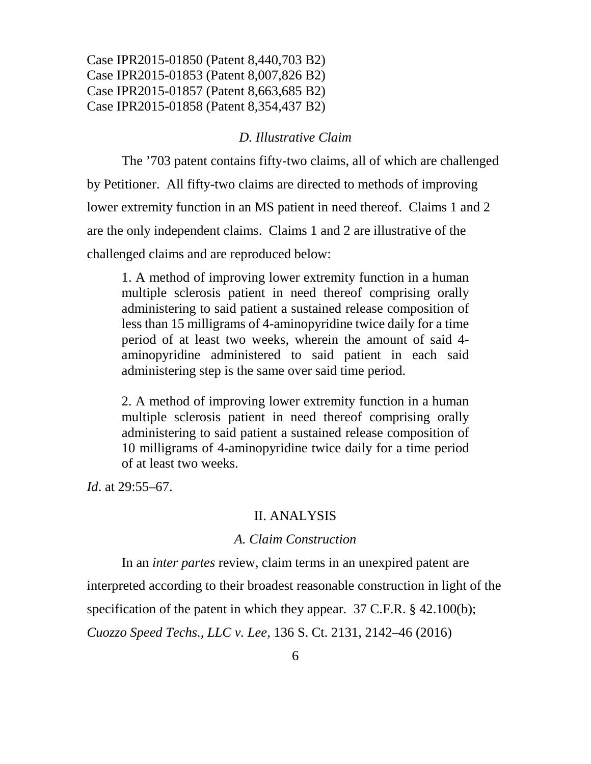Case IPR2015-01850 (Patent 8,440,703 B2)
Case IPR2015-01853 (Patent 8,007,826 B2)
Case IPR2015-01857 (Patent 8,663,685 B2)
Case IPR2015-01858 (Patent 8,354,437 B2)

### *D. Illustrative Claim*

The '703 patent contains fifty-two claims, all of which are challenged by Petitioner. All fifty-two claims are directed to methods of improving lower extremity function in an MS patient in need thereof. Claims 1 and 2 are the only independent claims. Claims 1 and 2 are illustrative of the challenged claims and are reproduced below:

> 1. A method of improving lower extremity function in a human multiple sclerosis patient in need thereof comprising orally administering to said patient a sustained release composition of less than 15 milligrams of 4-aminopyridine twice daily for a time period of at least two weeks, wherein the amount of said 4-aminopyridine administered to said patient in each said administering step is the same over said time period.
>
> 2. A method of improving lower extremity function in a human multiple sclerosis patient in need thereof comprising orally administering to said patient a sustained release composition of 10 milligrams of 4-aminopyridine twice daily for a time period of at least two weeks.

*Id*. at 29:55–67.

## II. ANALYSIS

### *A. Claim Construction*

In an *inter partes* review, claim terms in an unexpired patent are interpreted according to their broadest reasonable construction in light of the specification of the patent in which they appear. 37 C.F.R. § 42.100(b); *Cuozzo Speed Techs., LLC v. Lee*, 136 S. Ct. 2131, 2142–46 (2016)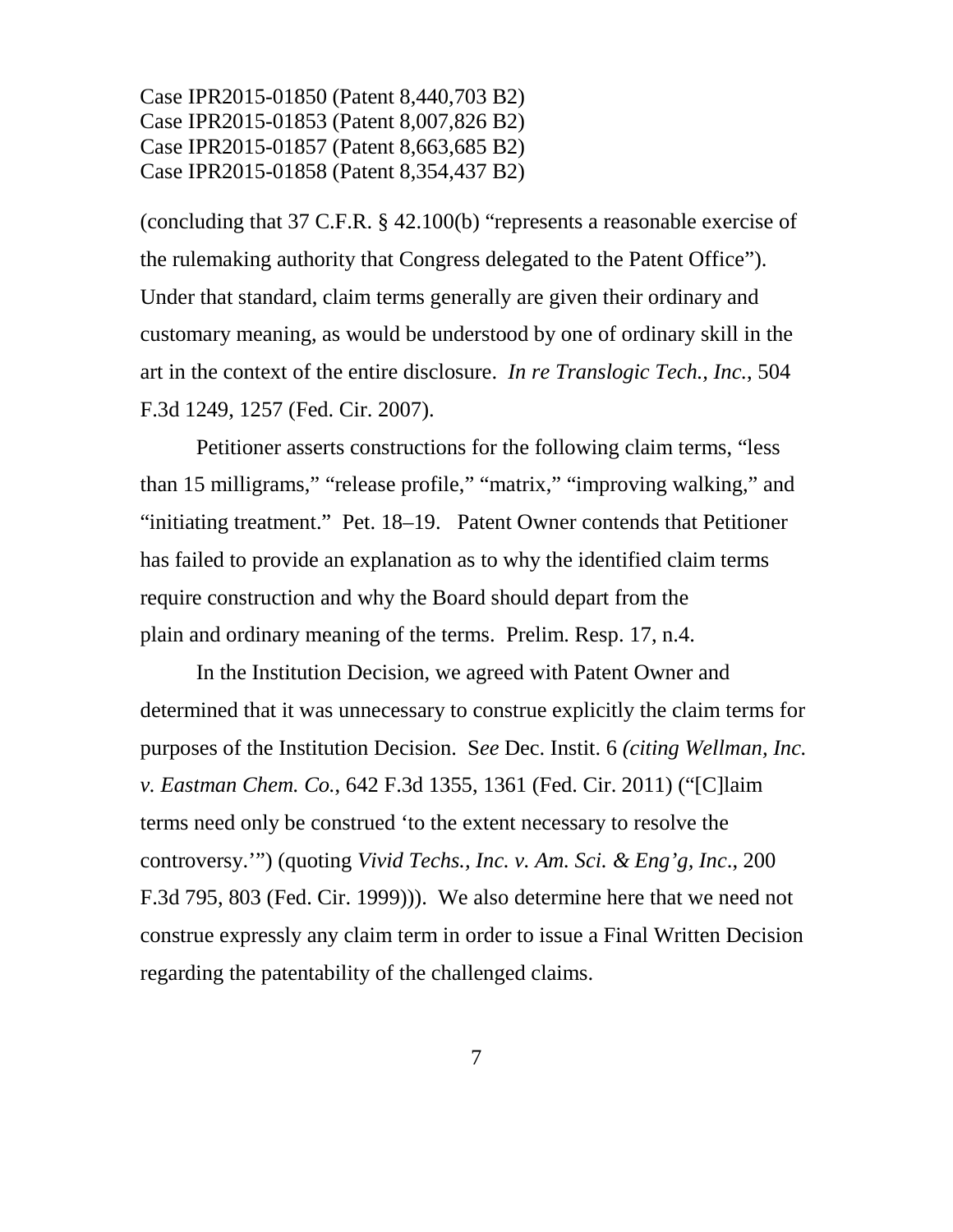(concluding that 37 C.F.R. § 42.100(b) "represents a reasonable exercise of the rulemaking authority that Congress delegated to the Patent Office"). Under that standard, claim terms generally are given their ordinary and customary meaning, as would be understood by one of ordinary skill in the art in the context of the entire disclosure. *In re Translogic Tech., Inc.*, 504 F.3d 1249, 1257 (Fed. Cir. 2007).

Petitioner asserts constructions for the following claim terms, "less than 15 milligrams," "release profile," "matrix," "improving walking," and "initiating treatment." Pet. 18–19. Patent Owner contends that Petitioner has failed to provide an explanation as to why the identified claim terms require construction and why the Board should depart from the plain and ordinary meaning of the terms. Prelim. Resp. 17, n.4.

In the Institution Decision, we agreed with Patent Owner and determined that it was unnecessary to construe explicitly the claim terms for purposes of the Institution Decision. S*ee* Dec. Instit. 6 *(citing Wellman, Inc. v. Eastman Chem. Co.*, 642 F.3d 1355, 1361 (Fed. Cir. 2011) ("[C]laim terms need only be construed 'to the extent necessary to resolve the controversy.'") (quoting *Vivid Techs., Inc. v. Am. Sci. & Eng'g, Inc*., 200 F.3d 795, 803 (Fed. Cir. 1999))). We also determine here that we need not construe expressly any claim term in order to issue a Final Written Decision regarding the patentability of the challenged claims.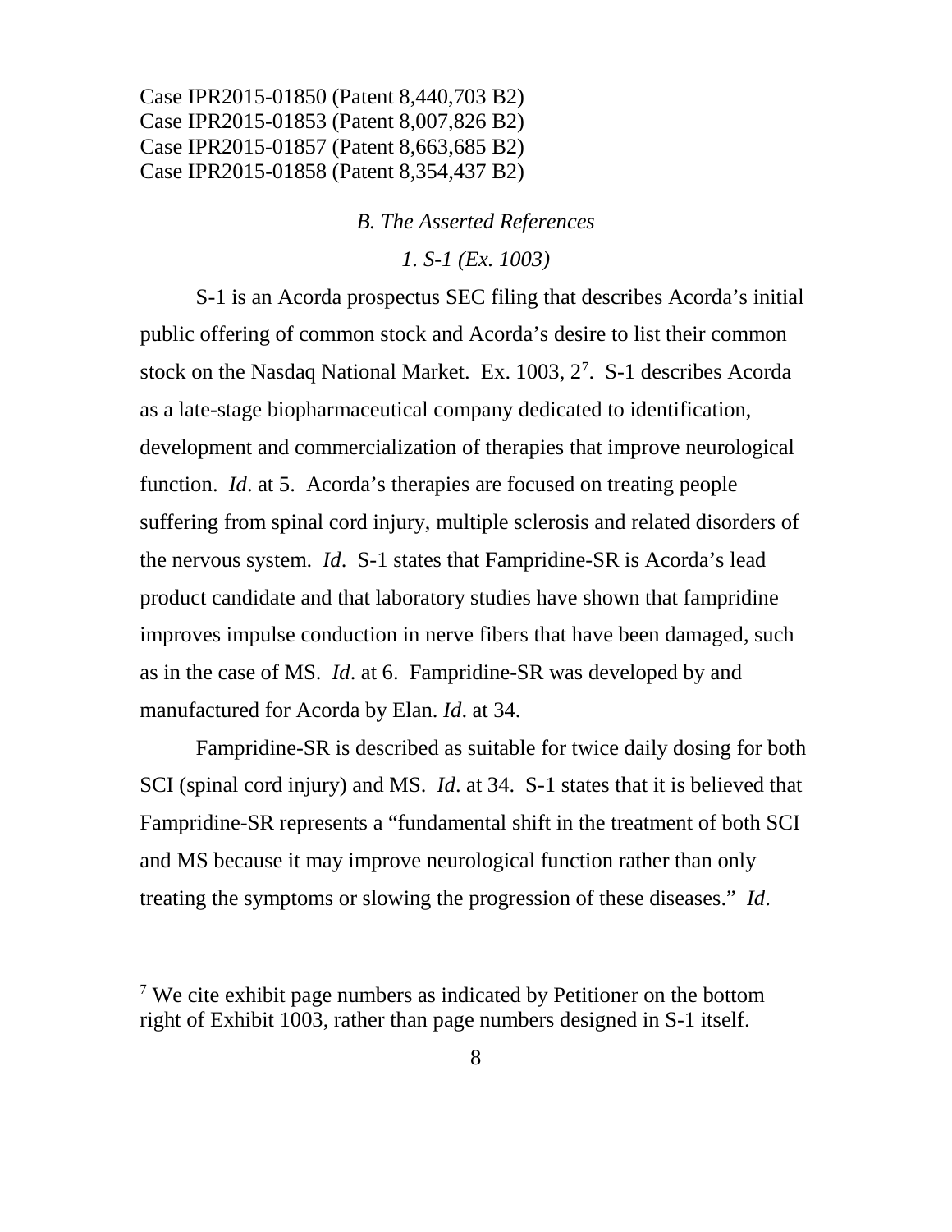Case IPR2015-01850 (Patent 8,440,703 B2)
Case IPR2015-01853 (Patent 8,007,826 B2)
Case IPR2015-01857 (Patent 8,663,685 B2)
Case IPR2015-01858 (Patent 8,354,437 B2)

*B. The Asserted References*

*1. S-1 (Ex. 1003)*

S-1 is an Acorda prospectus SEC filing that describes Acorda's initial public offering of common stock and Acorda's desire to list their common stock on the Nasdaq National Market. Ex. 1003, 2[7]. S-1 describes Acorda as a late-stage biopharmaceutical company dedicated to identification, development and commercialization of therapies that improve neurological function. *Id*. at 5. Acorda's therapies are focused on treating people suffering from spinal cord injury, multiple sclerosis and related disorders of the nervous system. *Id*. S-1 states that Fampridine-SR is Acorda's lead product candidate and that laboratory studies have shown that fampridine improves impulse conduction in nerve fibers that have been damaged, such as in the case of MS. *Id*. at 6. Fampridine-SR was developed by and manufactured for Acorda by Elan. *Id*. at 34.

Fampridine-SR is described as suitable for twice daily dosing for both SCI (spinal cord injury) and MS. *Id*. at 34. S-1 states that it is believed that Fampridine-SR represents a "fundamental shift in the treatment of both SCI and MS because it may improve neurological function rather than only treating the symptoms or slowing the progression of these diseases." *Id*.

---

[7] We cite exhibit page numbers as indicated by Petitioner on the bottom right of Exhibit 1003, rather than page numbers designed in S-1 itself.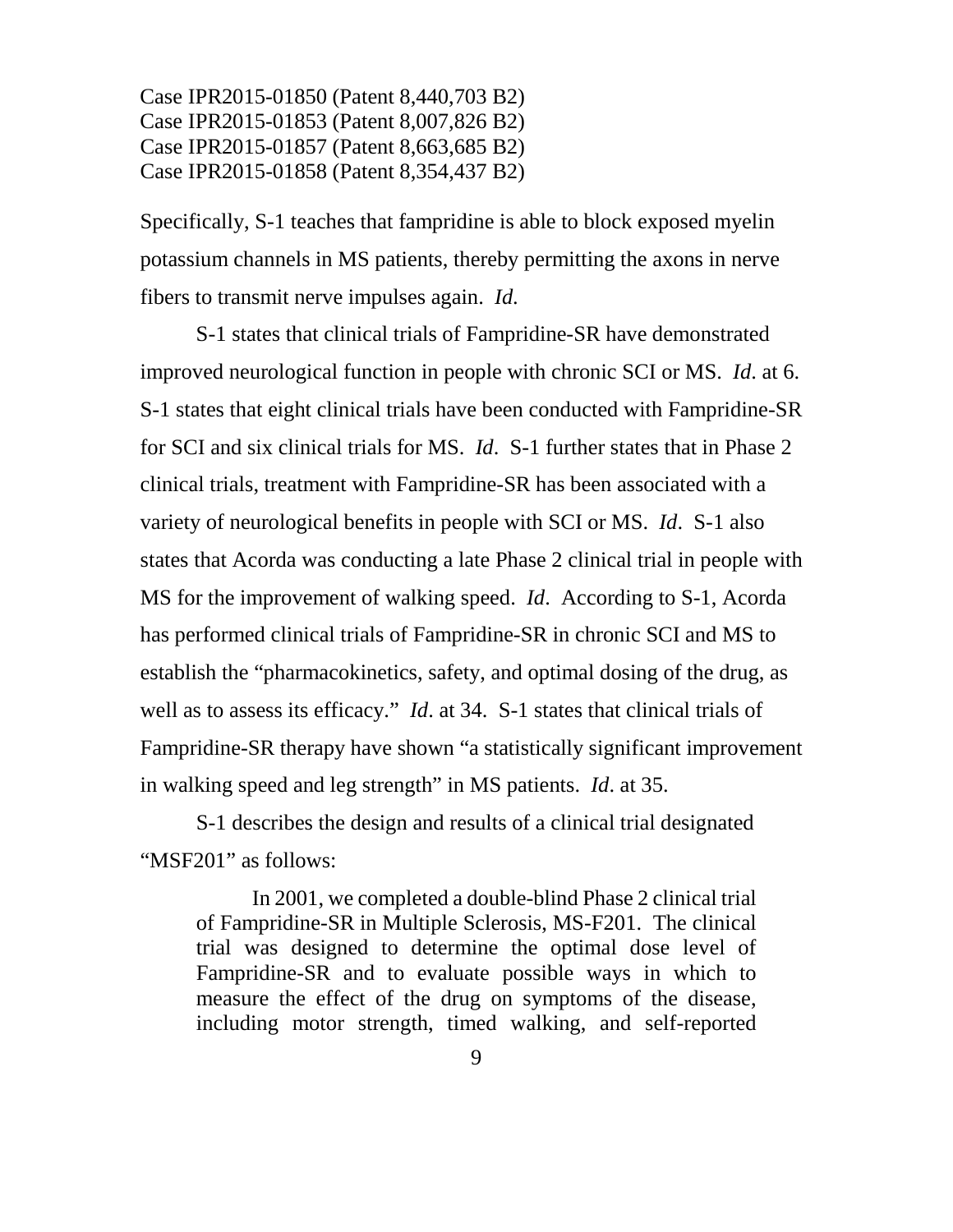Specifically, S-1 teaches that fampridine is able to block exposed myelin potassium channels in MS patients, thereby permitting the axons in nerve fibers to transmit nerve impulses again. *Id.*

S-1 states that clinical trials of Fampridine-SR have demonstrated improved neurological function in people with chronic SCI or MS. *Id.* at 6. S-1 states that eight clinical trials have been conducted with Fampridine-SR for SCI and six clinical trials for MS. *Id*. S-1 further states that in Phase 2 clinical trials, treatment with Fampridine-SR has been associated with a variety of neurological benefits in people with SCI or MS. *Id*. S-1 also states that Acorda was conducting a late Phase 2 clinical trial in people with MS for the improvement of walking speed. *Id*. According to S-1, Acorda has performed clinical trials of Fampridine-SR in chronic SCI and MS to establish the "pharmacokinetics, safety, and optimal dosing of the drug, as well as to assess its efficacy." *Id*. at 34. S-1 states that clinical trials of Fampridine-SR therapy have shown "a statistically significant improvement in walking speed and leg strength" in MS patients. *Id*. at 35.

S-1 describes the design and results of a clinical trial designated "MSF201" as follows:

> In 2001, we completed a double-blind Phase 2 clinical trial of Fampridine-SR in Multiple Sclerosis, MS-F201. The clinical trial was designed to determine the optimal dose level of Fampridine-SR and to evaluate possible ways in which to measure the effect of the drug on symptoms of the disease, including motor strength, timed walking, and self-reported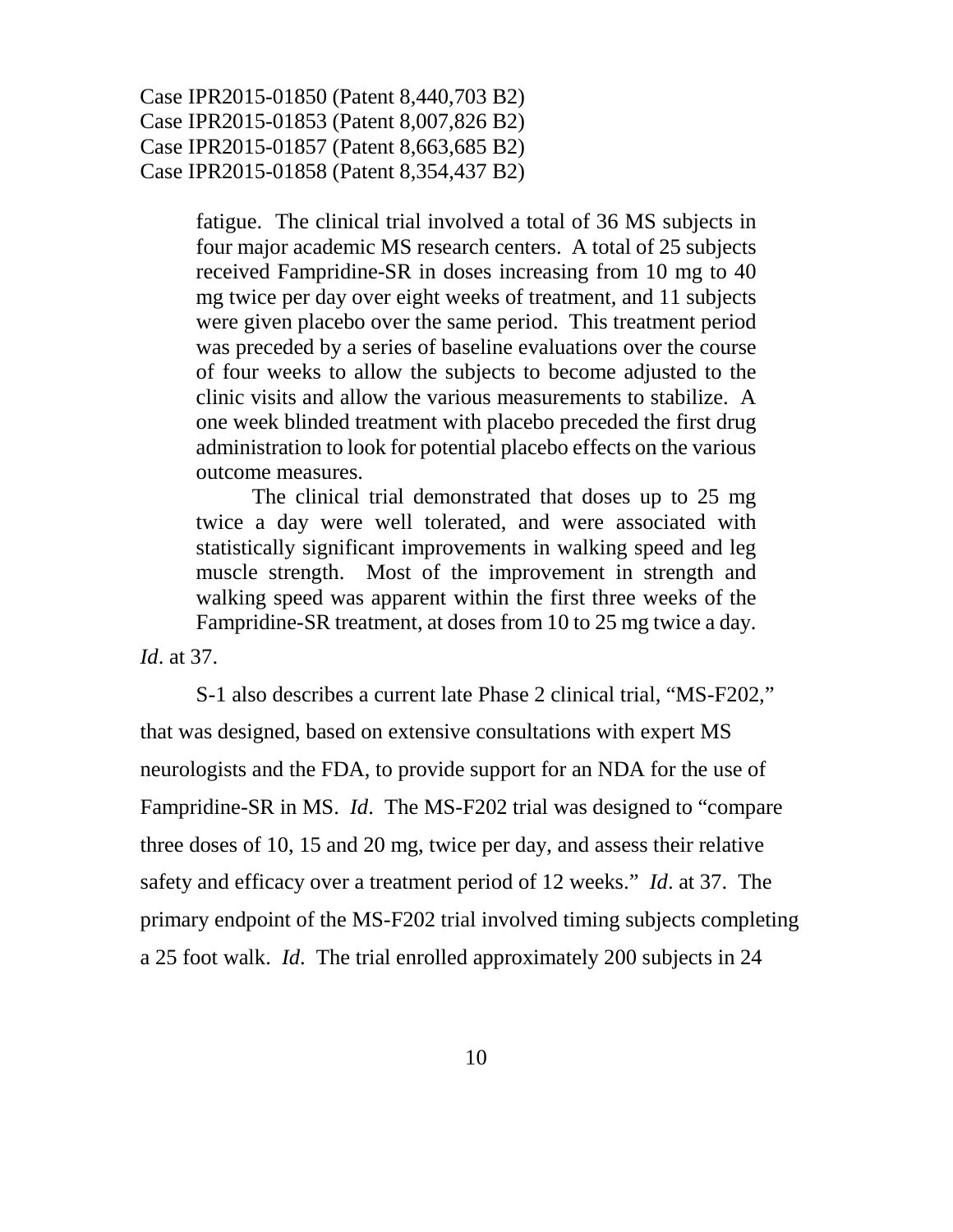> fatigue. The clinical trial involved a total of 36 MS subjects in four major academic MS research centers. A total of 25 subjects received Fampridine-SR in doses increasing from 10 mg to 40 mg twice per day over eight weeks of treatment, and 11 subjects were given placebo over the same period. This treatment period was preceded by a series of baseline evaluations over the course of four weeks to allow the subjects to become adjusted to the clinic visits and allow the various measurements to stabilize. A one week blinded treatment with placebo preceded the first drug administration to look for potential placebo effects on the various outcome measures.
>
> The clinical trial demonstrated that doses up to 25 mg twice a day were well tolerated, and were associated with statistically significant improvements in walking speed and leg muscle strength. Most of the improvement in strength and walking speed was apparent within the first three weeks of the Fampridine-SR treatment, at doses from 10 to 25 mg twice a day.

*Id*. at 37.

S-1 also describes a current late Phase 2 clinical trial, "MS-F202," that was designed, based on extensive consultations with expert MS neurologists and the FDA, to provide support for an NDA for the use of Fampridine-SR in MS. *Id*. The MS-F202 trial was designed to "compare three doses of 10, 15 and 20 mg, twice per day, and assess their relative safety and efficacy over a treatment period of 12 weeks." *Id*. at 37. The primary endpoint of the MS-F202 trial involved timing subjects completing a 25 foot walk. *Id*. The trial enrolled approximately 200 subjects in 24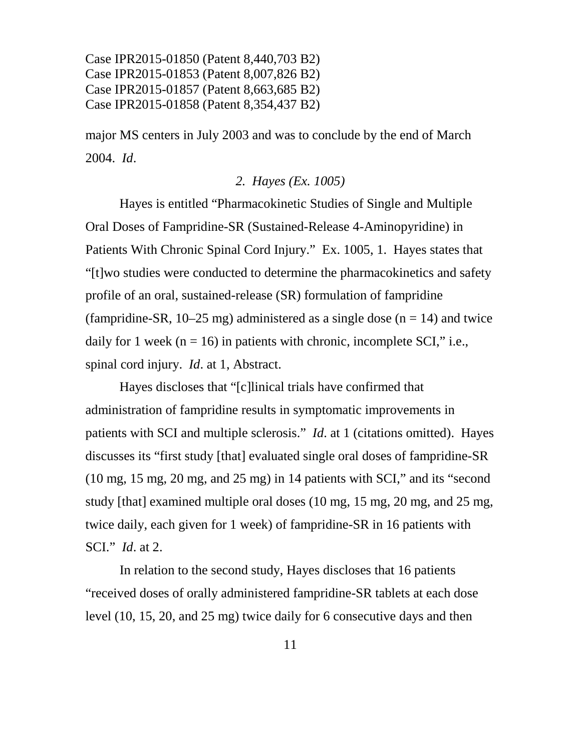major MS centers in July 2003 and was to conclude by the end of March 2004. *Id*.

### *2. Hayes (Ex. 1005)*

Hayes is entitled "Pharmacokinetic Studies of Single and Multiple Oral Doses of Fampridine-SR (Sustained-Release 4-Aminopyridine) in Patients With Chronic Spinal Cord Injury." Ex. 1005, 1. Hayes states that "[t]wo studies were conducted to determine the pharmacokinetics and safety profile of an oral, sustained-release (SR) formulation of fampridine (fampridine-SR, 10–25 mg) administered as a single dose (n = 14) and twice daily for 1 week (n = 16) in patients with chronic, incomplete SCI," i.e., spinal cord injury. *Id*. at 1, Abstract.

Hayes discloses that "[c]linical trials have confirmed that administration of fampridine results in symptomatic improvements in patients with SCI and multiple sclerosis." *Id*. at 1 (citations omitted). Hayes discusses its "first study [that] evaluated single oral doses of fampridine-SR (10 mg, 15 mg, 20 mg, and 25 mg) in 14 patients with SCI," and its "second study [that] examined multiple oral doses (10 mg, 15 mg, 20 mg, and 25 mg, twice daily, each given for 1 week) of fampridine-SR in 16 patients with SCI." *Id*. at 2.

In relation to the second study, Hayes discloses that 16 patients "received doses of orally administered fampridine-SR tablets at each dose level (10, 15, 20, and 25 mg) twice daily for 6 consecutive days and then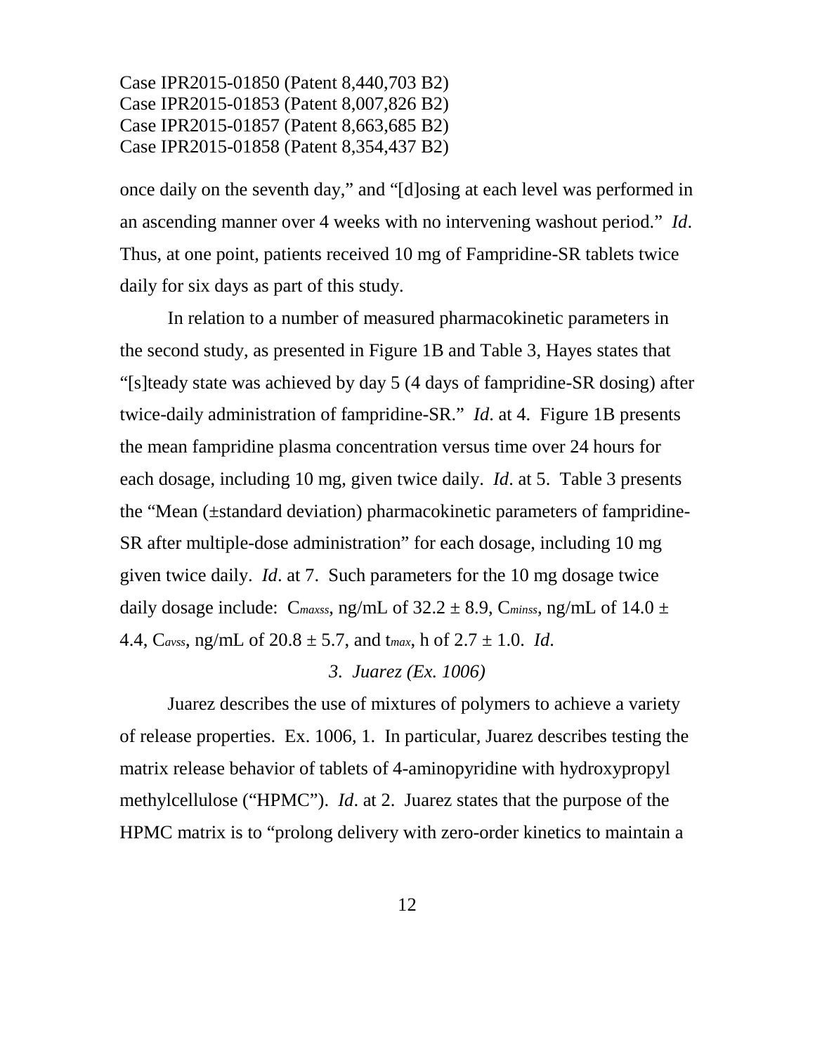once daily on the seventh day," and "[d]osing at each level was performed in an ascending manner over 4 weeks with no intervening washout period." *Id*. Thus, at one point, patients received 10 mg of Fampridine-SR tablets twice daily for six days as part of this study.

In relation to a number of measured pharmacokinetic parameters in the second study, as presented in Figure 1B and Table 3, Hayes states that "[s]teady state was achieved by day 5 (4 days of fampridine-SR dosing) after twice-daily administration of fampridine-SR." *Id*. at 4. Figure 1B presents the mean fampridine plasma concentration versus time over 24 hours for each dosage, including 10 mg, given twice daily. *Id*. at 5. Table 3 presents the "Mean (±standard deviation) pharmacokinetic parameters of fampridine-SR after multiple-dose administration" for each dosage, including 10 mg given twice daily. *Id*. at 7. Such parameters for the 10 mg dosage twice daily dosage include: $C_{maxss}$, ng/mL of $32.2 \pm 8.9$, $C_{minss}$, ng/mL of $14.0 \pm 4.4$, $C_{avss}$, ng/mL of $20.8 \pm 5.7$, and $t_{max}$, h of $2.7 \pm 1.0$. *Id*.

### *3. Juarez (Ex. 1006)*

Juarez describes the use of mixtures of polymers to achieve a variety of release properties. Ex. 1006, 1. In particular, Juarez describes testing the matrix release behavior of tablets of 4-aminopyridine with hydroxypropyl methylcellulose ("HPMC"). *Id*. at 2. Juarez states that the purpose of the HPMC matrix is to "prolong delivery with zero-order kinetics to maintain a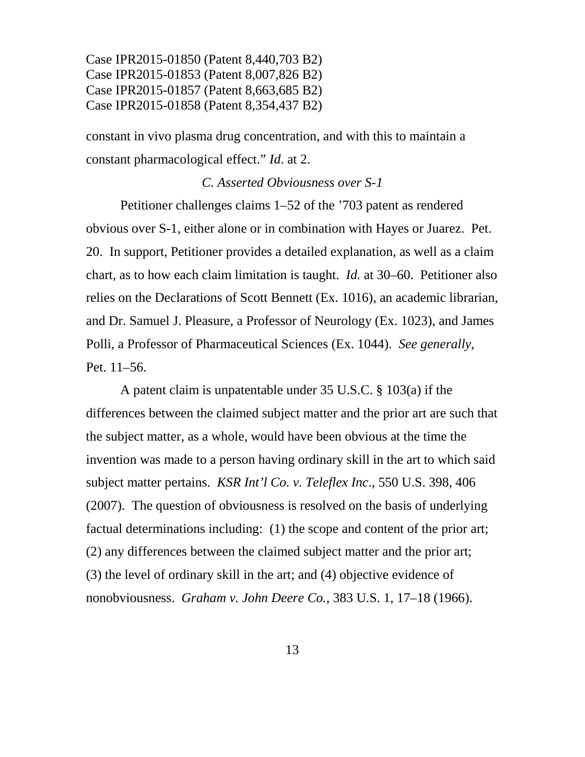constant in vivo plasma drug concentration, and with this to maintain a constant pharmacological effect." *Id*. at 2.

### *C. Asserted Obviousness over S-1*

Petitioner challenges claims 1–52 of the '703 patent as rendered obvious over S-1, either alone or in combination with Hayes or Juarez. Pet. 20. In support, Petitioner provides a detailed explanation, as well as a claim chart, as to how each claim limitation is taught. *Id.* at 30–60. Petitioner also relies on the Declarations of Scott Bennett (Ex. 1016), an academic librarian, and Dr. Samuel J. Pleasure, a Professor of Neurology (Ex. 1023), and James Polli, a Professor of Pharmaceutical Sciences (Ex. 1044). *See generally*, Pet. 11–56.

A patent claim is unpatentable under 35 U.S.C. § 103(a) if the differences between the claimed subject matter and the prior art are such that the subject matter, as a whole, would have been obvious at the time the invention was made to a person having ordinary skill in the art to which said subject matter pertains. *KSR Int'l Co. v. Teleflex Inc*., 550 U.S. 398, 406 (2007). The question of obviousness is resolved on the basis of underlying factual determinations including: (1) the scope and content of the prior art; (2) any differences between the claimed subject matter and the prior art; (3) the level of ordinary skill in the art; and (4) objective evidence of nonobviousness. *Graham v. John Deere Co.*, 383 U.S. 1, 17–18 (1966).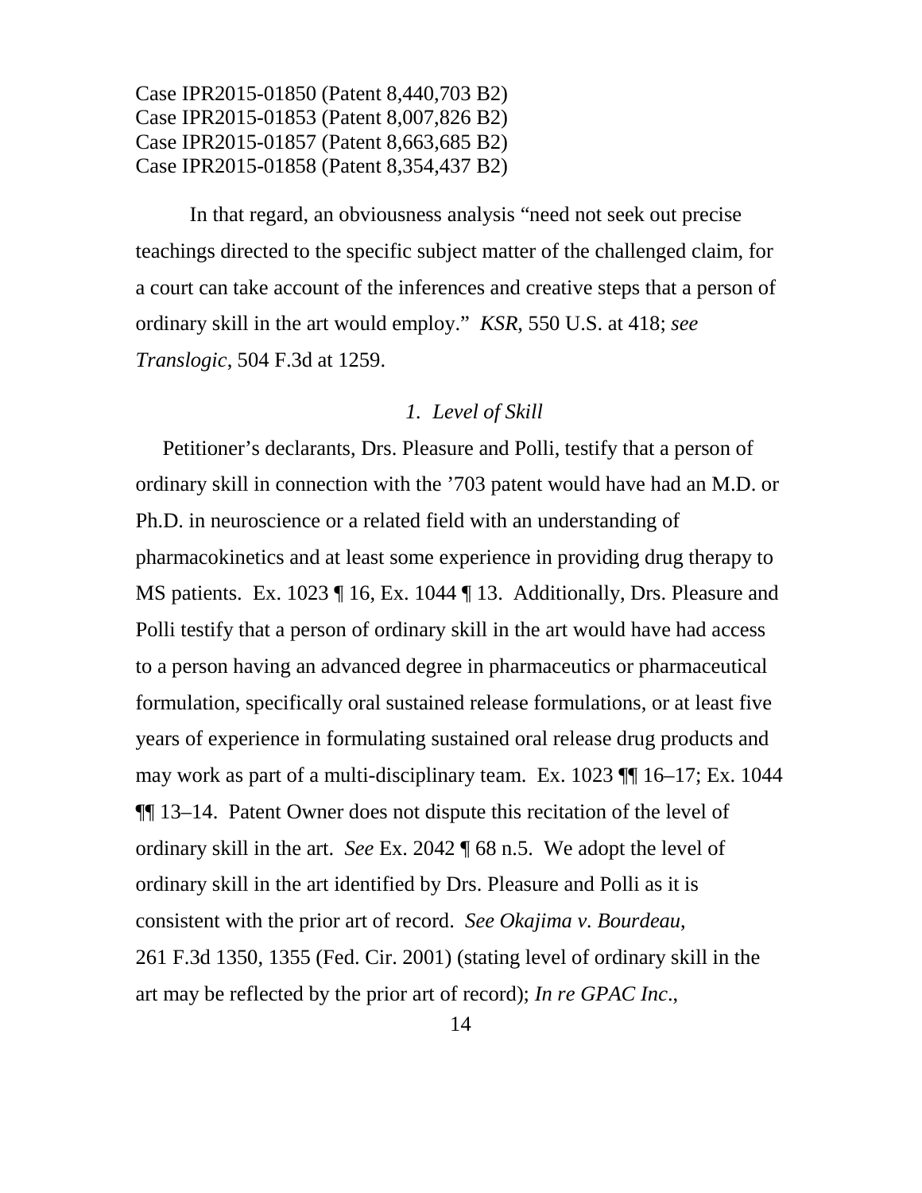In that regard, an obviousness analysis "need not seek out precise teachings directed to the specific subject matter of the challenged claim, for a court can take account of the inferences and creative steps that a person of ordinary skill in the art would employ." *KSR*, 550 U.S. at 418; *see Translogic*, 504 F.3d at 1259.

### *1. Level of Skill*

Petitioner's declarants, Drs. Pleasure and Polli, testify that a person of ordinary skill in connection with the '703 patent would have had an M.D. or Ph.D. in neuroscience or a related field with an understanding of pharmacokinetics and at least some experience in providing drug therapy to MS patients. Ex. 1023 ¶ 16, Ex. 1044 ¶ 13. Additionally, Drs. Pleasure and Polli testify that a person of ordinary skill in the art would have had access to a person having an advanced degree in pharmaceutics or pharmaceutical formulation, specifically oral sustained release formulations, or at least five years of experience in formulating sustained oral release drug products and may work as part of a multi-disciplinary team. Ex. 1023 ¶¶ 16–17; Ex. 1044 ¶¶ 13–14. Patent Owner does not dispute this recitation of the level of ordinary skill in the art. *See* Ex. 2042 ¶ 68 n.5. We adopt the level of ordinary skill in the art identified by Drs. Pleasure and Polli as it is consistent with the prior art of record. *See Okajima v. Bourdeau*, 261 F.3d 1350, 1355 (Fed. Cir. 2001) (stating level of ordinary skill in the art may be reflected by the prior art of record); *In re GPAC Inc.*,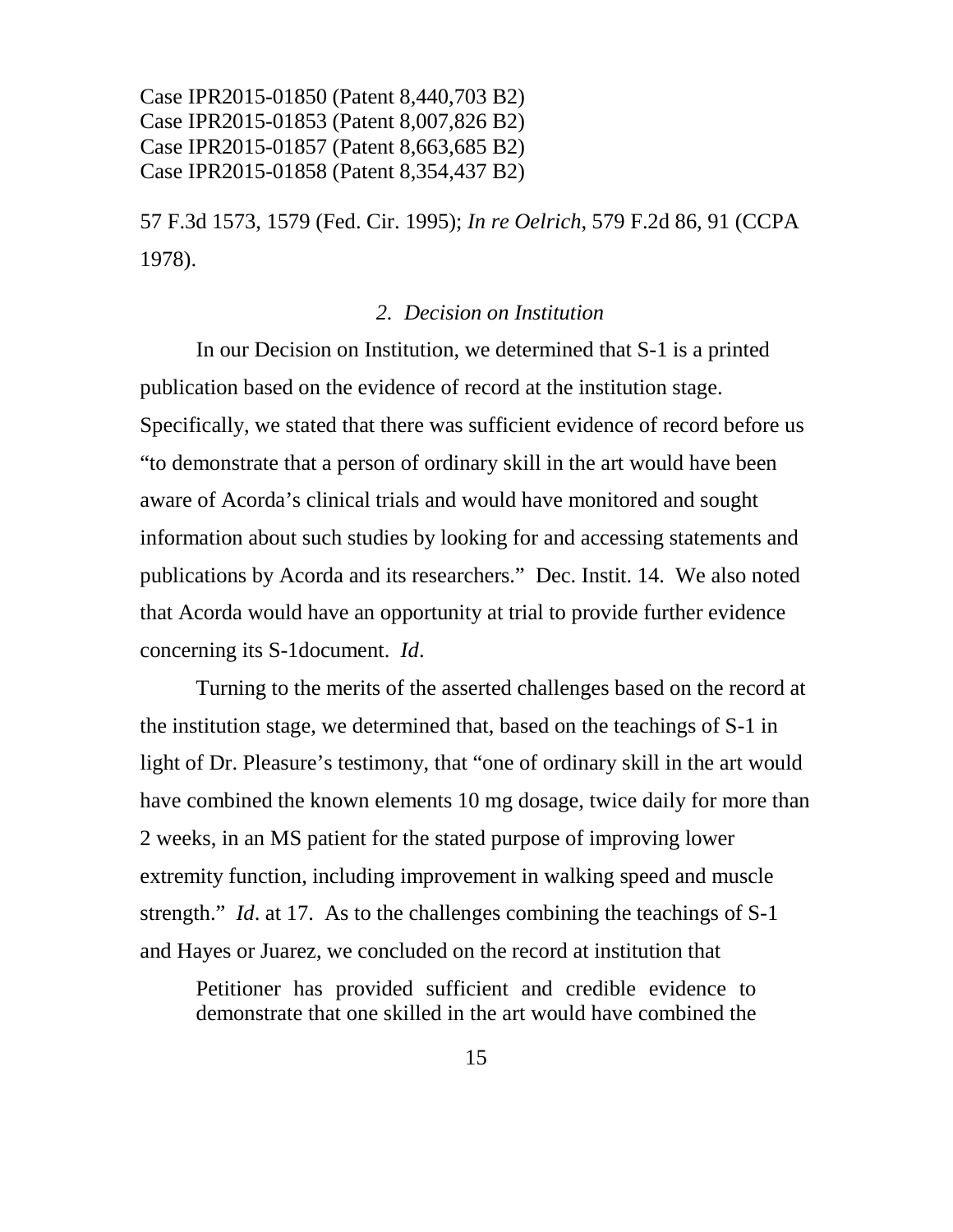57 F.3d 1573, 1579 (Fed. Cir. 1995); *In re Oelrich*, 579 F.2d 86, 91 (CCPA 1978).

### *2. Decision on Institution*

In our Decision on Institution, we determined that S-1 is a printed publication based on the evidence of record at the institution stage. Specifically, we stated that there was sufficient evidence of record before us "to demonstrate that a person of ordinary skill in the art would have been aware of Acorda's clinical trials and would have monitored and sought information about such studies by looking for and accessing statements and publications by Acorda and its researchers." Dec. Instit. 14. We also noted that Acorda would have an opportunity at trial to provide further evidence concerning its S-1document. *Id*.

Turning to the merits of the asserted challenges based on the record at the institution stage, we determined that, based on the teachings of S-1 in light of Dr. Pleasure's testimony, that "one of ordinary skill in the art would have combined the known elements 10 mg dosage, twice daily for more than 2 weeks, in an MS patient for the stated purpose of improving lower extremity function, including improvement in walking speed and muscle strength." *Id*. at 17. As to the challenges combining the teachings of S-1 and Hayes or Juarez, we concluded on the record at institution that

> Petitioner has provided sufficient and credible evidence to demonstrate that one skilled in the art would have combined the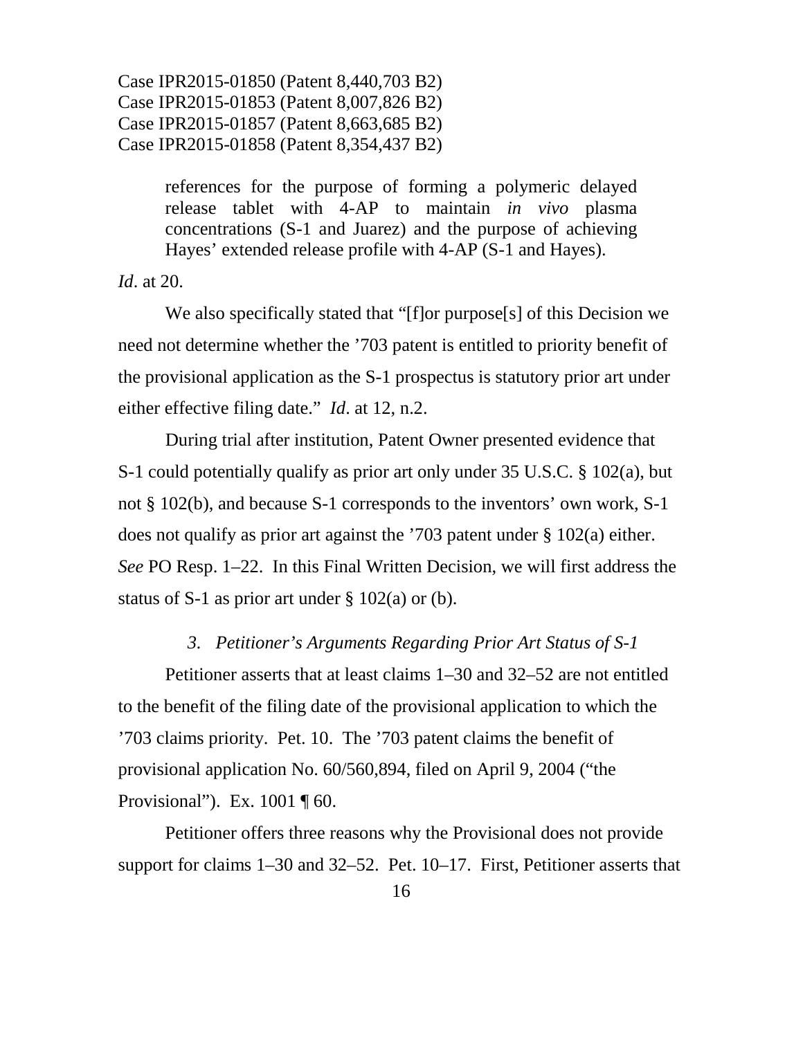> references for the purpose of forming a polymeric delayed release tablet with 4-AP to maintain *in vivo* plasma concentrations (S-1 and Juarez) and the purpose of achieving Hayes' extended release profile with 4-AP (S-1 and Hayes).

*Id*. at 20.

We also specifically stated that "[f]or purpose[s] of this Decision we need not determine whether the '703 patent is entitled to priority benefit of the provisional application as the S-1 prospectus is statutory prior art under either effective filing date." *Id*. at 12, n.2.

During trial after institution, Patent Owner presented evidence that S-1 could potentially qualify as prior art only under 35 U.S.C. § 102(a), but not § 102(b), and because S-1 corresponds to the inventors' own work, S-1 does not qualify as prior art against the '703 patent under § 102(a) either. *See* PO Resp. 1–22. In this Final Written Decision, we will first address the status of S-1 as prior art under § 102(a) or (b).

### *3. Petitioner's Arguments Regarding Prior Art Status of S-1*

Petitioner asserts that at least claims 1–30 and 32–52 are not entitled to the benefit of the filing date of the provisional application to which the '703 claims priority. Pet. 10. The '703 patent claims the benefit of provisional application No. 60/560,894, filed on April 9, 2004 ("the Provisional"). Ex. 1001 ¶ 60.

Petitioner offers three reasons why the Provisional does not provide support for claims 1–30 and 32–52. Pet. 10–17. First, Petitioner asserts that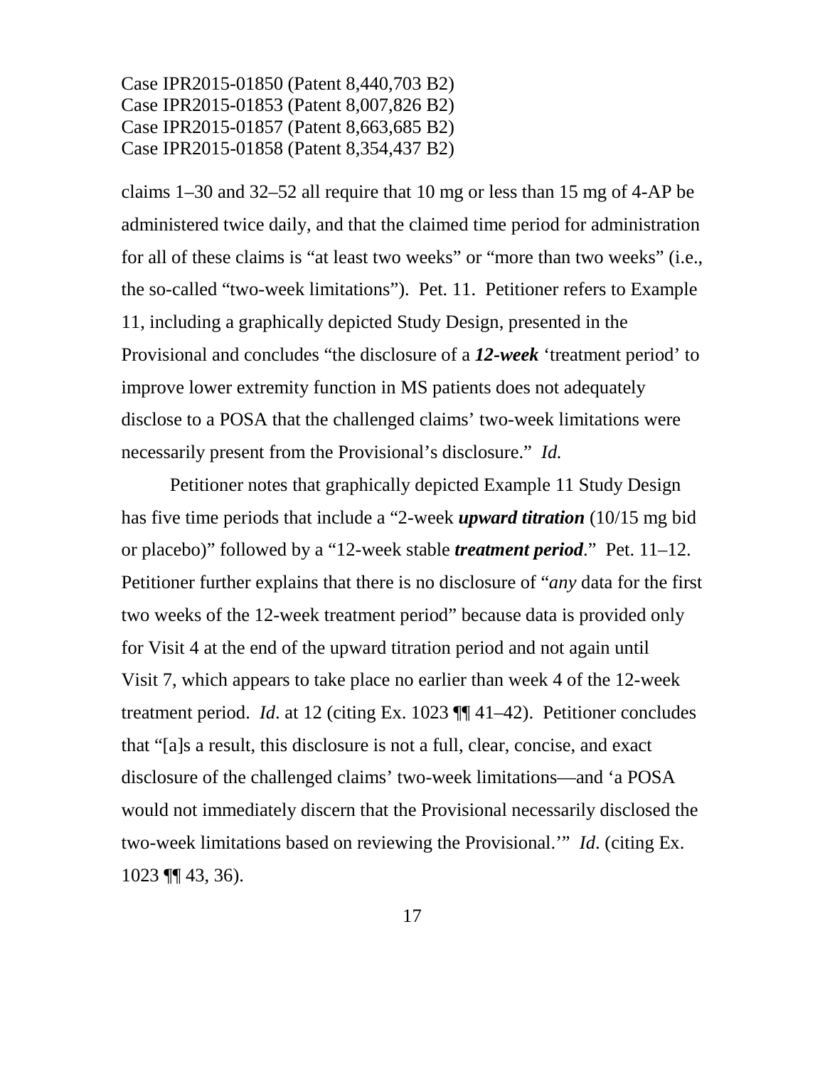claims 1–30 and 32–52 all require that 10 mg or less than 15 mg of 4-AP be administered twice daily, and that the claimed time period for administration for all of these claims is "at least two weeks" or "more than two weeks" (i.e., the so-called "two-week limitations"). Pet. 11. Petitioner refers to Example 11, including a graphically depicted Study Design, presented in the Provisional and concludes "the disclosure of a ***12-week*** 'treatment period' to improve lower extremity function in MS patients does not adequately disclose to a POSA that the challenged claims' two-week limitations were necessarily present from the Provisional's disclosure." *Id.*

Petitioner notes that graphically depicted Example 11 Study Design has five time periods that include a "2-week ***upward titration*** (10/15 mg bid or placebo)" followed by a "12-week stable ***treatment period***." Pet. 11–12. Petitioner further explains that there is no disclosure of "*any* data for the first two weeks of the 12-week treatment period" because data is provided only for Visit 4 at the end of the upward titration period and not again until Visit 7, which appears to take place no earlier than week 4 of the 12-week treatment period. *Id*. at 12 (citing Ex. 1023 ¶¶ 41–42). Petitioner concludes that "[a]s a result, this disclosure is not a full, clear, concise, and exact disclosure of the challenged claims' two-week limitations—and 'a POSA would not immediately discern that the Provisional necessarily disclosed the two-week limitations based on reviewing the Provisional.'" *Id*. (citing Ex. 1023 ¶¶ 43, 36).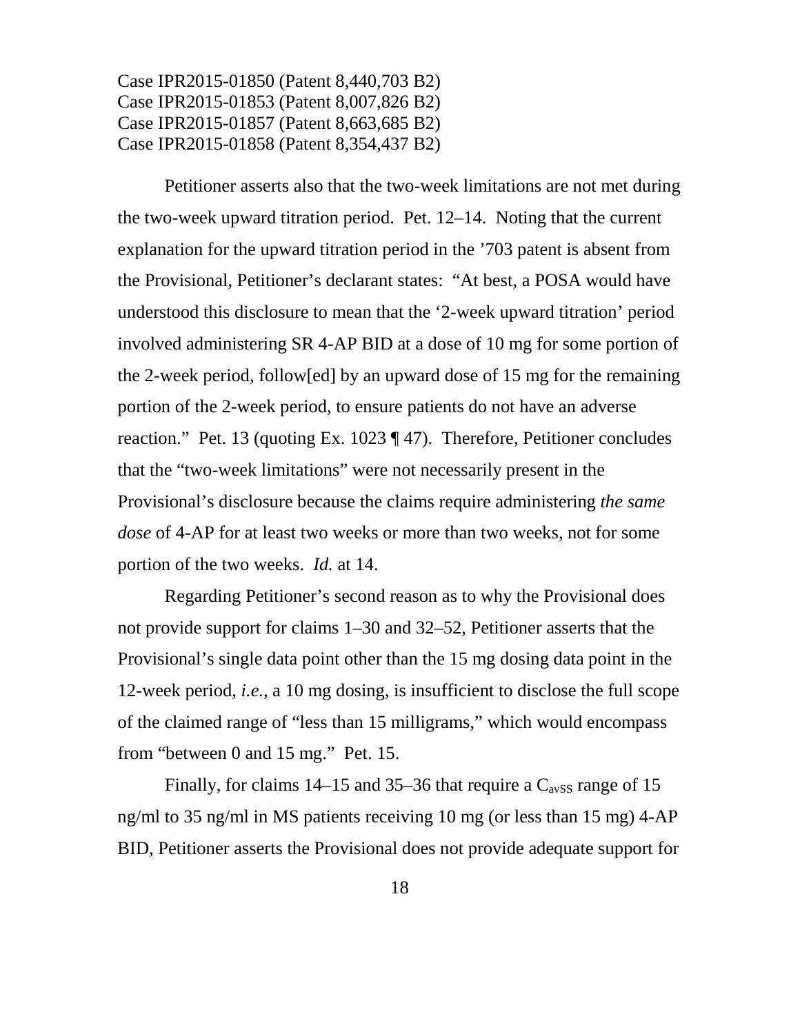Petitioner asserts also that the two-week limitations are not met during the two-week upward titration period. Pet. 12–14. Noting that the current explanation for the upward titration period in the ’703 patent is absent from the Provisional, Petitioner’s declarant states: “At best, a POSA would have understood this disclosure to mean that the ‘2-week upward titration’ period involved administering SR 4-AP BID at a dose of 10 mg for some portion of the 2-week period, follow[ed] by an upward dose of 15 mg for the remaining portion of the 2-week period, to ensure patients do not have an adverse reaction.” Pet. 13 (quoting Ex. 1023 ¶ 47). Therefore, Petitioner concludes that the “two-week limitations” were not necessarily present in the Provisional’s disclosure because the claims require administering *the same dose* of 4-AP for at least two weeks or more than two weeks, not for some portion of the two weeks. *Id.* at 14.

Regarding Petitioner’s second reason as to why the Provisional does not provide support for claims 1–30 and 32–52, Petitioner asserts that the Provisional’s single data point other than the 15 mg dosing data point in the 12-week period, *i.e.*, a 10 mg dosing, is insufficient to disclose the full scope of the claimed range of “less than 15 milligrams,” which would encompass from “between 0 and 15 mg.” Pet. 15.

Finally, for claims 14–15 and 35–36 that require a $C_{avSS}$ range of 15 ng/ml to 35 ng/ml in MS patients receiving 10 mg (or less than 15 mg) 4-AP BID, Petitioner asserts the Provisional does not provide adequate support for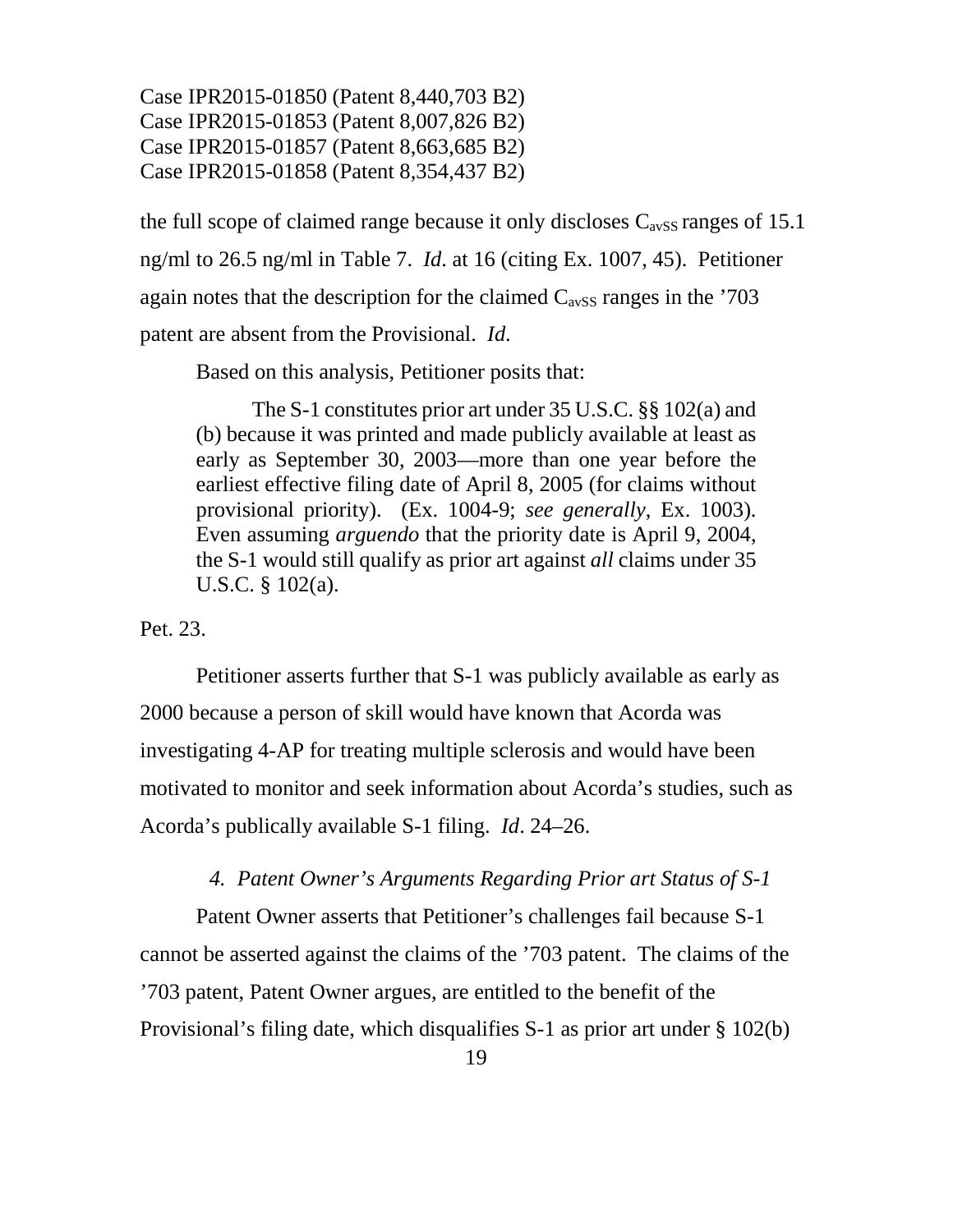the full scope of claimed range because it only discloses $C_{avSS}$ ranges of 15.1 ng/ml to 26.5 ng/ml in Table 7. *Id.* at 16 (citing Ex. 1007, 45). Petitioner again notes that the description for the claimed $C_{avSS}$ ranges in the '703 patent are absent from the Provisional. *Id.*

Based on this analysis, Petitioner posits that:

> The S-1 constitutes prior art under 35 U.S.C. §§ 102(a) and (b) because it was printed and made publicly available at least as early as September 30, 2003—more than one year before the earliest effective filing date of April 8, 2005 (for claims without provisional priority). (Ex. 1004-9; *see generally*, Ex. 1003). Even assuming *arguendo* that the priority date is April 9, 2004, the S-1 would still qualify as prior art against *all* claims under 35 U.S.C. § 102(a).

Pet. 23.

Petitioner asserts further that S-1 was publicly available as early as 2000 because a person of skill would have known that Acorda was investigating 4-AP for treating multiple sclerosis and would have been motivated to monitor and seek information about Acorda's studies, such as Acorda's publically available S-1 filing. *Id*. 24–26.

*4. Patent Owner's Arguments Regarding Prior art Status of S-1*

Patent Owner asserts that Petitioner's challenges fail because S-1 cannot be asserted against the claims of the '703 patent. The claims of the '703 patent, Patent Owner argues, are entitled to the benefit of the Provisional's filing date, which disqualifies S-1 as prior art under § 102(b)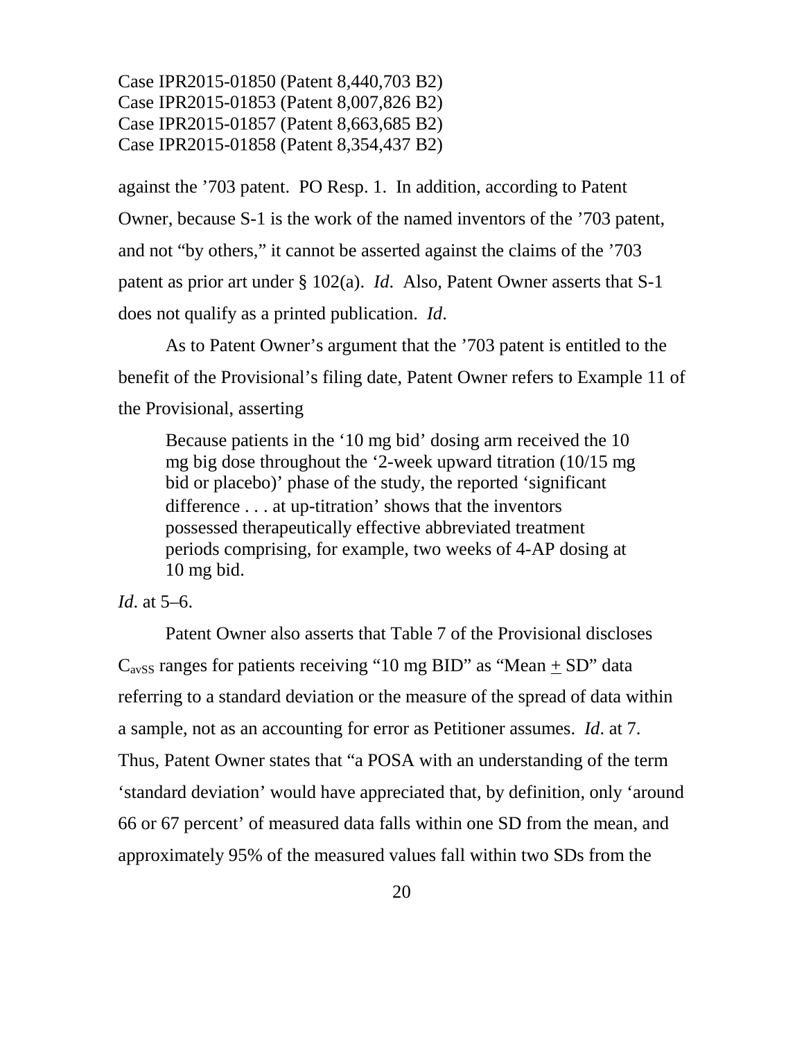against the ’703 patent. PO Resp. 1. In addition, according to Patent Owner, because S-1 is the work of the named inventors of the ’703 patent, and not “by others,” it cannot be asserted against the claims of the ’703 patent as prior art under § 102(a). *Id.* Also, Patent Owner asserts that S-1 does not qualify as a printed publication. *Id*.

As to Patent Owner’s argument that the ’703 patent is entitled to the benefit of the Provisional’s filing date, Patent Owner refers to Example 11 of the Provisional, asserting

> Because patients in the ‘10 mg bid’ dosing arm received the 10 mg big dose throughout the ‘2-week upward titration (10/15 mg bid or placebo)’ phase of the study, the reported ‘significant difference . . . at up-titration’ shows that the inventors possessed therapeutically effective abbreviated treatment periods comprising, for example, two weeks of 4-AP dosing at 10 mg bid.

*Id*. at 5–6.

Patent Owner also asserts that Table 7 of the Provisional discloses $C_{avSS}$ ranges for patients receiving “10 mg BID” as “Mean $\pm$ SD” data referring to a standard deviation or the measure of the spread of data within a sample, not as an accounting for error as Petitioner assumes. *Id*. at 7. Thus, Patent Owner states that “a POSA with an understanding of the term ‘standard deviation’ would have appreciated that, by definition, only ‘around 66 or 67 percent’ of measured data falls within one SD from the mean, and approximately 95% of the measured values fall within two SDs from the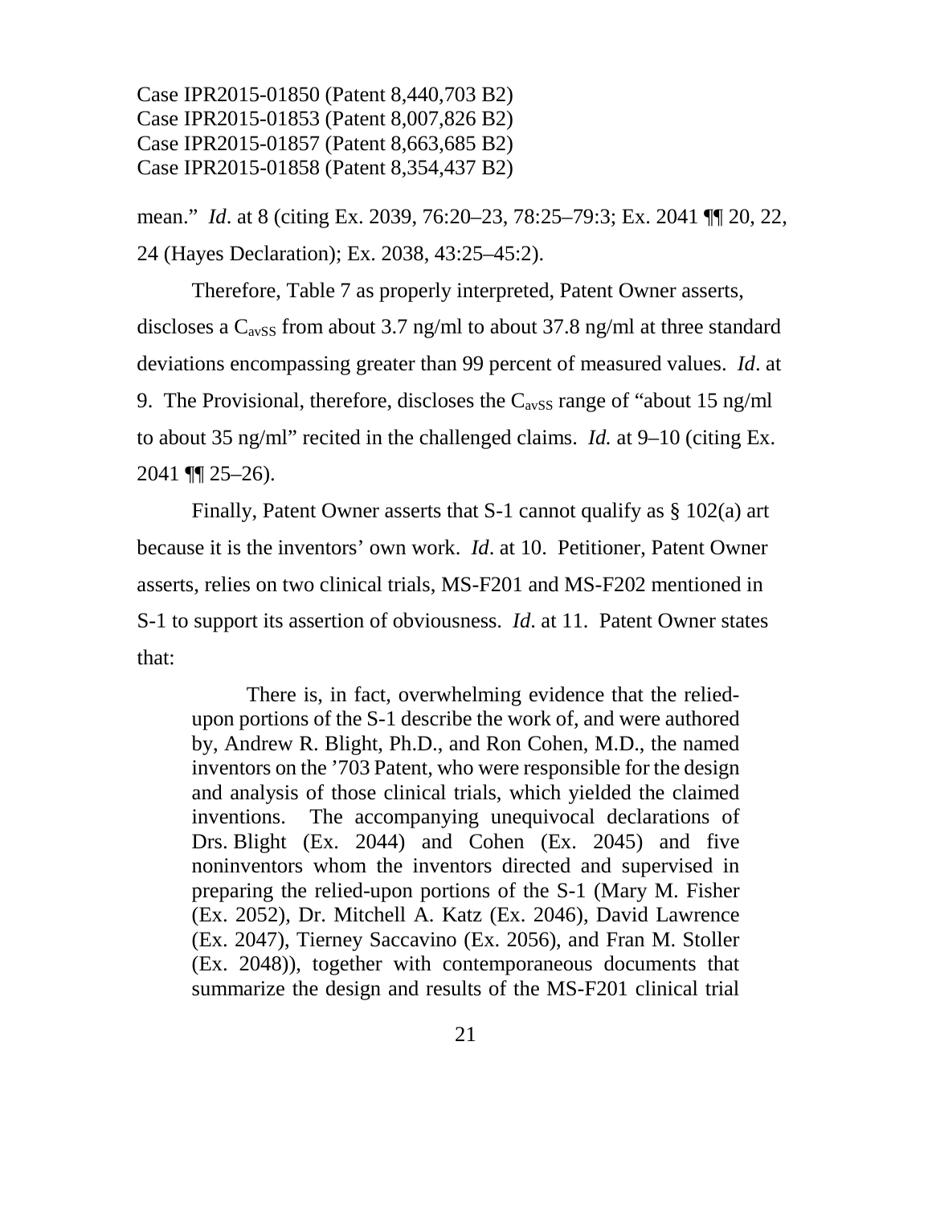mean." *Id*. at 8 (citing Ex. 2039, 76:20–23, 78:25–79:3; Ex. 2041 ¶¶ 20, 22, 24 (Hayes Declaration); Ex. 2038, 43:25–45:2).

Therefore, Table 7 as properly interpreted, Patent Owner asserts, discloses a $C_{avSS}$ from about 3.7 ng/ml to about 37.8 ng/ml at three standard deviations encompassing greater than 99 percent of measured values. *Id*. at 9. The Provisional, therefore, discloses the $C_{avSS}$ range of "about 15 ng/ml to about 35 ng/ml" recited in the challenged claims. *Id.* at 9–10 (citing Ex. 2041 ¶¶ 25–26).

Finally, Patent Owner asserts that S-1 cannot qualify as § 102(a) art because it is the inventors' own work. *Id*. at 10. Petitioner, Patent Owner asserts, relies on two clinical trials, MS-F201 and MS-F202 mentioned in S-1 to support its assertion of obviousness. *Id*. at 11. Patent Owner states that:

> There is, in fact, overwhelming evidence that the relied-upon portions of the S-1 describe the work of, and were authored by, Andrew R. Blight, Ph.D., and Ron Cohen, M.D., the named inventors on the '703 Patent, who were responsible for the design and analysis of those clinical trials, which yielded the claimed inventions. The accompanying unequivocal declarations of Drs. Blight (Ex. 2044) and Cohen (Ex. 2045) and five noninventors whom the inventors directed and supervised in preparing the relied-upon portions of the S-1 (Mary M. Fisher (Ex. 2052), Dr. Mitchell A. Katz (Ex. 2046), David Lawrence (Ex. 2047), Tierney Saccavino (Ex. 2056), and Fran M. Stoller (Ex. 2048)), together with contemporaneous documents that summarize the design and results of the MS-F201 clinical trial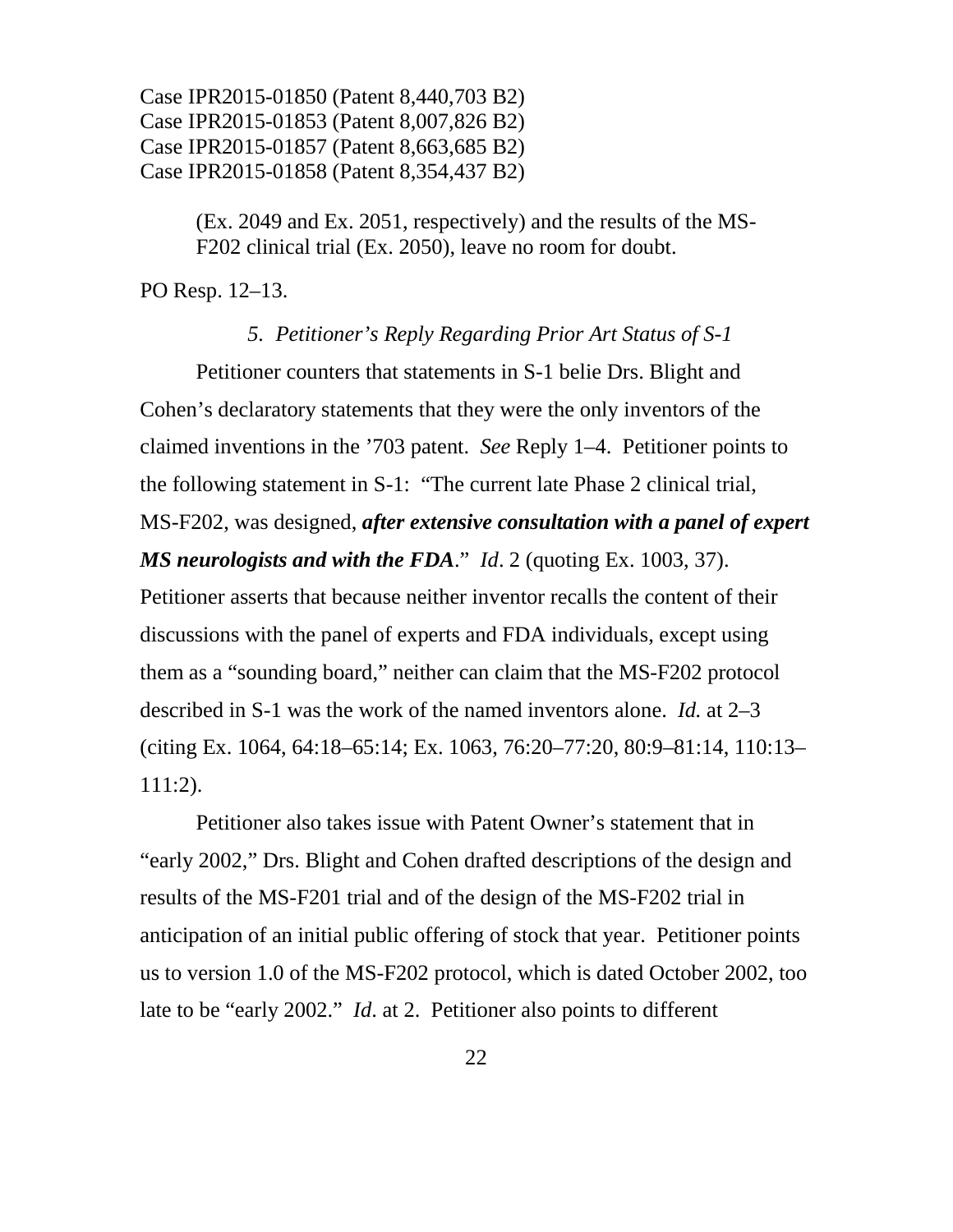(Ex. 2049 and Ex. 2051, respectively) and the results of the MS-F202 clinical trial (Ex. 2050), leave no room for doubt.

PO Resp. 12–13.

### *5. Petitioner's Reply Regarding Prior Art Status of S-1*

Petitioner counters that statements in S-1 belie Drs. Blight and Cohen's declaratory statements that they were the only inventors of the claimed inventions in the '703 patent. *See* Reply 1–4. Petitioner points to the following statement in S-1: "The current late Phase 2 clinical trial, MS-F202, was designed, ***after extensive consultation with a panel of expert MS neurologists and with the FDA***." *Id*. 2 (quoting Ex. 1003, 37). Petitioner asserts that because neither inventor recalls the content of their discussions with the panel of experts and FDA individuals, except using them as a "sounding board," neither can claim that the MS-F202 protocol described in S-1 was the work of the named inventors alone. *Id.* at 2–3 (citing Ex. 1064, 64:18–65:14; Ex. 1063, 76:20–77:20, 80:9–81:14, 110:13–111:2).

Petitioner also takes issue with Patent Owner's statement that in "early 2002," Drs. Blight and Cohen drafted descriptions of the design and results of the MS-F201 trial and of the design of the MS-F202 trial in anticipation of an initial public offering of stock that year. Petitioner points us to version 1.0 of the MS-F202 protocol, which is dated October 2002, too late to be "early 2002." *Id*. at 2. Petitioner also points to different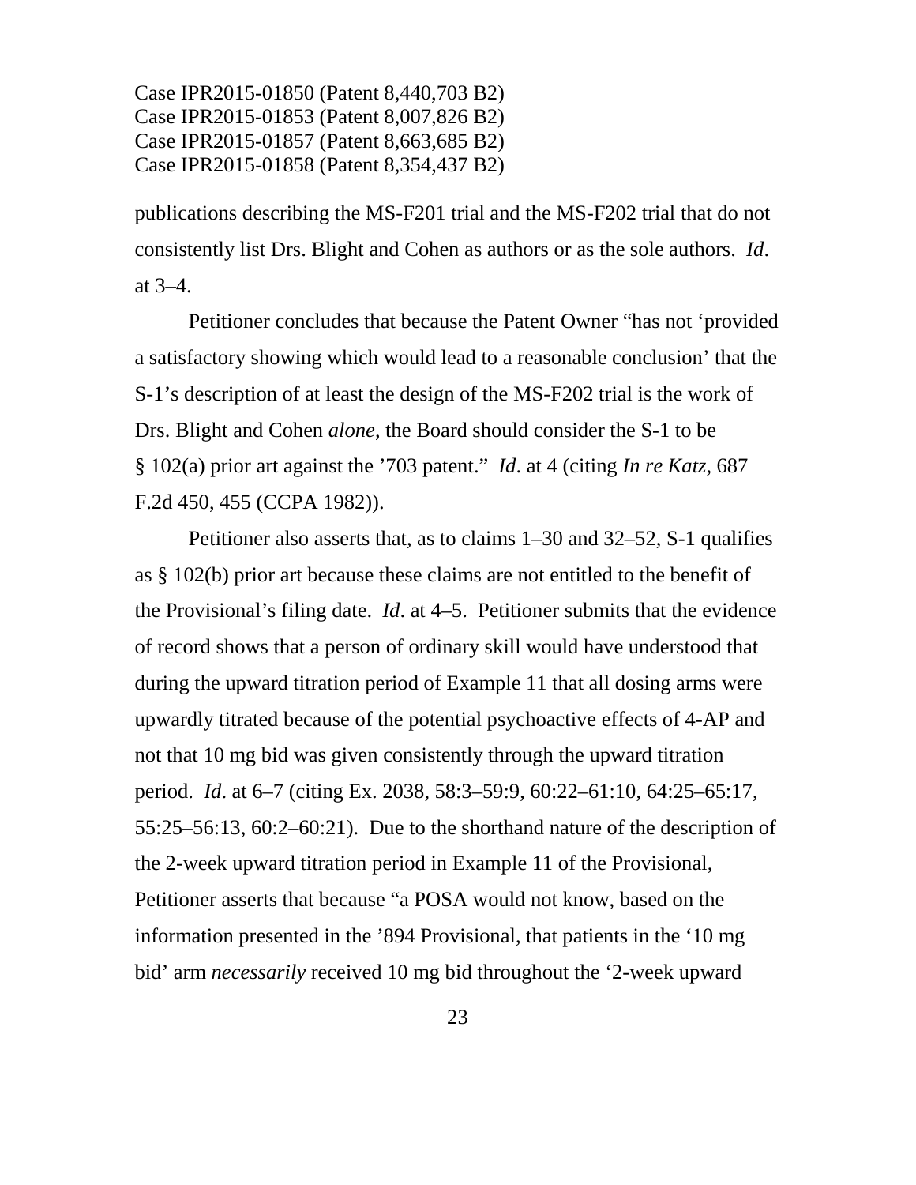publications describing the MS-F201 trial and the MS-F202 trial that do not consistently list Drs. Blight and Cohen as authors or as the sole authors. *Id*. at 3–4.

Petitioner concludes that because the Patent Owner "has not 'provided a satisfactory showing which would lead to a reasonable conclusion' that the S-1's description of at least the design of the MS-F202 trial is the work of Drs. Blight and Cohen *alone*, the Board should consider the S-1 to be § 102(a) prior art against the '703 patent." *Id*. at 4 (citing *In re Katz*, 687 F.2d 450, 455 (CCPA 1982)).

Petitioner also asserts that, as to claims 1–30 and 32–52, S-1 qualifies as § 102(b) prior art because these claims are not entitled to the benefit of the Provisional's filing date. *Id*. at 4–5. Petitioner submits that the evidence of record shows that a person of ordinary skill would have understood that during the upward titration period of Example 11 that all dosing arms were upwardly titrated because of the potential psychoactive effects of 4-AP and not that 10 mg bid was given consistently through the upward titration period. *Id*. at 6–7 (citing Ex. 2038, 58:3–59:9, 60:22–61:10, 64:25–65:17, 55:25–56:13, 60:2–60:21). Due to the shorthand nature of the description of the 2-week upward titration period in Example 11 of the Provisional, Petitioner asserts that because "a POSA would not know, based on the information presented in the '894 Provisional, that patients in the '10 mg bid' arm *necessarily* received 10 mg bid throughout the '2-week upward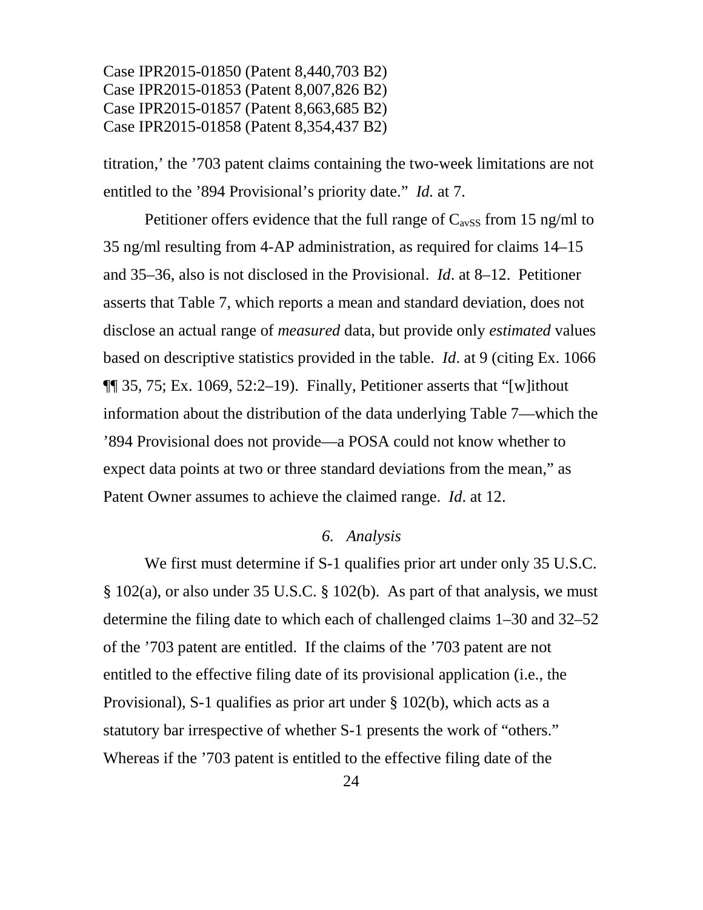titration,' the '703 patent claims containing the two-week limitations are not entitled to the '894 Provisional's priority date." *Id.* at 7.

Petitioner offers evidence that the full range of $C_{avSS}$ from 15 ng/ml to 35 ng/ml resulting from 4-AP administration, as required for claims 14–15 and 35–36, also is not disclosed in the Provisional. *Id*. at 8–12. Petitioner asserts that Table 7, which reports a mean and standard deviation, does not disclose an actual range of *measured* data, but provide only *estimated* values based on descriptive statistics provided in the table. *Id*. at 9 (citing Ex. 1066 ¶¶ 35, 75; Ex. 1069, 52:2–19). Finally, Petitioner asserts that "[w]ithout information about the distribution of the data underlying Table 7—which the '894 Provisional does not provide—a POSA could not know whether to expect data points at two or three standard deviations from the mean," as Patent Owner assumes to achieve the claimed range. *Id*. at 12.

### *6. Analysis*

We first must determine if S-1 qualifies prior art under only 35 U.S.C. § 102(a), or also under 35 U.S.C. § 102(b). As part of that analysis, we must determine the filing date to which each of challenged claims 1–30 and 32–52 of the '703 patent are entitled. If the claims of the '703 patent are not entitled to the effective filing date of its provisional application (i.e., the Provisional), S-1 qualifies as prior art under § 102(b), which acts as a statutory bar irrespective of whether S-1 presents the work of "others." Whereas if the '703 patent is entitled to the effective filing date of the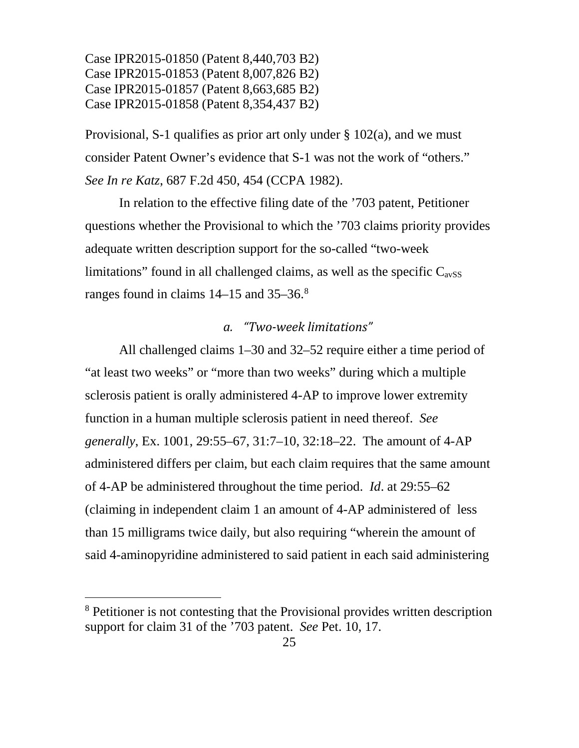Provisional, S-1 qualifies as prior art only under § 102(a), and we must consider Patent Owner's evidence that S-1 was not the work of "others." *See In re Katz*, 687 F.2d 450, 454 (CCPA 1982).

In relation to the effective filing date of the '703 patent, Petitioner questions whether the Provisional to which the '703 claims priority provides adequate written description support for the so-called "two-week limitations" found in all challenged claims, as well as the specific $C_{avSS}$ ranges found in claims 14–15 and 35–36.[8]

### *a. "Two-week limitations"*

All challenged claims 1–30 and 32–52 require either a time period of "at least two weeks" or "more than two weeks" during which a multiple sclerosis patient is orally administered 4-AP to improve lower extremity function in a human multiple sclerosis patient in need thereof. *See generally*, Ex. 1001, 29:55–67, 31:7–10, 32:18–22. The amount of 4-AP administered differs per claim, but each claim requires that the same amount of 4-AP be administered throughout the time period. *Id*. at 29:55–62 (claiming in independent claim 1 an amount of 4-AP administered of less than 15 milligrams twice daily, but also requiring "wherein the amount of said 4-aminopyridine administered to said patient in each said administering

[8] Petitioner is not contesting that the Provisional provides written description support for claim 31 of the '703 patent. *See* Pet. 10, 17.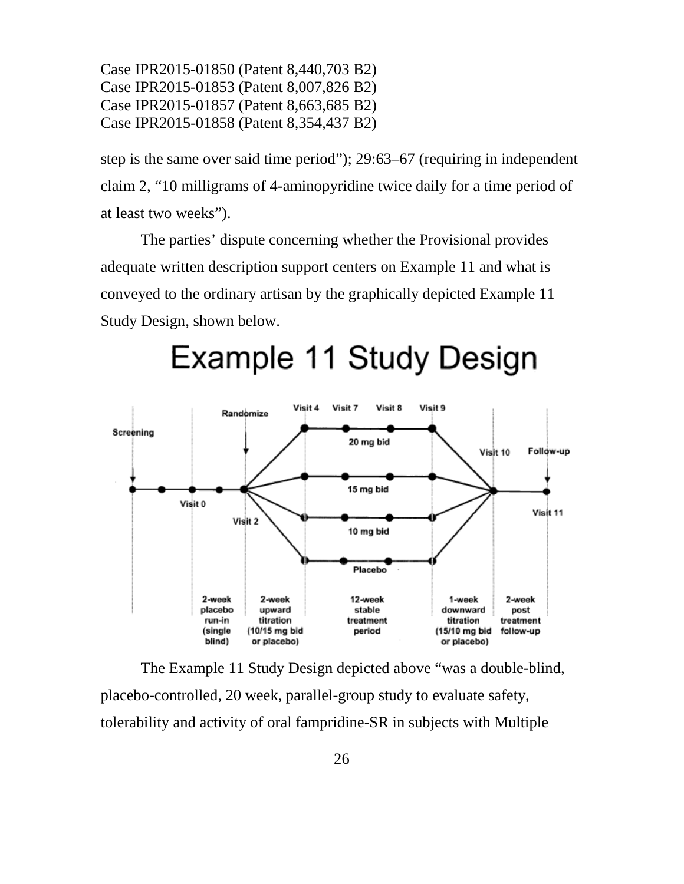step is the same over said time period"); 29:63–67 (requiring in independent claim 2, "10 milligrams of 4-aminopyridine twice daily for a time period of at least two weeks").

The parties' dispute concerning whether the Provisional provides adequate written description support centers on Example 11 and what is conveyed to the ordinary artisan by the graphically depicted Example 11 Study Design, shown below.

# Example 11 Study Design

Screening · Randomize · Visit 0 · Visit 2 · Visit 4 · Visit 7 · Visit 8 · Visit 9 · Visit 10 · Follow-up · Visit 11

20 mg bid · 15 mg bid · 10 mg bid · Placebo

| 2-week placebo run-in (single blind) | 2-week upward titration (10/15 mg bid or placebo) | 12-week stable treatment period | 1-week downward titration (15/10 mg bid or placebo) | 2-week post treatment follow-up |
| --- | --- | --- | --- | --- |

The Example 11 Study Design depicted above "was a double-blind, placebo-controlled, 20 week, parallel-group study to evaluate safety, tolerability and activity of oral fampridine-SR in subjects with Multiple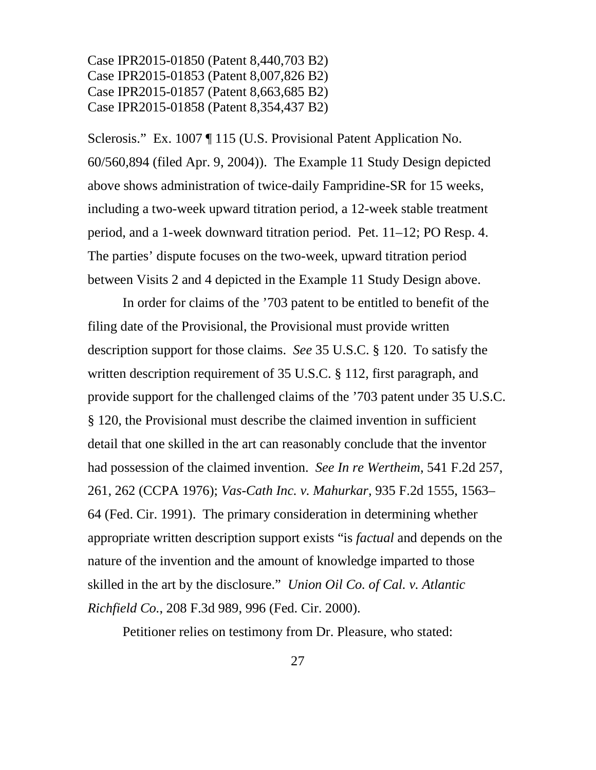Sclerosis." Ex. 1007 ¶ 115 (U.S. Provisional Patent Application No. 60/560,894 (filed Apr. 9, 2004)). The Example 11 Study Design depicted above shows administration of twice-daily Fampridine-SR for 15 weeks, including a two-week upward titration period, a 12-week stable treatment period, and a 1-week downward titration period. Pet. 11–12; PO Resp. 4. The parties' dispute focuses on the two-week, upward titration period between Visits 2 and 4 depicted in the Example 11 Study Design above.

In order for claims of the '703 patent to be entitled to benefit of the filing date of the Provisional, the Provisional must provide written description support for those claims. *See* 35 U.S.C. § 120. To satisfy the written description requirement of 35 U.S.C. § 112, first paragraph, and provide support for the challenged claims of the '703 patent under 35 U.S.C. § 120, the Provisional must describe the claimed invention in sufficient detail that one skilled in the art can reasonably conclude that the inventor had possession of the claimed invention. *See In re Wertheim*, 541 F.2d 257, 261, 262 (CCPA 1976); *Vas-Cath Inc. v. Mahurkar*, 935 F.2d 1555, 1563–64 (Fed. Cir. 1991). The primary consideration in determining whether appropriate written description support exists "is *factual* and depends on the nature of the invention and the amount of knowledge imparted to those skilled in the art by the disclosure." *Union Oil Co. of Cal. v. Atlantic Richfield Co.*, 208 F.3d 989, 996 (Fed. Cir. 2000).

Petitioner relies on testimony from Dr. Pleasure, who stated: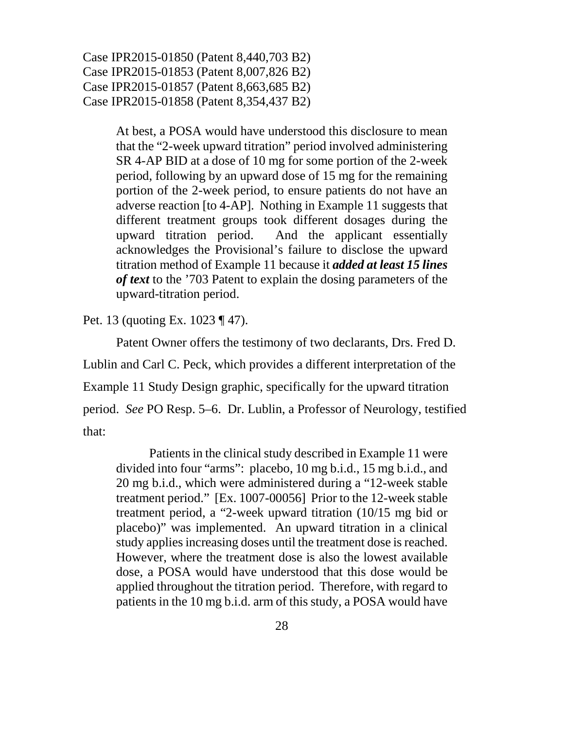Case IPR2015-01850 (Patent 8,440,703 B2)
Case IPR2015-01853 (Patent 8,007,826 B2)
Case IPR2015-01857 (Patent 8,663,685 B2)
Case IPR2015-01858 (Patent 8,354,437 B2)

> At best, a POSA would have understood this disclosure to mean that the "2-week upward titration" period involved administering SR 4-AP BID at a dose of 10 mg for some portion of the 2-week period, following by an upward dose of 15 mg for the remaining portion of the 2-week period, to ensure patients do not have an adverse reaction [to 4-AP]. Nothing in Example 11 suggests that different treatment groups took different dosages during the upward titration period. And the applicant essentially acknowledges the Provisional's failure to disclose the upward titration method of Example 11 because it ***added at least 15 lines of text*** to the '703 Patent to explain the dosing parameters of the upward-titration period.

Pet. 13 (quoting Ex. 1023 ¶ 47).

Patent Owner offers the testimony of two declarants, Drs. Fred D. Lublin and Carl C. Peck, which provides a different interpretation of the Example 11 Study Design graphic, specifically for the upward titration period. *See* PO Resp. 5–6. Dr. Lublin, a Professor of Neurology, testified that:

> Patients in the clinical study described in Example 11 were divided into four "arms": placebo, 10 mg b.i.d., 15 mg b.i.d., and 20 mg b.i.d., which were administered during a "12-week stable treatment period." [Ex. 1007-00056] Prior to the 12-week stable treatment period, a "2-week upward titration (10/15 mg bid or placebo)" was implemented. An upward titration in a clinical study applies increasing doses until the treatment dose is reached. However, where the treatment dose is also the lowest available dose, a POSA would have understood that this dose would be applied throughout the titration period. Therefore, with regard to patients in the 10 mg b.i.d. arm of this study, a POSA would have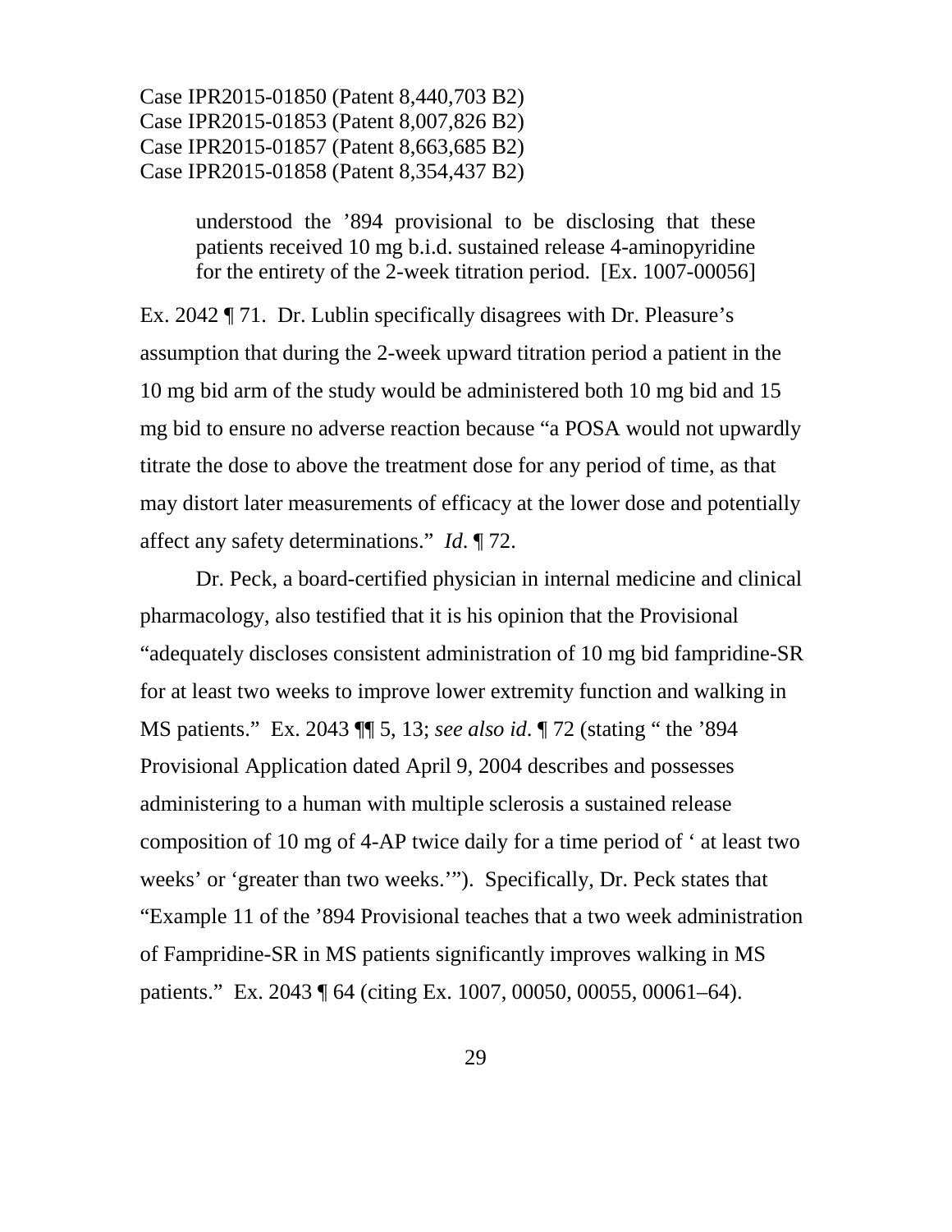> understood the '894 provisional to be disclosing that these patients received 10 mg b.i.d. sustained release 4-aminopyridine for the entirety of the 2-week titration period. [Ex. 1007-00056]

Ex. 2042 ¶ 71. Dr. Lublin specifically disagrees with Dr. Pleasure's assumption that during the 2-week upward titration period a patient in the 10 mg bid arm of the study would be administered both 10 mg bid and 15 mg bid to ensure no adverse reaction because "a POSA would not upwardly titrate the dose to above the treatment dose for any period of time, as that may distort later measurements of efficacy at the lower dose and potentially affect any safety determinations." *Id*. ¶ 72.

Dr. Peck, a board-certified physician in internal medicine and clinical pharmacology, also testified that it is his opinion that the Provisional "adequately discloses consistent administration of 10 mg bid fampridine-SR for at least two weeks to improve lower extremity function and walking in MS patients." Ex. 2043 ¶¶ 5, 13; *see also id*. ¶ 72 (stating " the '894 Provisional Application dated April 9, 2004 describes and possesses administering to a human with multiple sclerosis a sustained release composition of 10 mg of 4-AP twice daily for a time period of ' at least two weeks' or 'greater than two weeks.'"). Specifically, Dr. Peck states that "Example 11 of the '894 Provisional teaches that a two week administration of Fampridine-SR in MS patients significantly improves walking in MS patients." Ex. 2043 ¶ 64 (citing Ex. 1007, 00050, 00055, 00061–64).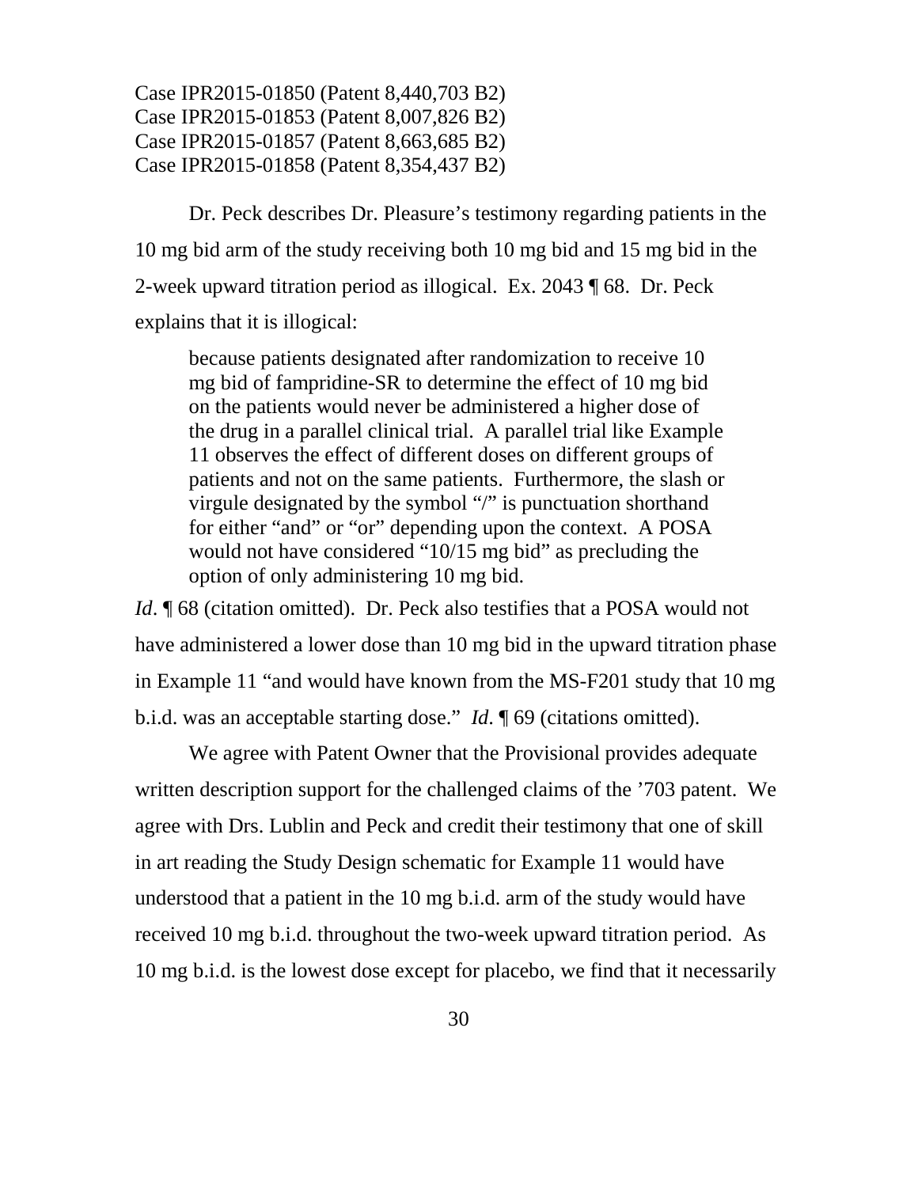Dr. Peck describes Dr. Pleasure's testimony regarding patients in the 10 mg bid arm of the study receiving both 10 mg bid and 15 mg bid in the 2-week upward titration period as illogical. Ex. 2043 ¶ 68. Dr. Peck explains that it is illogical:

> because patients designated after randomization to receive 10 mg bid of fampridine-SR to determine the effect of 10 mg bid on the patients would never be administered a higher dose of the drug in a parallel clinical trial. A parallel trial like Example 11 observes the effect of different doses on different groups of patients and not on the same patients. Furthermore, the slash or virgule designated by the symbol "/" is punctuation shorthand for either "and" or "or" depending upon the context. A POSA would not have considered "10/15 mg bid" as precluding the option of only administering 10 mg bid.

*Id*. ¶ 68 (citation omitted). Dr. Peck also testifies that a POSA would not have administered a lower dose than 10 mg bid in the upward titration phase in Example 11 "and would have known from the MS-F201 study that 10 mg b.i.d. was an acceptable starting dose." *Id*. ¶ 69 (citations omitted).

We agree with Patent Owner that the Provisional provides adequate written description support for the challenged claims of the '703 patent. We agree with Drs. Lublin and Peck and credit their testimony that one of skill in art reading the Study Design schematic for Example 11 would have understood that a patient in the 10 mg b.i.d. arm of the study would have received 10 mg b.i.d. throughout the two-week upward titration period. As 10 mg b.i.d. is the lowest dose except for placebo, we find that it necessarily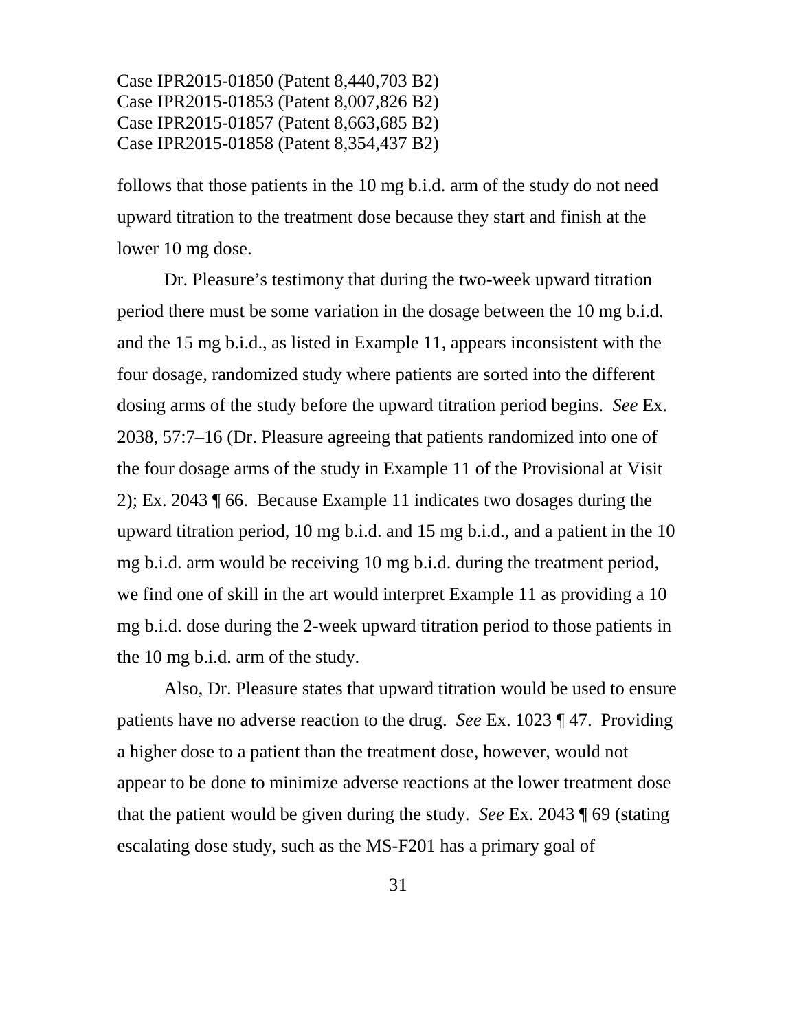follows that those patients in the 10 mg b.i.d. arm of the study do not need upward titration to the treatment dose because they start and finish at the lower 10 mg dose.

Dr. Pleasure's testimony that during the two-week upward titration period there must be some variation in the dosage between the 10 mg b.i.d. and the 15 mg b.i.d., as listed in Example 11, appears inconsistent with the four dosage, randomized study where patients are sorted into the different dosing arms of the study before the upward titration period begins. *See* Ex. 2038, 57:7–16 (Dr. Pleasure agreeing that patients randomized into one of the four dosage arms of the study in Example 11 of the Provisional at Visit 2); Ex. 2043 ¶ 66. Because Example 11 indicates two dosages during the upward titration period, 10 mg b.i.d. and 15 mg b.i.d., and a patient in the 10 mg b.i.d. arm would be receiving 10 mg b.i.d. during the treatment period, we find one of skill in the art would interpret Example 11 as providing a 10 mg b.i.d. dose during the 2-week upward titration period to those patients in the 10 mg b.i.d. arm of the study.

Also, Dr. Pleasure states that upward titration would be used to ensure patients have no adverse reaction to the drug. *See* Ex. 1023 ¶ 47. Providing a higher dose to a patient than the treatment dose, however, would not appear to be done to minimize adverse reactions at the lower treatment dose that the patient would be given during the study. *See* Ex. 2043 ¶ 69 (stating escalating dose study, such as the MS-F201 has a primary goal of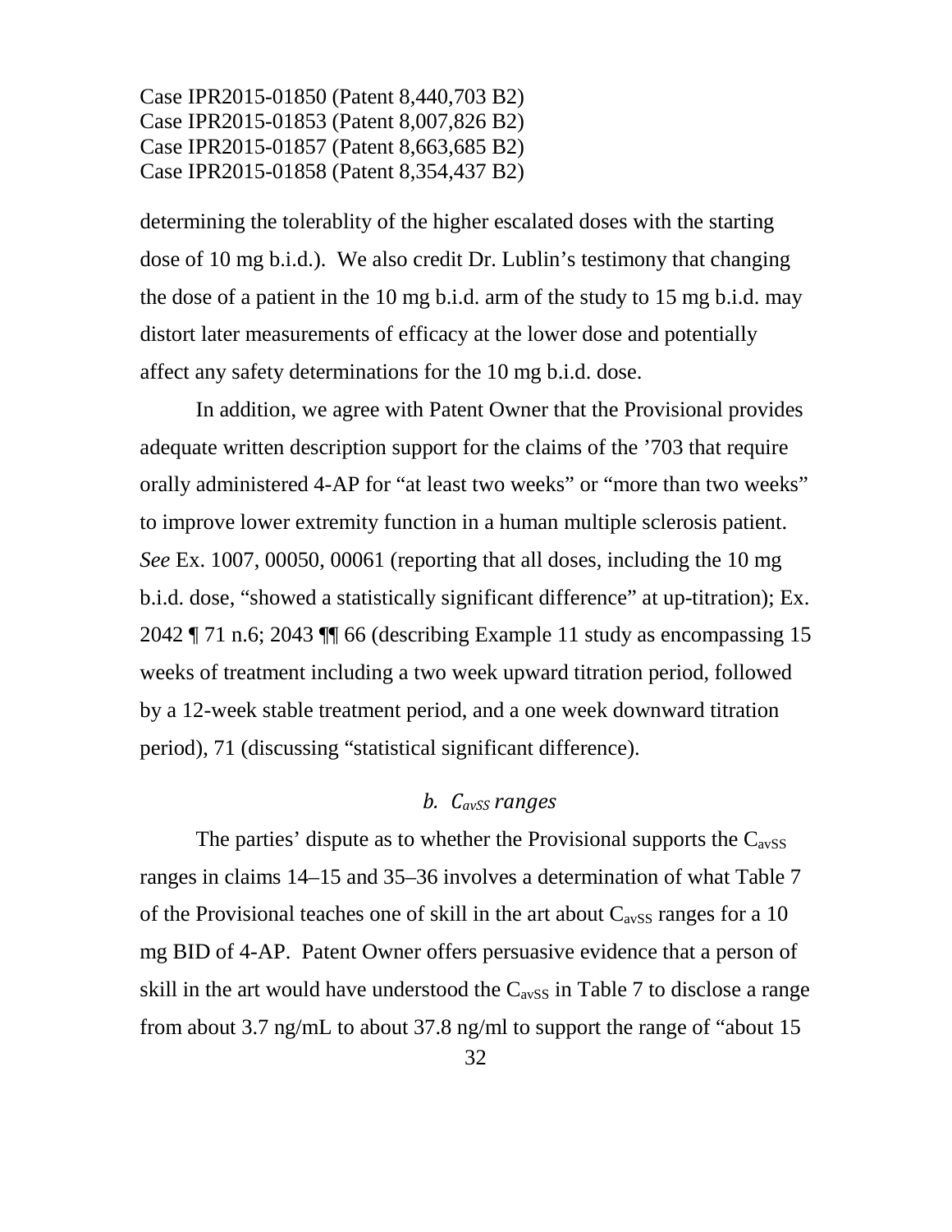determining the tolerablity of the higher escalated doses with the starting dose of 10 mg b.i.d.). We also credit Dr. Lublin's testimony that changing the dose of a patient in the 10 mg b.i.d. arm of the study to 15 mg b.i.d. may distort later measurements of efficacy at the lower dose and potentially affect any safety determinations for the 10 mg b.i.d. dose.

In addition, we agree with Patent Owner that the Provisional provides adequate written description support for the claims of the '703 that require orally administered 4-AP for "at least two weeks" or "more than two weeks" to improve lower extremity function in a human multiple sclerosis patient. *See* Ex. 1007, 00050, 00061 (reporting that all doses, including the 10 mg b.i.d. dose, "showed a statistically significant difference" at up-titration); Ex. 2042 ¶ 71 n.6; 2043 ¶¶ 66 (describing Example 11 study as encompassing 15 weeks of treatment including a two week upward titration period, followed by a 12-week stable treatment period, and a one week downward titration period), 71 (discussing "statistical significant difference).

### *b. $C_{avSS}$ ranges*

The parties' dispute as to whether the Provisional supports the $C_{avSS}$ ranges in claims 14–15 and 35–36 involves a determination of what Table 7 of the Provisional teaches one of skill in the art about $C_{avSS}$ ranges for a 10 mg BID of 4-AP. Patent Owner offers persuasive evidence that a person of skill in the art would have understood the $C_{avSS}$ in Table 7 to disclose a range from about 3.7 ng/mL to about 37.8 ng/ml to support the range of "about 15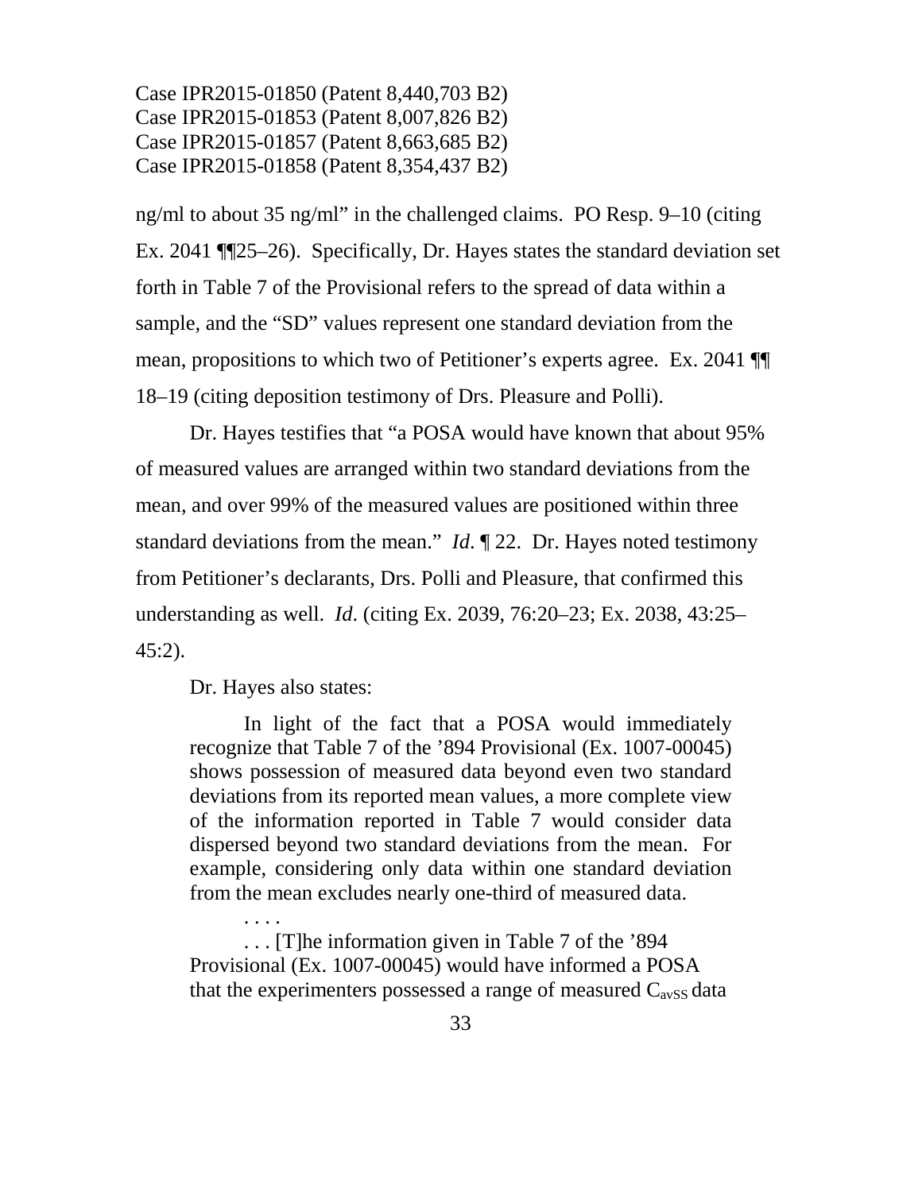ng/ml to about 35 ng/ml" in the challenged claims. PO Resp. 9–10 (citing Ex. 2041 ¶¶25–26). Specifically, Dr. Hayes states the standard deviation set forth in Table 7 of the Provisional refers to the spread of data within a sample, and the "SD" values represent one standard deviation from the mean, propositions to which two of Petitioner's experts agree. Ex. 2041 ¶¶ 18–19 (citing deposition testimony of Drs. Pleasure and Polli).

Dr. Hayes testifies that "a POSA would have known that about 95% of measured values are arranged within two standard deviations from the mean, and over 99% of the measured values are positioned within three standard deviations from the mean." *Id.* ¶ 22. Dr. Hayes noted testimony from Petitioner's declarants, Drs. Polli and Pleasure, that confirmed this understanding as well. *Id.* (citing Ex. 2039, 76:20–23; Ex. 2038, 43:25–45:2).

Dr. Hayes also states:

> In light of the fact that a POSA would immediately recognize that Table 7 of the '894 Provisional (Ex. 1007-00045) shows possession of measured data beyond even two standard deviations from its reported mean values, a more complete view of the information reported in Table 7 would consider data dispersed beyond two standard deviations from the mean. For example, considering only data within one standard deviation from the mean excludes nearly one-third of measured data.
>
> . . . .
>
> . . . [T]he information given in Table 7 of the '894 Provisional (Ex. 1007-00045) would have informed a POSA that the experimenters possessed a range of measured $C_{avSS}$ data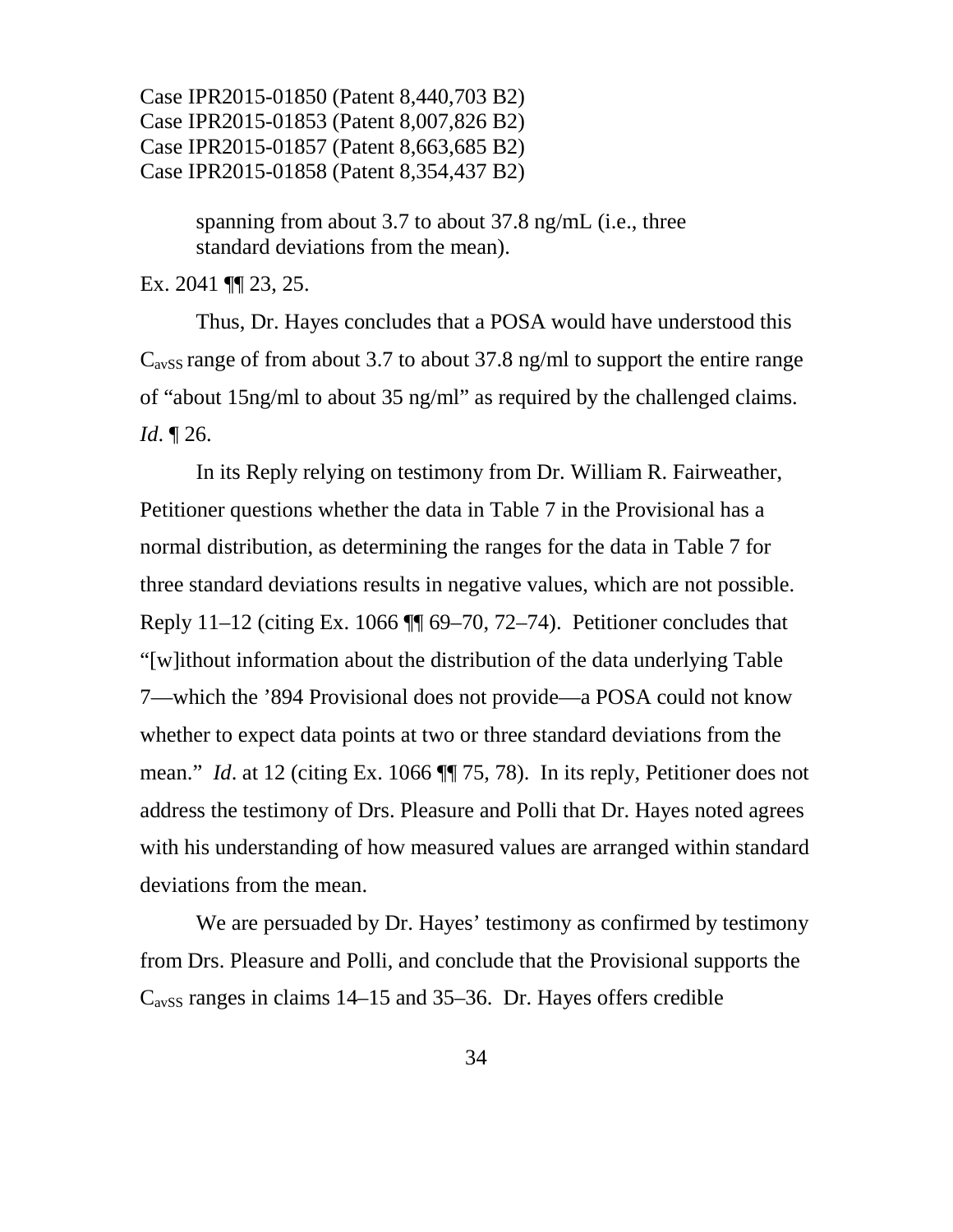spanning from about 3.7 to about 37.8 ng/mL (i.e., three standard deviations from the mean).

Ex. 2041 ¶¶ 23, 25.

Thus, Dr. Hayes concludes that a POSA would have understood this $C_{avSS}$ range of from about 3.7 to about 37.8 ng/ml to support the entire range of "about 15ng/ml to about 35 ng/ml" as required by the challenged claims. *Id*. ¶ 26.

In its Reply relying on testimony from Dr. William R. Fairweather, Petitioner questions whether the data in Table 7 in the Provisional has a normal distribution, as determining the ranges for the data in Table 7 for three standard deviations results in negative values, which are not possible. Reply 11–12 (citing Ex. 1066 ¶¶ 69–70, 72–74). Petitioner concludes that "[w]ithout information about the distribution of the data underlying Table 7—which the '894 Provisional does not provide—a POSA could not know whether to expect data points at two or three standard deviations from the mean." *Id*. at 12 (citing Ex. 1066 ¶¶ 75, 78). In its reply, Petitioner does not address the testimony of Drs. Pleasure and Polli that Dr. Hayes noted agrees with his understanding of how measured values are arranged within standard deviations from the mean.

We are persuaded by Dr. Hayes' testimony as confirmed by testimony from Drs. Pleasure and Polli, and conclude that the Provisional supports the $C_{avSS}$ ranges in claims 14–15 and 35–36. Dr. Hayes offers credible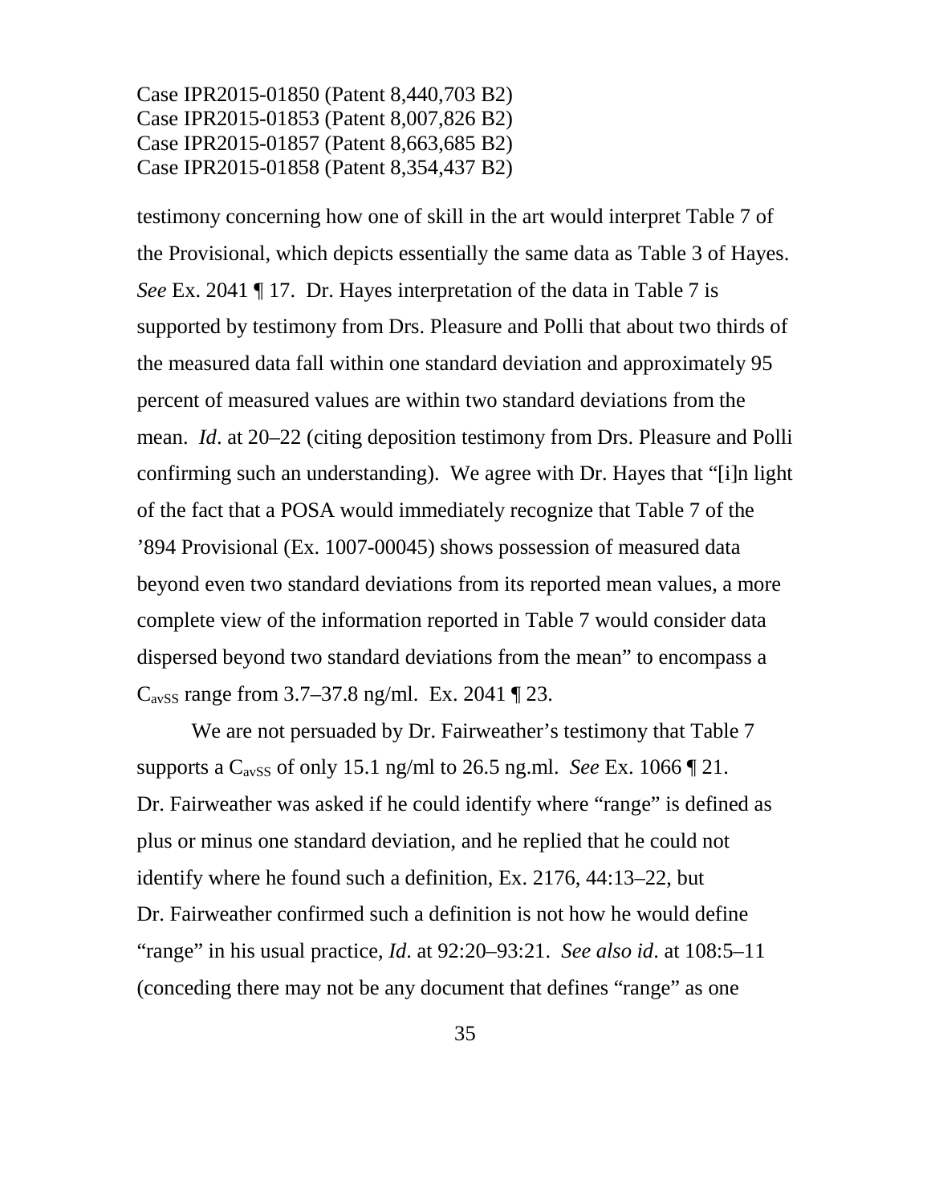testimony concerning how one of skill in the art would interpret Table 7 of the Provisional, which depicts essentially the same data as Table 3 of Hayes. *See* Ex. 2041 ¶ 17. Dr. Hayes interpretation of the data in Table 7 is supported by testimony from Drs. Pleasure and Polli that about two thirds of the measured data fall within one standard deviation and approximately 95 percent of measured values are within two standard deviations from the mean. *Id*. at 20–22 (citing deposition testimony from Drs. Pleasure and Polli confirming such an understanding). We agree with Dr. Hayes that "[i]n light of the fact that a POSA would immediately recognize that Table 7 of the '894 Provisional (Ex. 1007-00045) shows possession of measured data beyond even two standard deviations from its reported mean values, a more complete view of the information reported in Table 7 would consider data dispersed beyond two standard deviations from the mean" to encompass a $C_{avSS}$ range from 3.7–37.8 ng/ml. Ex. 2041 ¶ 23.

We are not persuaded by Dr. Fairweather's testimony that Table 7 supports a $C_{avSS}$ of only 15.1 ng/ml to 26.5 ng.ml. *See* Ex. 1066 ¶ 21. Dr. Fairweather was asked if he could identify where "range" is defined as plus or minus one standard deviation, and he replied that he could not identify where he found such a definition, Ex. 2176, 44:13–22, but Dr. Fairweather confirmed such a definition is not how he would define "range" in his usual practice, *Id*. at 92:20–93:21. *See also id*. at 108:5–11 (conceding there may not be any document that defines "range" as one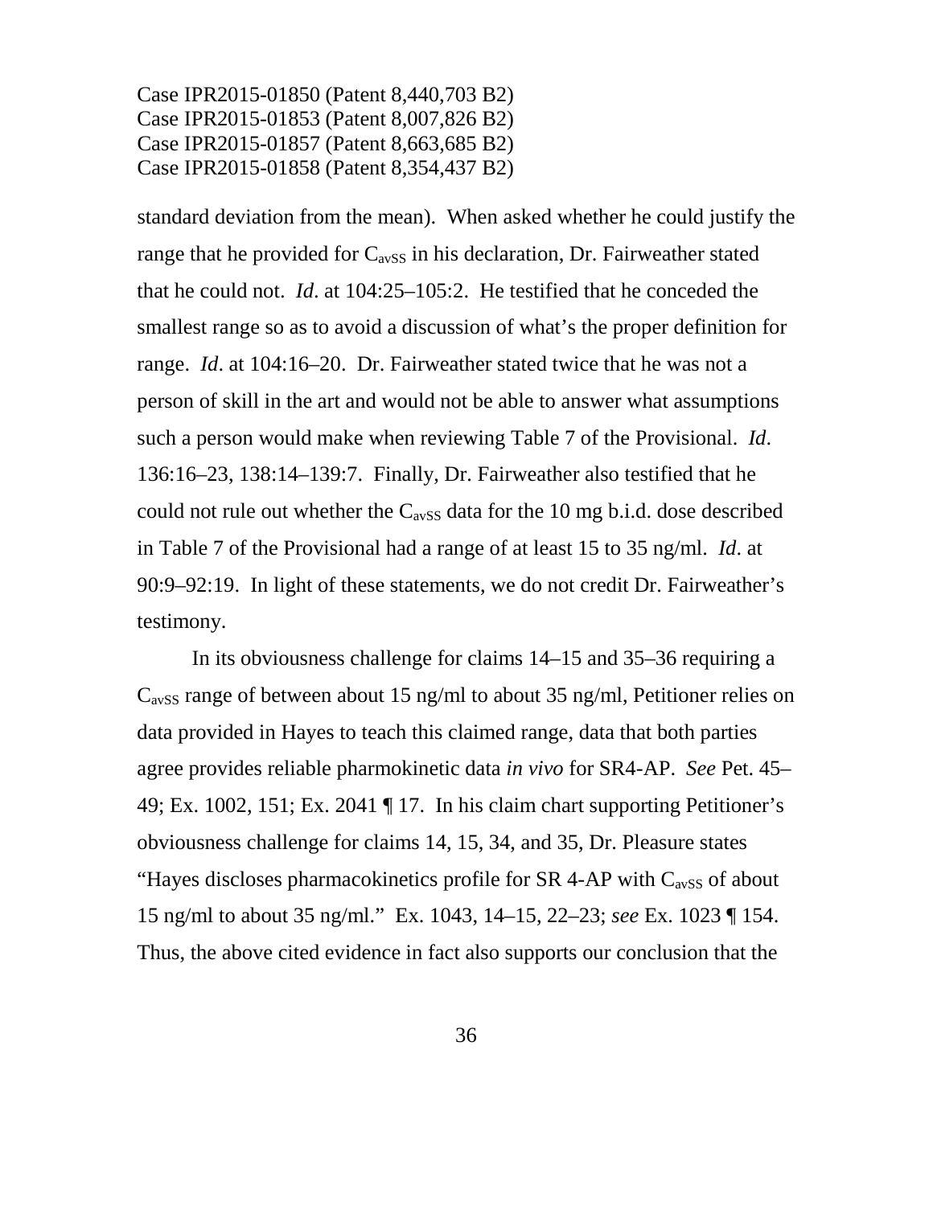standard deviation from the mean). When asked whether he could justify the range that he provided for $C_{avSS}$ in his declaration, Dr. Fairweather stated that he could not. *Id*. at 104:25–105:2. He testified that he conceded the smallest range so as to avoid a discussion of what's the proper definition for range. *Id*. at 104:16–20. Dr. Fairweather stated twice that he was not a person of skill in the art and would not be able to answer what assumptions such a person would make when reviewing Table 7 of the Provisional. *Id*. 136:16–23, 138:14–139:7. Finally, Dr. Fairweather also testified that he could not rule out whether the $C_{avSS}$ data for the 10 mg b.i.d. dose described in Table 7 of the Provisional had a range of at least 15 to 35 ng/ml. *Id*. at 90:9–92:19. In light of these statements, we do not credit Dr. Fairweather's testimony.

In its obviousness challenge for claims 14–15 and 35–36 requiring a $C_{avSS}$ range of between about 15 ng/ml to about 35 ng/ml, Petitioner relies on data provided in Hayes to teach this claimed range, data that both parties agree provides reliable pharmokinetic data *in vivo* for SR4-AP. *See* Pet. 45–49; Ex. 1002, 151; Ex. 2041 ¶ 17. In his claim chart supporting Petitioner's obviousness challenge for claims 14, 15, 34, and 35, Dr. Pleasure states "Hayes discloses pharmacokinetics profile for SR 4-AP with $C_{avSS}$ of about 15 ng/ml to about 35 ng/ml." Ex. 1043, 14–15, 22–23; *see* Ex. 1023 ¶ 154. Thus, the above cited evidence in fact also supports our conclusion that the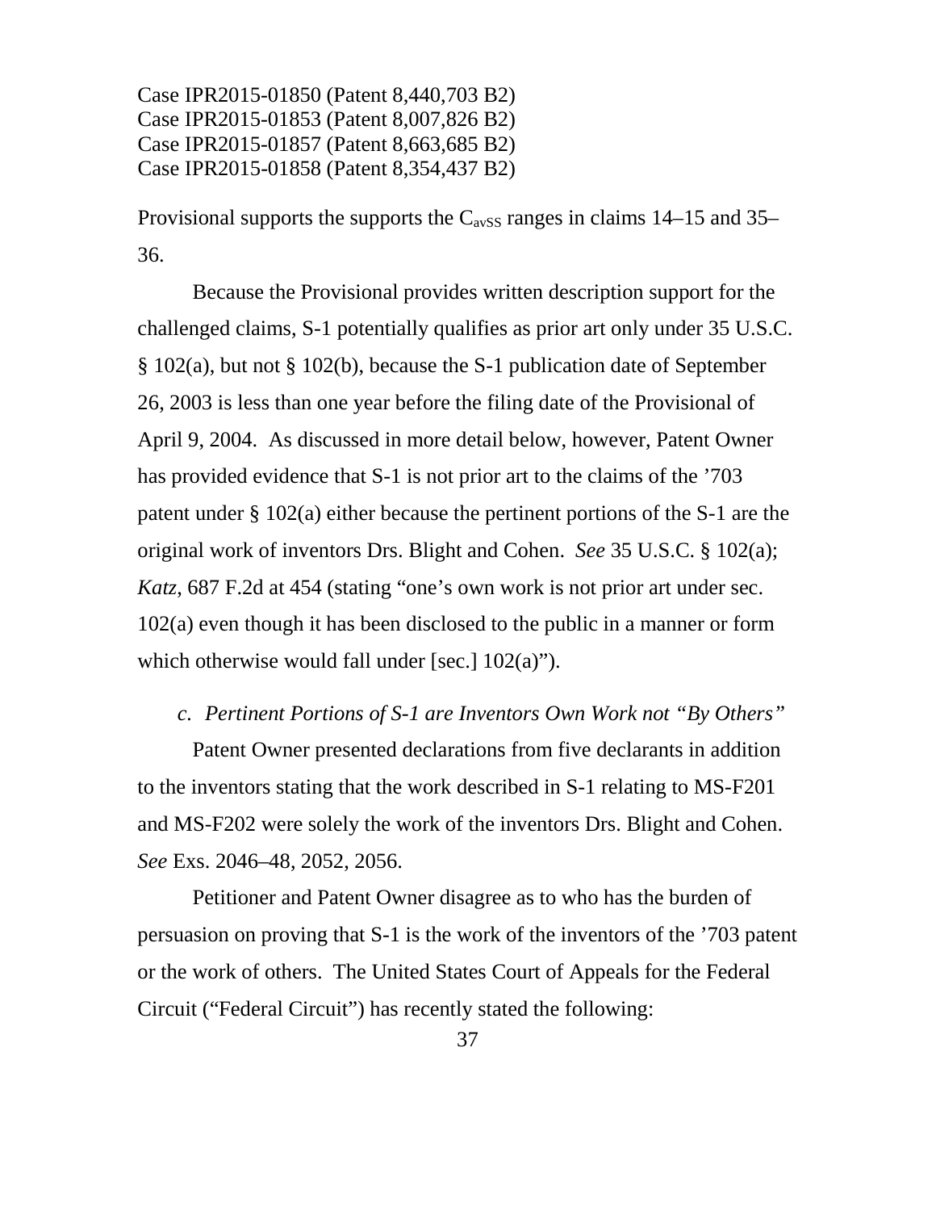Provisional supports the supports the $C_{avSS}$ ranges in claims 14–15 and 35–36.

Because the Provisional provides written description support for the challenged claims, S-1 potentially qualifies as prior art only under 35 U.S.C. § 102(a), but not § 102(b), because the S-1 publication date of September 26, 2003 is less than one year before the filing date of the Provisional of April 9, 2004. As discussed in more detail below, however, Patent Owner has provided evidence that S-1 is not prior art to the claims of the ’703 patent under § 102(a) either because the pertinent portions of the S-1 are the original work of inventors Drs. Blight and Cohen. *See* 35 U.S.C. § 102(a); *Katz*, 687 F.2d at 454 (stating "one's own work is not prior art under sec. 102(a) even though it has been disclosed to the public in a manner or form which otherwise would fall under [sec.] 102(a)").

*c. Pertinent Portions of S-1 are Inventors Own Work not "By Others"*

Patent Owner presented declarations from five declarants in addition to the inventors stating that the work described in S-1 relating to MS-F201 and MS-F202 were solely the work of the inventors Drs. Blight and Cohen. *See* Exs. 2046–48, 2052, 2056.

Petitioner and Patent Owner disagree as to who has the burden of persuasion on proving that S-1 is the work of the inventors of the ’703 patent or the work of others. The United States Court of Appeals for the Federal Circuit ("Federal Circuit") has recently stated the following: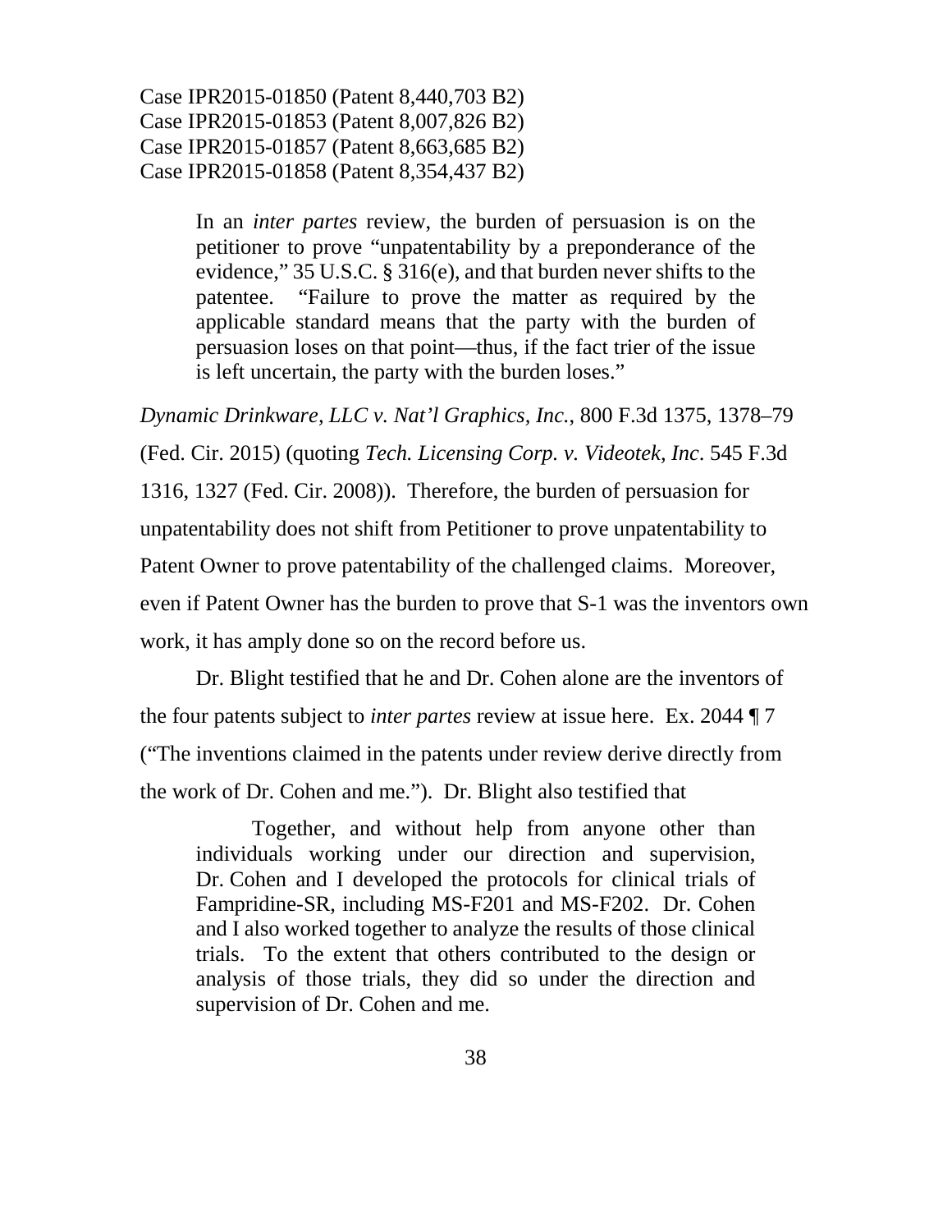> In an *inter partes* review, the burden of persuasion is on the petitioner to prove "unpatentability by a preponderance of the evidence," 35 U.S.C. § 316(e), and that burden never shifts to the patentee. "Failure to prove the matter as required by the applicable standard means that the party with the burden of persuasion loses on that point—thus, if the fact trier of the issue is left uncertain, the party with the burden loses."

*Dynamic Drinkware, LLC v. Nat'l Graphics, Inc.*, 800 F.3d 1375, 1378–79 (Fed. Cir. 2015) (quoting *Tech. Licensing Corp. v. Videotek, Inc*. 545 F.3d 1316, 1327 (Fed. Cir. 2008)). Therefore, the burden of persuasion for unpatentability does not shift from Petitioner to prove unpatentability to Patent Owner to prove patentability of the challenged claims. Moreover, even if Patent Owner has the burden to prove that S-1 was the inventors own work, it has amply done so on the record before us.

Dr. Blight testified that he and Dr. Cohen alone are the inventors of the four patents subject to *inter partes* review at issue here. Ex. 2044 ¶ 7 ("The inventions claimed in the patents under review derive directly from the work of Dr. Cohen and me."). Dr. Blight also testified that

> Together, and without help from anyone other than individuals working under our direction and supervision, Dr. Cohen and I developed the protocols for clinical trials of Fampridine-SR, including MS-F201 and MS-F202. Dr. Cohen and I also worked together to analyze the results of those clinical trials. To the extent that others contributed to the design or analysis of those trials, they did so under the direction and supervision of Dr. Cohen and me.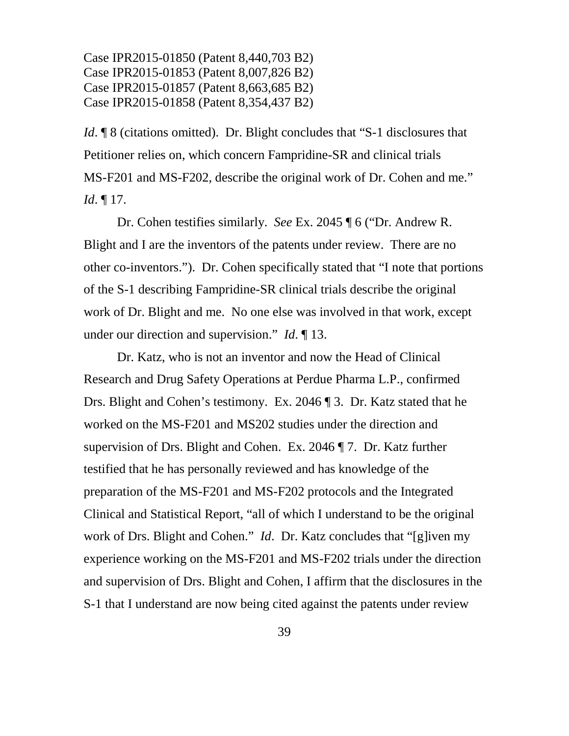*Id*. ¶ 8 (citations omitted). Dr. Blight concludes that "S-1 disclosures that Petitioner relies on, which concern Fampridine-SR and clinical trials MS-F201 and MS-F202, describe the original work of Dr. Cohen and me." *Id*. ¶ 17.

Dr. Cohen testifies similarly. *See* Ex. 2045 ¶ 6 ("Dr. Andrew R. Blight and I are the inventors of the patents under review. There are no other co-inventors."). Dr. Cohen specifically stated that "I note that portions of the S-1 describing Fampridine-SR clinical trials describe the original work of Dr. Blight and me. No one else was involved in that work, except under our direction and supervision." *Id*. ¶ 13.

Dr. Katz, who is not an inventor and now the Head of Clinical Research and Drug Safety Operations at Perdue Pharma L.P., confirmed Drs. Blight and Cohen's testimony. Ex. 2046 ¶ 3. Dr. Katz stated that he worked on the MS-F201 and MS202 studies under the direction and supervision of Drs. Blight and Cohen. Ex. 2046 ¶ 7. Dr. Katz further testified that he has personally reviewed and has knowledge of the preparation of the MS-F201 and MS-F202 protocols and the Integrated Clinical and Statistical Report, "all of which I understand to be the original work of Drs. Blight and Cohen." *Id*. Dr. Katz concludes that "[g]iven my experience working on the MS-F201 and MS-F202 trials under the direction and supervision of Drs. Blight and Cohen, I affirm that the disclosures in the S-1 that I understand are now being cited against the patents under review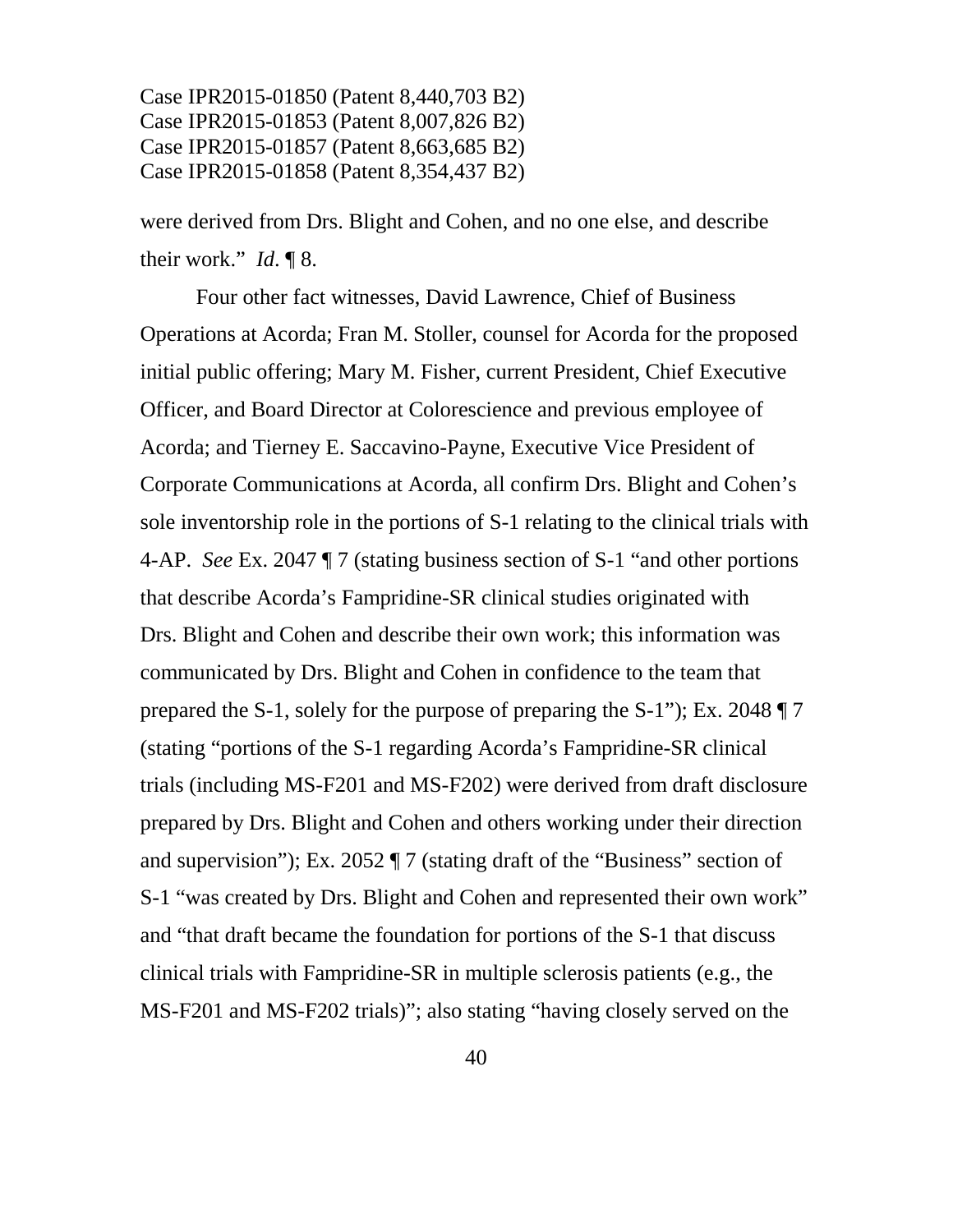were derived from Drs. Blight and Cohen, and no one else, and describe their work." *Id*. ¶ 8.

Four other fact witnesses, David Lawrence, Chief of Business Operations at Acorda; Fran M. Stoller, counsel for Acorda for the proposed initial public offering; Mary M. Fisher, current President, Chief Executive Officer, and Board Director at Colorescience and previous employee of Acorda; and Tierney E. Saccavino-Payne, Executive Vice President of Corporate Communications at Acorda, all confirm Drs. Blight and Cohen's sole inventorship role in the portions of S-1 relating to the clinical trials with 4-AP. *See* Ex. 2047 ¶ 7 (stating business section of S-1 "and other portions that describe Acorda's Fampridine-SR clinical studies originated with Drs. Blight and Cohen and describe their own work; this information was communicated by Drs. Blight and Cohen in confidence to the team that prepared the S-1, solely for the purpose of preparing the S-1"); Ex. 2048 ¶ 7 (stating "portions of the S-1 regarding Acorda's Fampridine-SR clinical trials (including MS-F201 and MS-F202) were derived from draft disclosure prepared by Drs. Blight and Cohen and others working under their direction and supervision"); Ex. 2052 ¶ 7 (stating draft of the "Business" section of S-1 "was created by Drs. Blight and Cohen and represented their own work" and "that draft became the foundation for portions of the S-1 that discuss clinical trials with Fampridine-SR in multiple sclerosis patients (e.g., the MS-F201 and MS-F202 trials)"; also stating "having closely served on the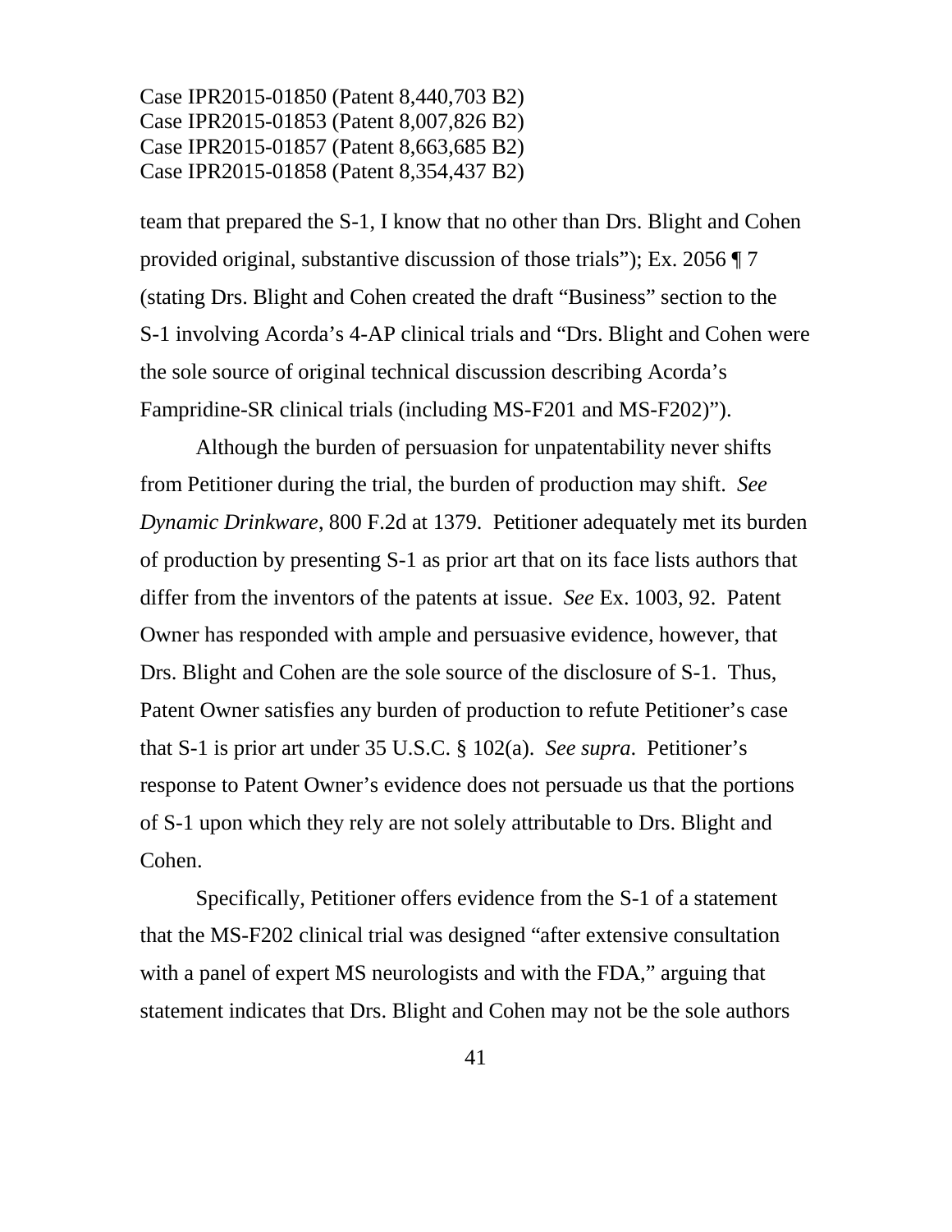team that prepared the S-1, I know that no other than Drs. Blight and Cohen provided original, substantive discussion of those trials"); Ex. 2056 ¶ 7 (stating Drs. Blight and Cohen created the draft "Business" section to the S-1 involving Acorda's 4-AP clinical trials and "Drs. Blight and Cohen were the sole source of original technical discussion describing Acorda's Fampridine-SR clinical trials (including MS-F201 and MS-F202)").

Although the burden of persuasion for unpatentability never shifts from Petitioner during the trial, the burden of production may shift. *See Dynamic Drinkware*, 800 F.2d at 1379. Petitioner adequately met its burden of production by presenting S-1 as prior art that on its face lists authors that differ from the inventors of the patents at issue. *See* Ex. 1003, 92. Patent Owner has responded with ample and persuasive evidence, however, that Drs. Blight and Cohen are the sole source of the disclosure of S-1. Thus, Patent Owner satisfies any burden of production to refute Petitioner's case that S-1 is prior art under 35 U.S.C. § 102(a). *See supra*. Petitioner's response to Patent Owner's evidence does not persuade us that the portions of S-1 upon which they rely are not solely attributable to Drs. Blight and Cohen.

Specifically, Petitioner offers evidence from the S-1 of a statement that the MS-F202 clinical trial was designed "after extensive consultation with a panel of expert MS neurologists and with the FDA," arguing that statement indicates that Drs. Blight and Cohen may not be the sole authors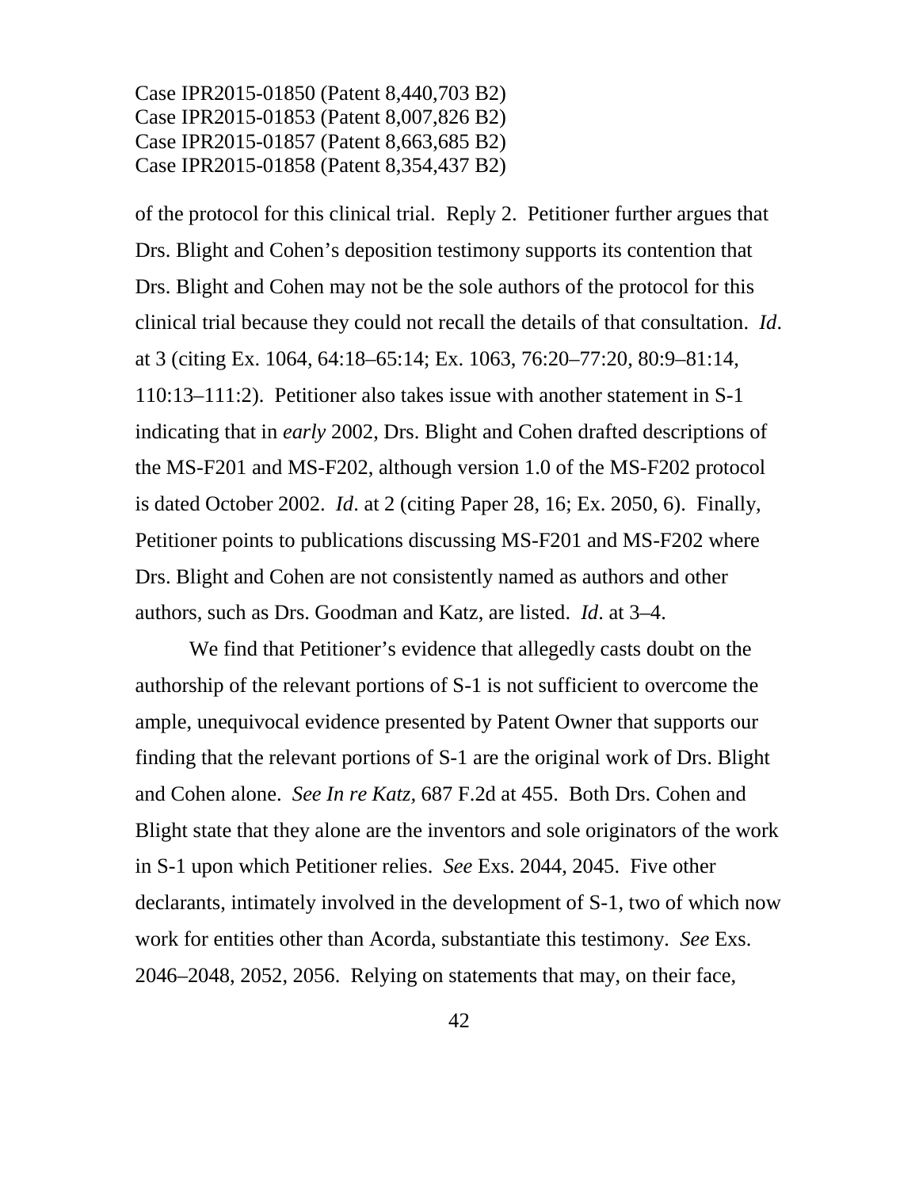of the protocol for this clinical trial. Reply 2. Petitioner further argues that Drs. Blight and Cohen's deposition testimony supports its contention that Drs. Blight and Cohen may not be the sole authors of the protocol for this clinical trial because they could not recall the details of that consultation. *Id*. at 3 (citing Ex. 1064, 64:18–65:14; Ex. 1063, 76:20–77:20, 80:9–81:14, 110:13–111:2). Petitioner also takes issue with another statement in S-1 indicating that in *early* 2002, Drs. Blight and Cohen drafted descriptions of the MS-F201 and MS-F202, although version 1.0 of the MS-F202 protocol is dated October 2002. *Id*. at 2 (citing Paper 28, 16; Ex. 2050, 6). Finally, Petitioner points to publications discussing MS-F201 and MS-F202 where Drs. Blight and Cohen are not consistently named as authors and other authors, such as Drs. Goodman and Katz, are listed. *Id*. at 3–4.

We find that Petitioner's evidence that allegedly casts doubt on the authorship of the relevant portions of S-1 is not sufficient to overcome the ample, unequivocal evidence presented by Patent Owner that supports our finding that the relevant portions of S-1 are the original work of Drs. Blight and Cohen alone. *See In re Katz*, 687 F.2d at 455. Both Drs. Cohen and Blight state that they alone are the inventors and sole originators of the work in S-1 upon which Petitioner relies. *See* Exs. 2044, 2045. Five other declarants, intimately involved in the development of S-1, two of which now work for entities other than Acorda, substantiate this testimony. *See* Exs. 2046–2048, 2052, 2056. Relying on statements that may, on their face,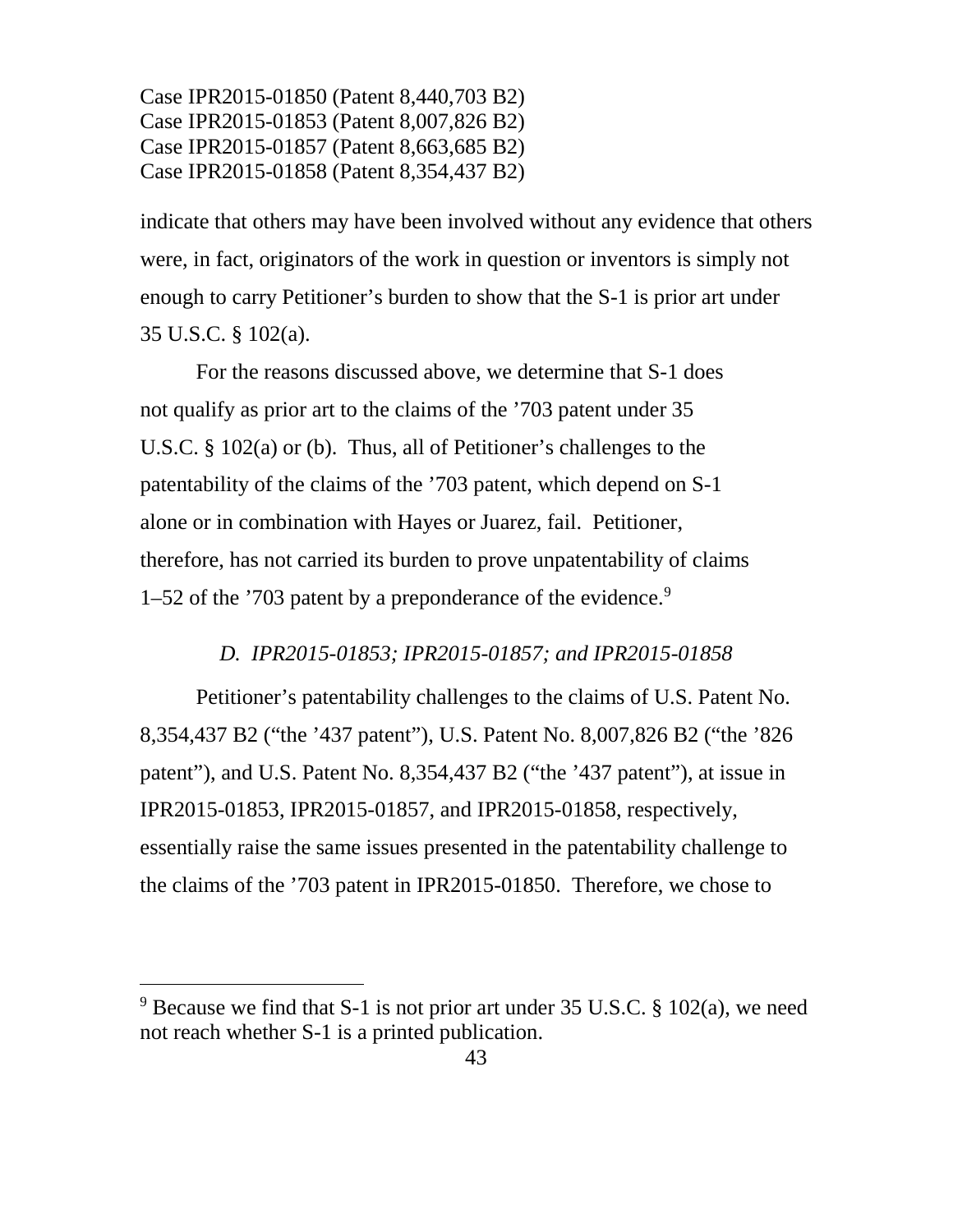indicate that others may have been involved without any evidence that others were, in fact, originators of the work in question or inventors is simply not enough to carry Petitioner's burden to show that the S-1 is prior art under 35 U.S.C. § 102(a).

For the reasons discussed above, we determine that S-1 does not qualify as prior art to the claims of the '703 patent under 35 U.S.C. § 102(a) or (b). Thus, all of Petitioner's challenges to the patentability of the claims of the '703 patent, which depend on S-1 alone or in combination with Hayes or Juarez, fail. Petitioner, therefore, has not carried its burden to prove unpatentability of claims 1–52 of the '703 patent by a preponderance of the evidence.[9]

### *D. IPR2015-01853; IPR2015-01857; and IPR2015-01858*

Petitioner's patentability challenges to the claims of U.S. Patent No. 8,354,437 B2 ("the '437 patent"), U.S. Patent No. 8,007,826 B2 ("the '826 patent"), and U.S. Patent No. 8,354,437 B2 ("the '437 patent"), at issue in IPR2015-01853, IPR2015-01857, and IPR2015-01858, respectively, essentially raise the same issues presented in the patentability challenge to the claims of the '703 patent in IPR2015-01850. Therefore, we chose to

---

[9] Because we find that S-1 is not prior art under 35 U.S.C. § 102(a), we need not reach whether S-1 is a printed publication.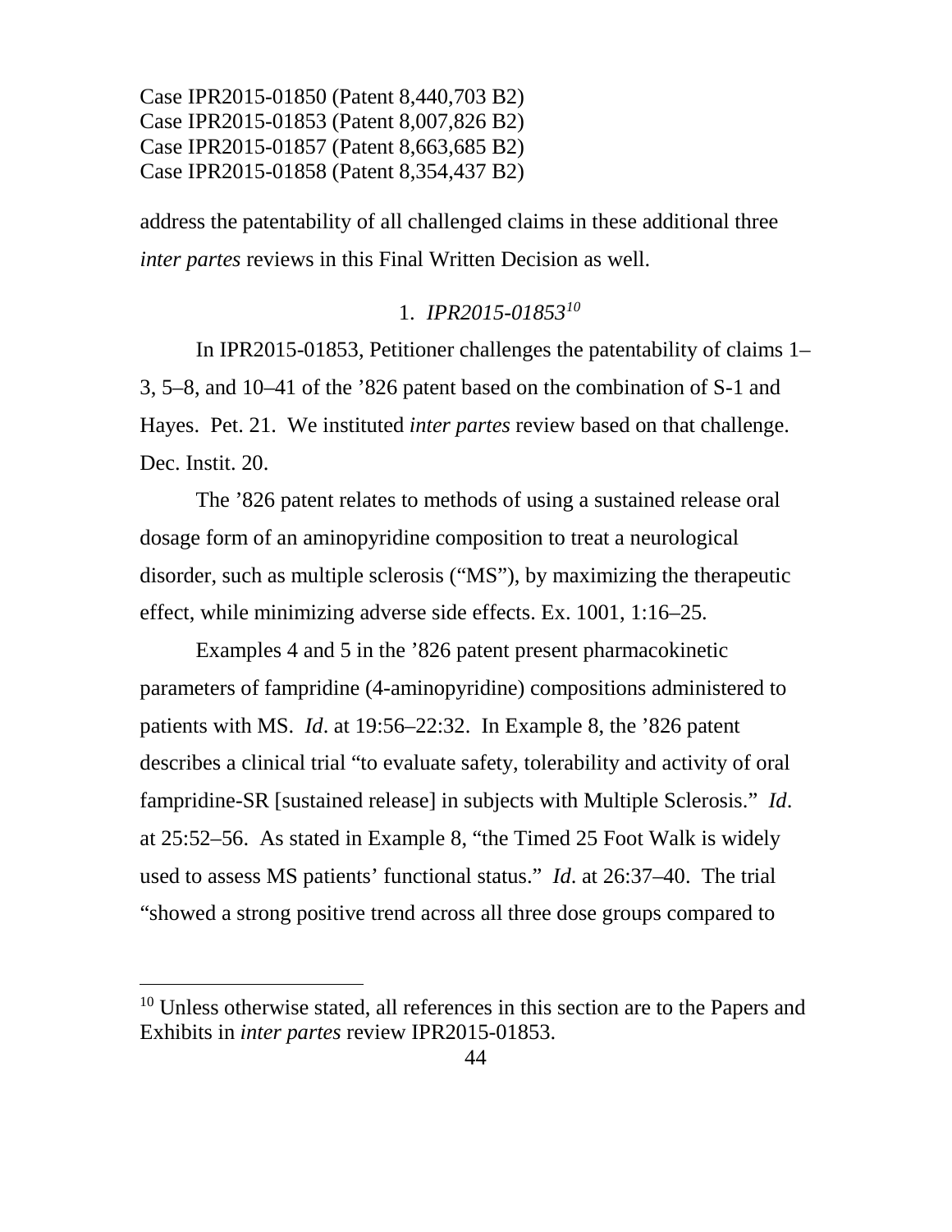address the patentability of all challenged claims in these additional three *inter partes* reviews in this Final Written Decision as well.

### 1. *IPR2015-01853*[10]

In IPR2015-01853, Petitioner challenges the patentability of claims 1–3, 5–8, and 10–41 of the ’826 patent based on the combination of S-1 and Hayes. Pet. 21. We instituted *inter partes* review based on that challenge. Dec. Instit. 20.

The ’826 patent relates to methods of using a sustained release oral dosage form of an aminopyridine composition to treat a neurological disorder, such as multiple sclerosis (“MS”), by maximizing the therapeutic effect, while minimizing adverse side effects. Ex. 1001, 1:16–25.

Examples 4 and 5 in the ’826 patent present pharmacokinetic parameters of fampridine (4-aminopyridine) compositions administered to patients with MS. *Id*. at 19:56–22:32. In Example 8, the ’826 patent describes a clinical trial “to evaluate safety, tolerability and activity of oral fampridine-SR [sustained release] in subjects with Multiple Sclerosis.” *Id*. at 25:52–56. As stated in Example 8, “the Timed 25 Foot Walk is widely used to assess MS patients’ functional status.” *Id*. at 26:37–40. The trial “showed a strong positive trend across all three dose groups compared to

[10] Unless otherwise stated, all references in this section are to the Papers and Exhibits in *inter partes* review IPR2015-01853.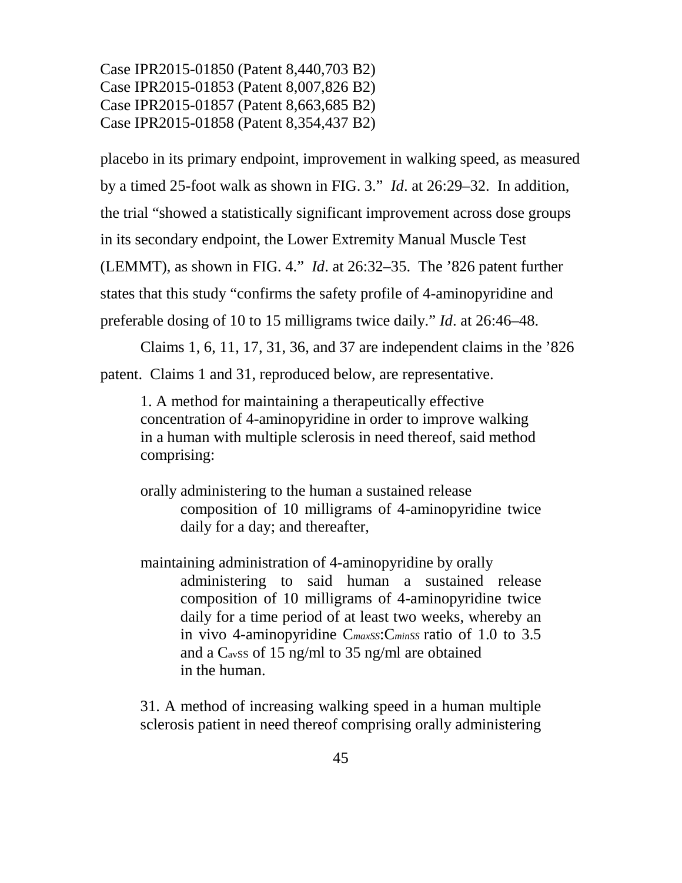placebo in its primary endpoint, improvement in walking speed, as measured by a timed 25-foot walk as shown in FIG. 3." *Id*. at 26:29–32. In addition, the trial "showed a statistically significant improvement across dose groups in its secondary endpoint, the Lower Extremity Manual Muscle Test (LEMMT), as shown in FIG. 4." *Id*. at 26:32–35. The '826 patent further states that this study "confirms the safety profile of 4-aminopyridine and preferable dosing of 10 to 15 milligrams twice daily." *Id*. at 26:46–48.

Claims 1, 6, 11, 17, 31, 36, and 37 are independent claims in the '826 patent. Claims 1 and 31, reproduced below, are representative.

> 1. A method for maintaining a therapeutically effective concentration of 4-aminopyridine in order to improve walking in a human with multiple sclerosis in need thereof, said method comprising:
>
> orally administering to the human a sustained release composition of 10 milligrams of 4-aminopyridine twice daily for a day; and thereafter,
>
> maintaining administration of 4-aminopyridine by orally administering to said human a sustained release composition of 10 milligrams of 4-aminopyridine twice daily for a time period of at least two weeks, whereby an in vivo 4-aminopyridine $C_{maxSS}$:$C_{minSS}$ ratio of 1.0 to 3.5 and a $C_{avSS}$ of 15 ng/ml to 35 ng/ml are obtained in the human.
>
> 31. A method of increasing walking speed in a human multiple sclerosis patient in need thereof comprising orally administering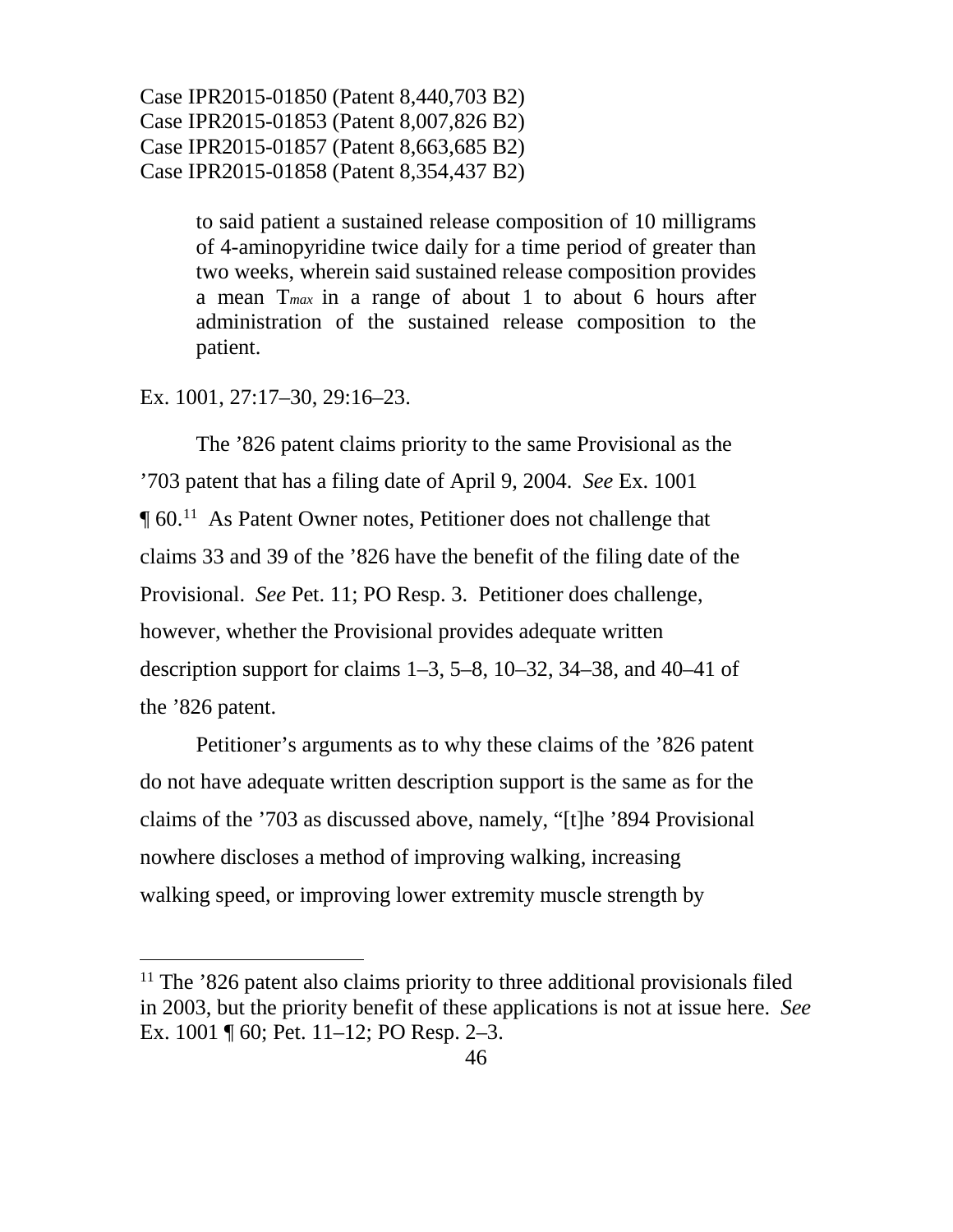Case IPR2015-01850 (Patent 8,440,703 B2)
Case IPR2015-01853 (Patent 8,007,826 B2)
Case IPR2015-01857 (Patent 8,663,685 B2)
Case IPR2015-01858 (Patent 8,354,437 B2)

> to said patient a sustained release composition of 10 milligrams of 4-aminopyridine twice daily for a time period of greater than two weeks, wherein said sustained release composition provides a mean $T_{max}$ in a range of about 1 to about 6 hours after administration of the sustained release composition to the patient.

Ex. 1001, 27:17–30, 29:16–23.

The ’826 patent claims priority to the same Provisional as the ’703 patent that has a filing date of April 9, 2004. *See* Ex. 1001 ¶ 60.[11] As Patent Owner notes, Petitioner does not challenge that claims 33 and 39 of the ’826 have the benefit of the filing date of the Provisional. *See* Pet. 11; PO Resp. 3. Petitioner does challenge, however, whether the Provisional provides adequate written description support for claims 1–3, 5–8, 10–32, 34–38, and 40–41 of the ’826 patent.

Petitioner’s arguments as to why these claims of the ’826 patent do not have adequate written description support is the same as for the claims of the ’703 as discussed above, namely, “[t]he ’894 Provisional nowhere discloses a method of improving walking, increasing walking speed, or improving lower extremity muscle strength by

[11] The ’826 patent also claims priority to three additional provisionals filed in 2003, but the priority benefit of these applications is not at issue here. *See* Ex. 1001 ¶ 60; Pet. 11–12; PO Resp. 2–3.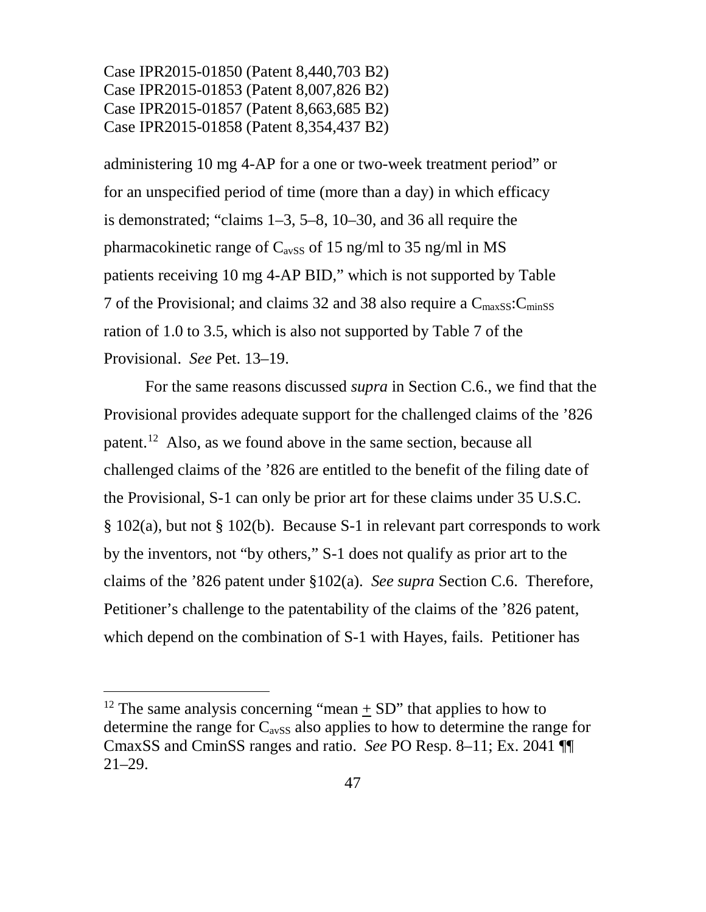administering 10 mg 4-AP for a one or two-week treatment period" or for an unspecified period of time (more than a day) in which efficacy is demonstrated; "claims 1–3, 5–8, 10–30, and 36 all require the pharmacokinetic range of $C_{avSS}$ of 15 ng/ml to 35 ng/ml in MS patients receiving 10 mg 4-AP BID," which is not supported by Table 7 of the Provisional; and claims 32 and 38 also require a $C_{maxSS}$:$C_{minSS}$ ration of 1.0 to 3.5, which is also not supported by Table 7 of the Provisional. *See* Pet. 13–19.

For the same reasons discussed *supra* in Section C.6., we find that the Provisional provides adequate support for the challenged claims of the '826 patent.[12] Also, as we found above in the same section, because all challenged claims of the '826 are entitled to the benefit of the filing date of the Provisional, S-1 can only be prior art for these claims under 35 U.S.C. § 102(a), but not § 102(b). Because S-1 in relevant part corresponds to work by the inventors, not "by others," S-1 does not qualify as prior art to the claims of the '826 patent under §102(a). *See supra* Section C.6. Therefore, Petitioner's challenge to the patentability of the claims of the '826 patent, which depend on the combination of S-1 with Hayes, fails. Petitioner has

---

[12] The same analysis concerning "mean $\pm$ SD" that applies to how to determine the range for $C_{avSS}$ also applies to how to determine the range for CmaxSS and CminSS ranges and ratio. *See* PO Resp. 8–11; Ex. 2041 ¶¶ 21–29.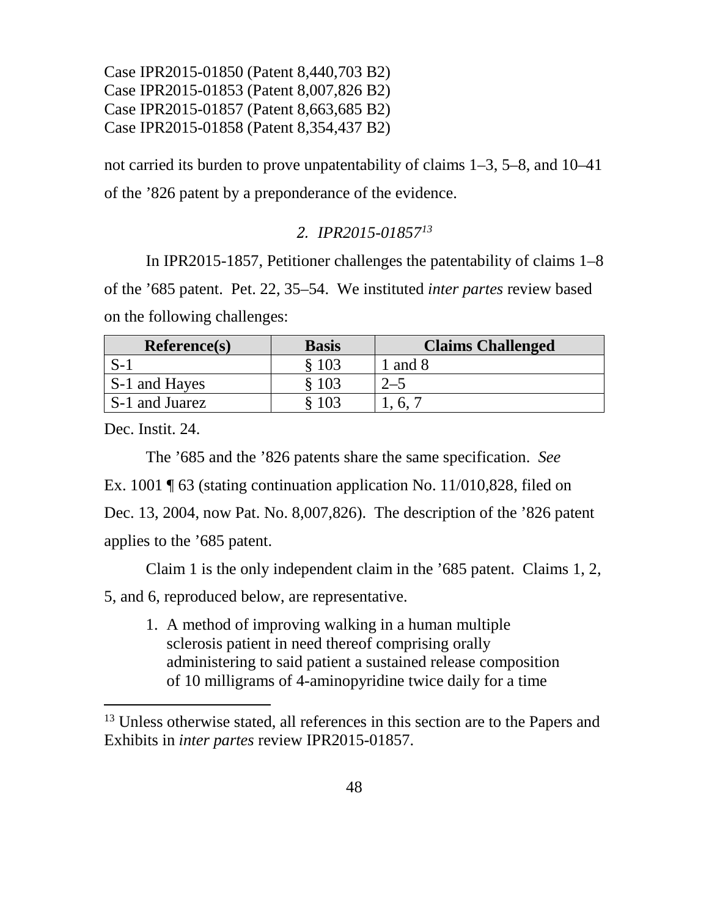Case IPR2015-01850 (Patent 8,440,703 B2)
Case IPR2015-01853 (Patent 8,007,826 B2)
Case IPR2015-01857 (Patent 8,663,685 B2)
Case IPR2015-01858 (Patent 8,354,437 B2)

not carried its burden to prove unpatentability of claims 1–3, 5–8, and 10–41 of the ’826 patent by a preponderance of the evidence.

### *2. IPR2015-01857*[13]

In IPR2015-1857, Petitioner challenges the patentability of claims 1–8 of the ’685 patent. Pet. 22, 35–54. We instituted *inter partes* review based on the following challenges:

| Reference(s) | Basis | Claims Challenged |
|---|---|---|
| S-1 | § 103 | 1 and 8 |
| S-1 and Hayes | § 103 | 2–5 |
| S-1 and Juarez | § 103 | 1, 6, 7 |

Dec. Instit. 24.

The ’685 and the ’826 patents share the same specification. *See* Ex. 1001 ¶ 63 (stating continuation application No. 11/010,828, filed on Dec. 13, 2004, now Pat. No. 8,007,826). The description of the ’826 patent applies to the ’685 patent.

Claim 1 is the only independent claim in the ’685 patent. Claims 1, 2, 5, and 6, reproduced below, are representative.

> 1. A method of improving walking in a human multiple sclerosis patient in need thereof comprising orally administering to said patient a sustained release composition of 10 milligrams of 4-aminopyridine twice daily for a time

[13] Unless otherwise stated, all references in this section are to the Papers and Exhibits in *inter partes* review IPR2015-01857.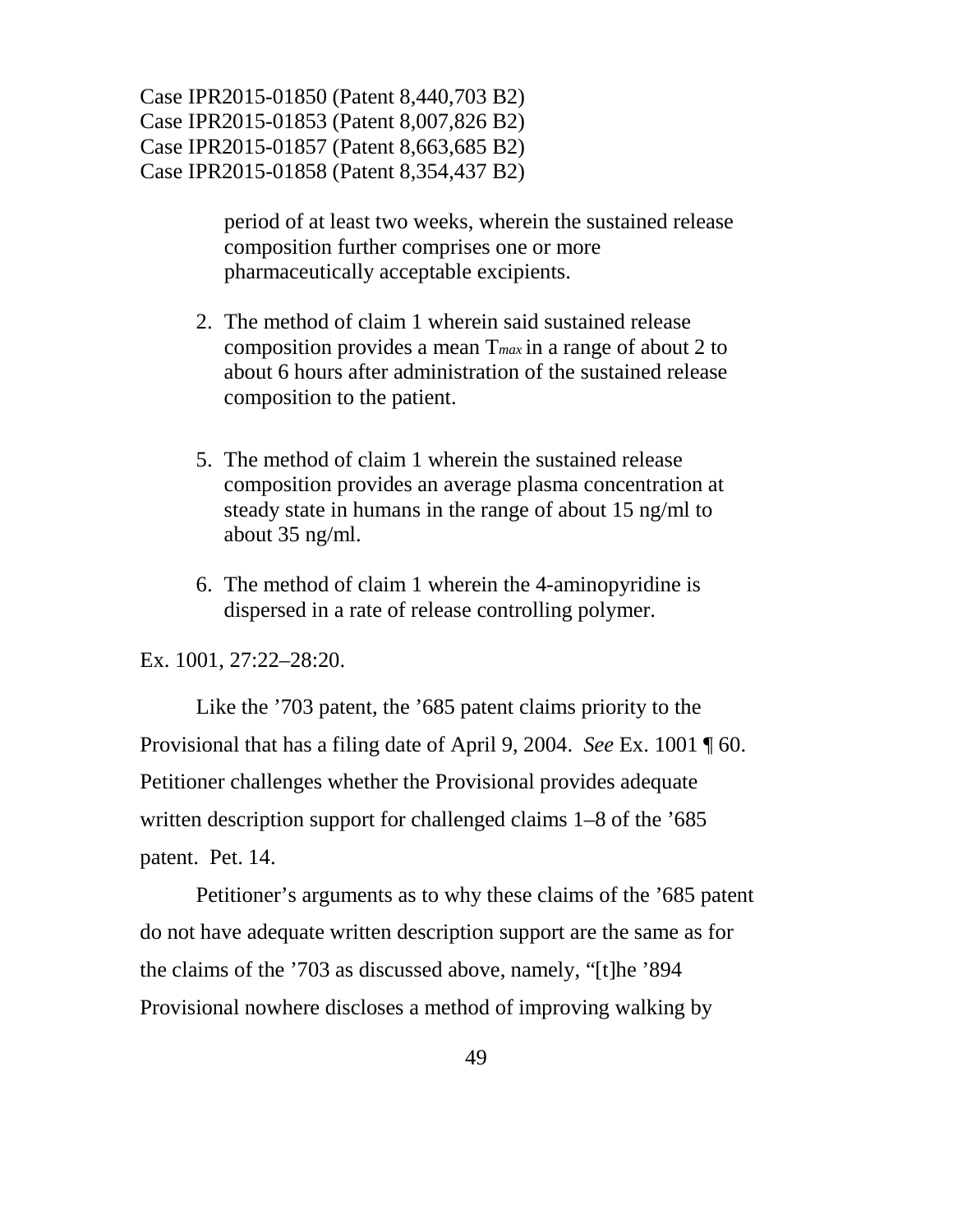period of at least two weeks, wherein the sustained release composition further comprises one or more pharmaceutically acceptable excipients.

2. The method of claim 1 wherein said sustained release composition provides a mean $T_{max}$ in a range of about 2 to about 6 hours after administration of the sustained release composition to the patient.

5. The method of claim 1 wherein the sustained release composition provides an average plasma concentration at steady state in humans in the range of about 15 ng/ml to about 35 ng/ml.

6. The method of claim 1 wherein the 4-aminopyridine is dispersed in a rate of release controlling polymer.

Ex. 1001, 27:22–28:20.

Like the ’703 patent, the ’685 patent claims priority to the Provisional that has a filing date of April 9, 2004. *See* Ex. 1001 ¶ 60. Petitioner challenges whether the Provisional provides adequate written description support for challenged claims 1–8 of the ’685 patent. Pet. 14.

Petitioner’s arguments as to why these claims of the ’685 patent do not have adequate written description support are the same as for the claims of the ’703 as discussed above, namely, “[t]he ’894 Provisional nowhere discloses a method of improving walking by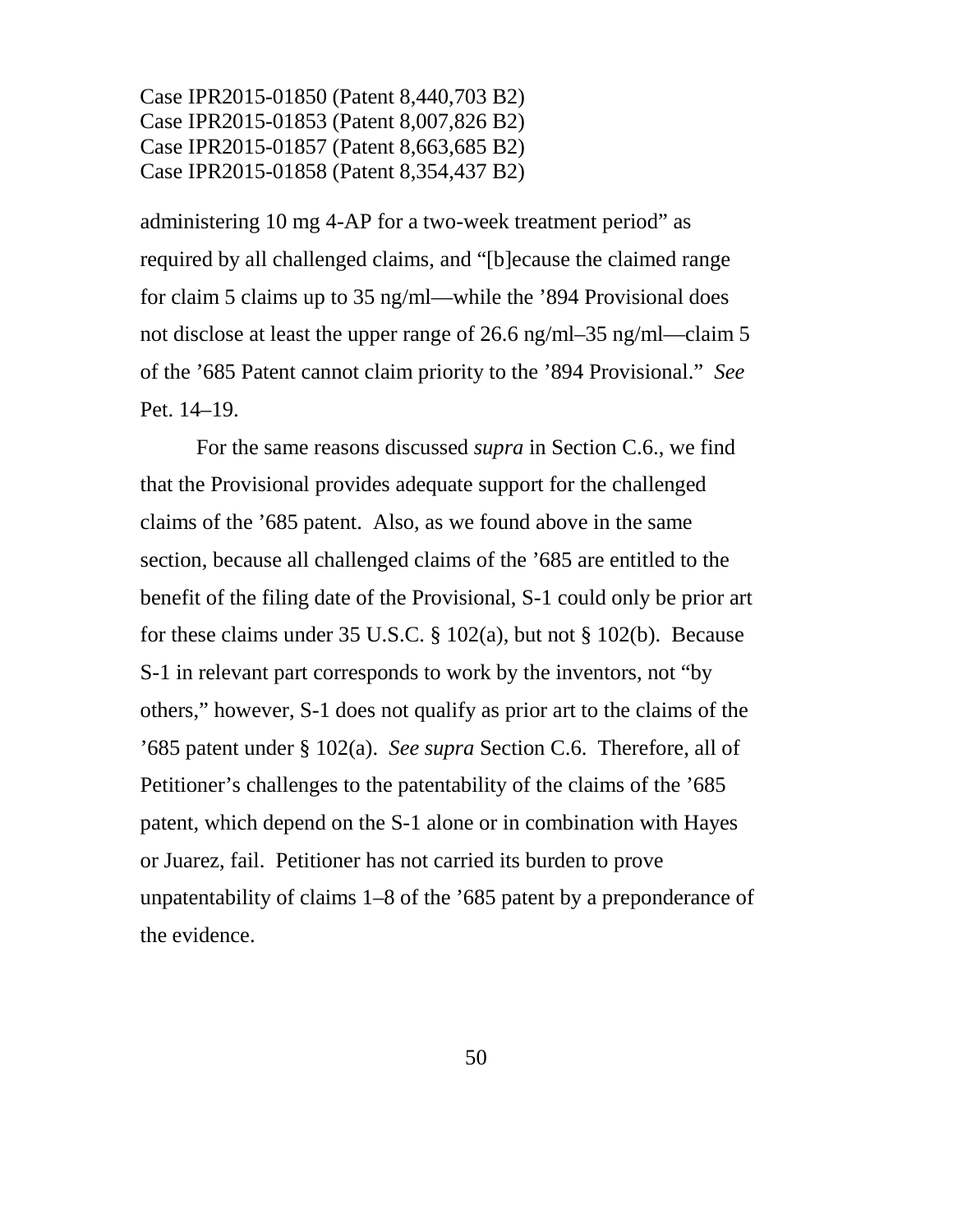administering 10 mg 4-AP for a two-week treatment period" as required by all challenged claims, and "[b]ecause the claimed range for claim 5 claims up to 35 ng/ml—while the '894 Provisional does not disclose at least the upper range of 26.6 ng/ml–35 ng/ml—claim 5 of the '685 Patent cannot claim priority to the '894 Provisional." *See* Pet. 14–19.

For the same reasons discussed *supra* in Section C.6., we find that the Provisional provides adequate support for the challenged claims of the '685 patent. Also, as we found above in the same section, because all challenged claims of the '685 are entitled to the benefit of the filing date of the Provisional, S-1 could only be prior art for these claims under 35 U.S.C. § 102(a), but not § 102(b). Because S-1 in relevant part corresponds to work by the inventors, not "by others," however, S-1 does not qualify as prior art to the claims of the '685 patent under § 102(a). *See supra* Section C.6. Therefore, all of Petitioner's challenges to the patentability of the claims of the '685 patent, which depend on the S-1 alone or in combination with Hayes or Juarez, fail. Petitioner has not carried its burden to prove unpatentability of claims 1–8 of the '685 patent by a preponderance of the evidence.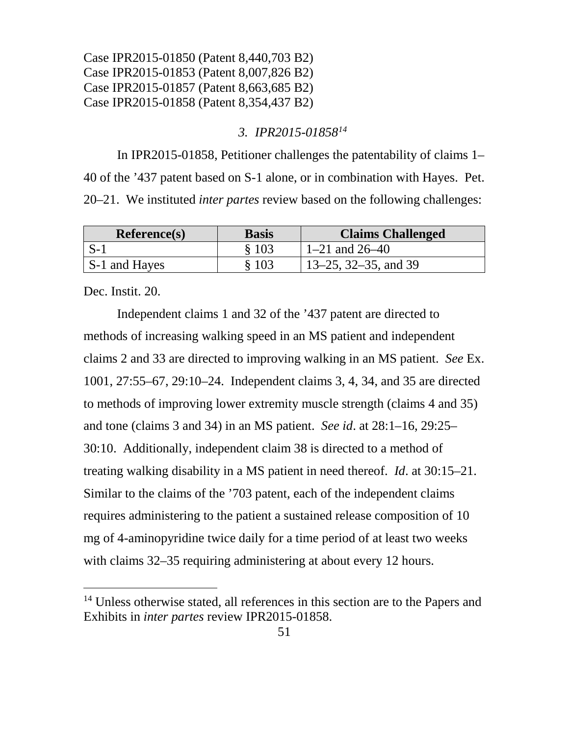### *3. IPR2015-01858*[14]

In IPR2015-01858, Petitioner challenges the patentability of claims 1–40 of the ’437 patent based on S-1 alone, or in combination with Hayes. Pet. 20–21. We instituted *inter partes* review based on the following challenges:

| Reference(s) | Basis | Claims Challenged |
| --- | --- | --- |
| S-1 | § 103 | 1–21 and 26–40 |
| S-1 and Hayes | § 103 | 13–25, 32–35, and 39 |

Dec. Instit. 20.

Independent claims 1 and 32 of the ’437 patent are directed to methods of increasing walking speed in an MS patient and independent claims 2 and 33 are directed to improving walking in an MS patient. *See* Ex. 1001, 27:55–67, 29:10–24. Independent claims 3, 4, 34, and 35 are directed to methods of improving lower extremity muscle strength (claims 4 and 35) and tone (claims 3 and 34) in an MS patient. *See id*. at 28:1–16, 29:25–30:10. Additionally, independent claim 38 is directed to a method of treating walking disability in a MS patient in need thereof. *Id*. at 30:15–21. Similar to the claims of the ’703 patent, each of the independent claims requires administering to the patient a sustained release composition of 10 mg of 4-aminopyridine twice daily for a time period of at least two weeks with claims 32–35 requiring administering at about every 12 hours.

[14] Unless otherwise stated, all references in this section are to the Papers and Exhibits in *inter partes* review IPR2015-01858.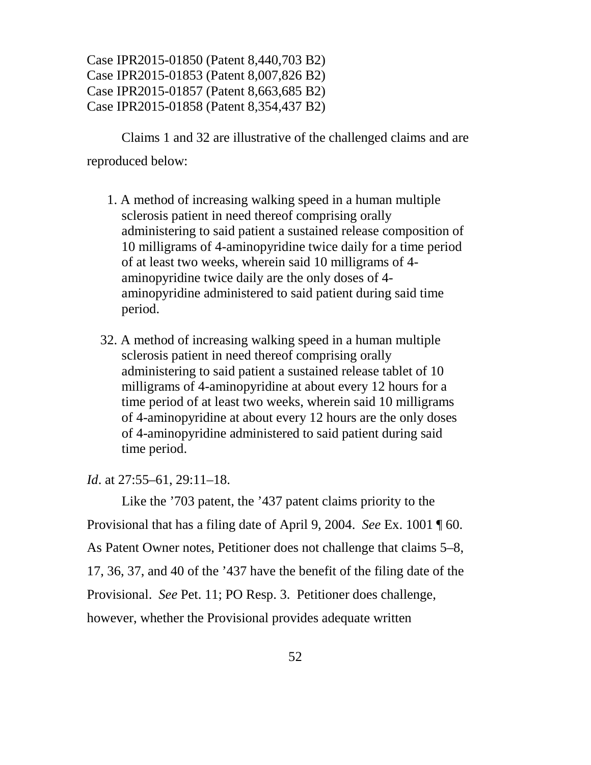Claims 1 and 32 are illustrative of the challenged claims and are reproduced below:

> 1. A method of increasing walking speed in a human multiple sclerosis patient in need thereof comprising orally administering to said patient a sustained release composition of 10 milligrams of 4-aminopyridine twice daily for a time period of at least two weeks, wherein said 10 milligrams of 4-aminopyridine twice daily are the only doses of 4-aminopyridine administered to said patient during said time period.
>
> 32. A method of increasing walking speed in a human multiple sclerosis patient in need thereof comprising orally administering to said patient a sustained release tablet of 10 milligrams of 4-aminopyridine at about every 12 hours for a time period of at least two weeks, wherein said 10 milligrams of 4-aminopyridine at about every 12 hours are the only doses of 4-aminopyridine administered to said patient during said time period.

*Id*. at 27:55–61, 29:11–18.

Like the ’703 patent, the ’437 patent claims priority to the Provisional that has a filing date of April 9, 2004. *See* Ex. 1001 ¶ 60. As Patent Owner notes, Petitioner does not challenge that claims 5–8, 17, 36, 37, and 40 of the ’437 have the benefit of the filing date of the Provisional. *See* Pet. 11; PO Resp. 3. Petitioner does challenge, however, whether the Provisional provides adequate written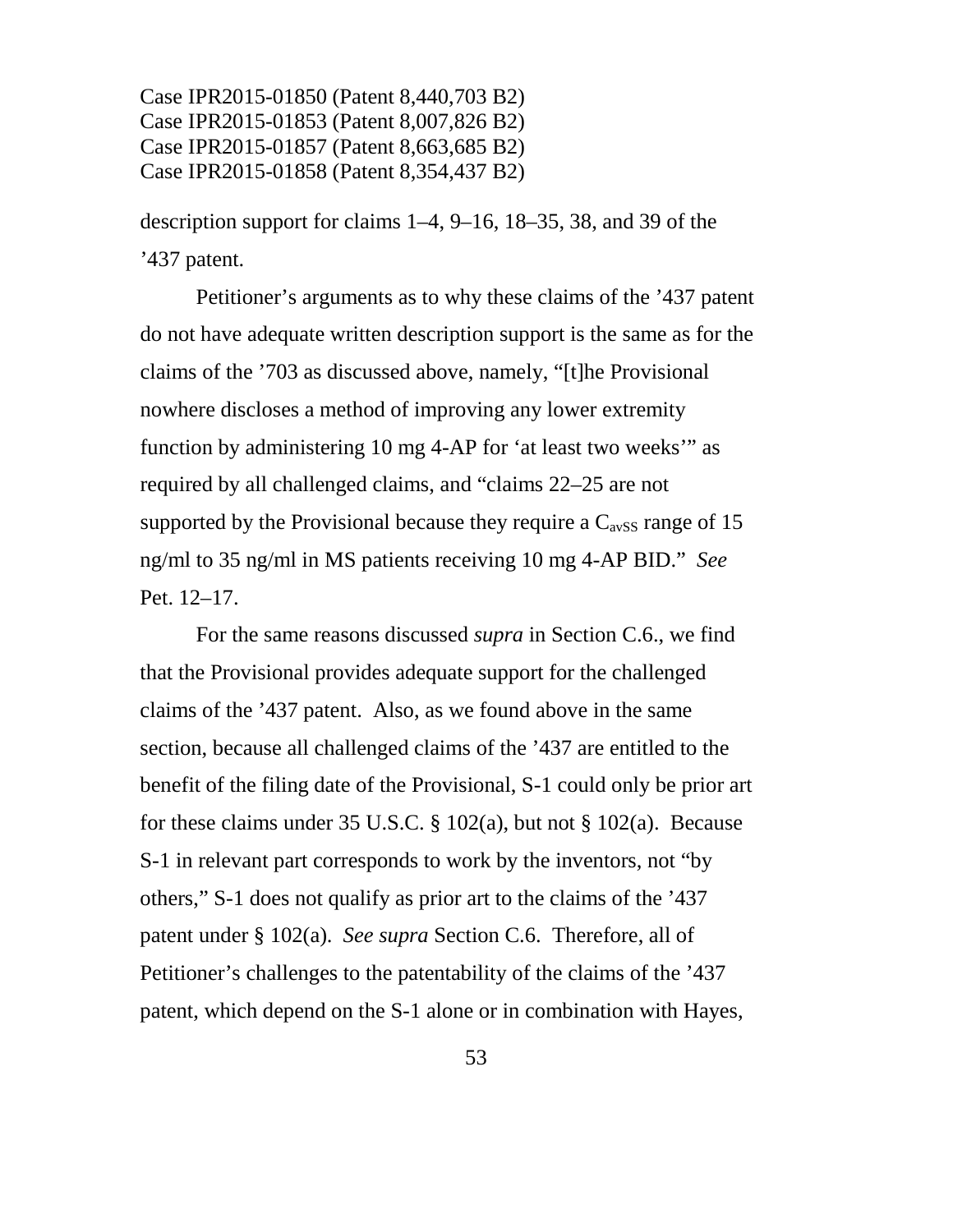description support for claims 1–4, 9–16, 18–35, 38, and 39 of the ’437 patent.

Petitioner’s arguments as to why these claims of the ’437 patent do not have adequate written description support is the same as for the claims of the ’703 as discussed above, namely, “[t]he Provisional nowhere discloses a method of improving any lower extremity function by administering 10 mg 4-AP for ‘at least two weeks’” as required by all challenged claims, and “claims 22–25 are not supported by the Provisional because they require a $C_{avSS}$ range of 15 ng/ml to 35 ng/ml in MS patients receiving 10 mg 4-AP BID.” *See* Pet. 12–17.

For the same reasons discussed *supra* in Section C.6., we find that the Provisional provides adequate support for the challenged claims of the ’437 patent. Also, as we found above in the same section, because all challenged claims of the ’437 are entitled to the benefit of the filing date of the Provisional, S-1 could only be prior art for these claims under 35 U.S.C. § 102(a), but not § 102(a). Because S-1 in relevant part corresponds to work by the inventors, not “by others,” S-1 does not qualify as prior art to the claims of the ’437 patent under § 102(a). *See supra* Section C.6. Therefore, all of Petitioner’s challenges to the patentability of the claims of the ’437 patent, which depend on the S-1 alone or in combination with Hayes,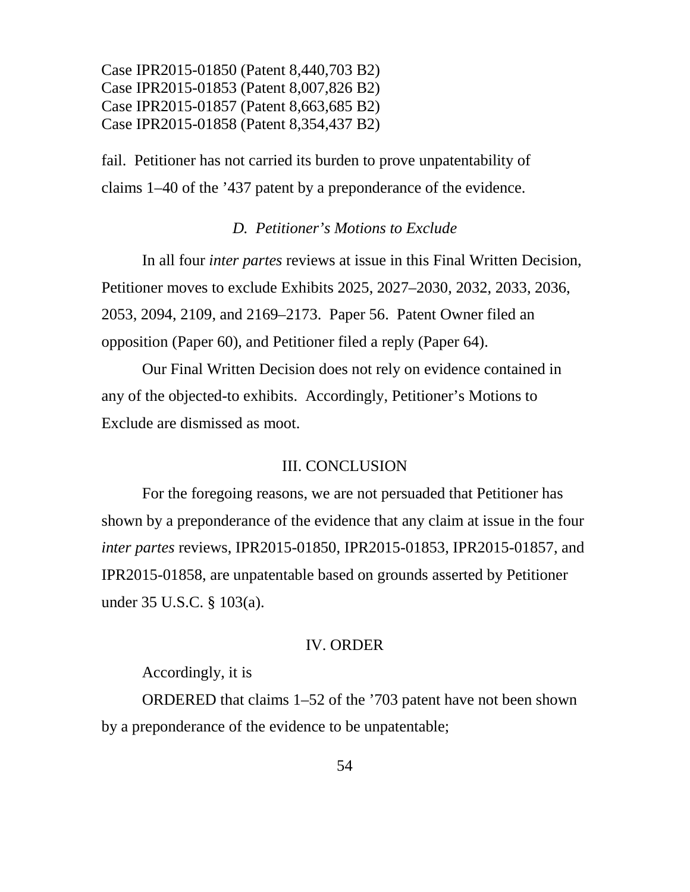fail. Petitioner has not carried its burden to prove unpatentability of claims 1–40 of the ’437 patent by a preponderance of the evidence.

### *D. Petitioner’s Motions to Exclude*

In all four *inter partes* reviews at issue in this Final Written Decision, Petitioner moves to exclude Exhibits 2025, 2027–2030, 2032, 2033, 2036, 2053, 2094, 2109, and 2169–2173. Paper 56. Patent Owner filed an opposition (Paper 60), and Petitioner filed a reply (Paper 64).

Our Final Written Decision does not rely on evidence contained in any of the objected-to exhibits. Accordingly, Petitioner’s Motions to Exclude are dismissed as moot.

## III. CONCLUSION

For the foregoing reasons, we are not persuaded that Petitioner has shown by a preponderance of the evidence that any claim at issue in the four *inter partes* reviews, IPR2015-01850, IPR2015-01853, IPR2015-01857, and IPR2015-01858, are unpatentable based on grounds asserted by Petitioner under 35 U.S.C. § 103(a).

## IV. ORDER

Accordingly, it is

ORDERED that claims 1–52 of the ’703 patent have not been shown by a preponderance of the evidence to be unpatentable;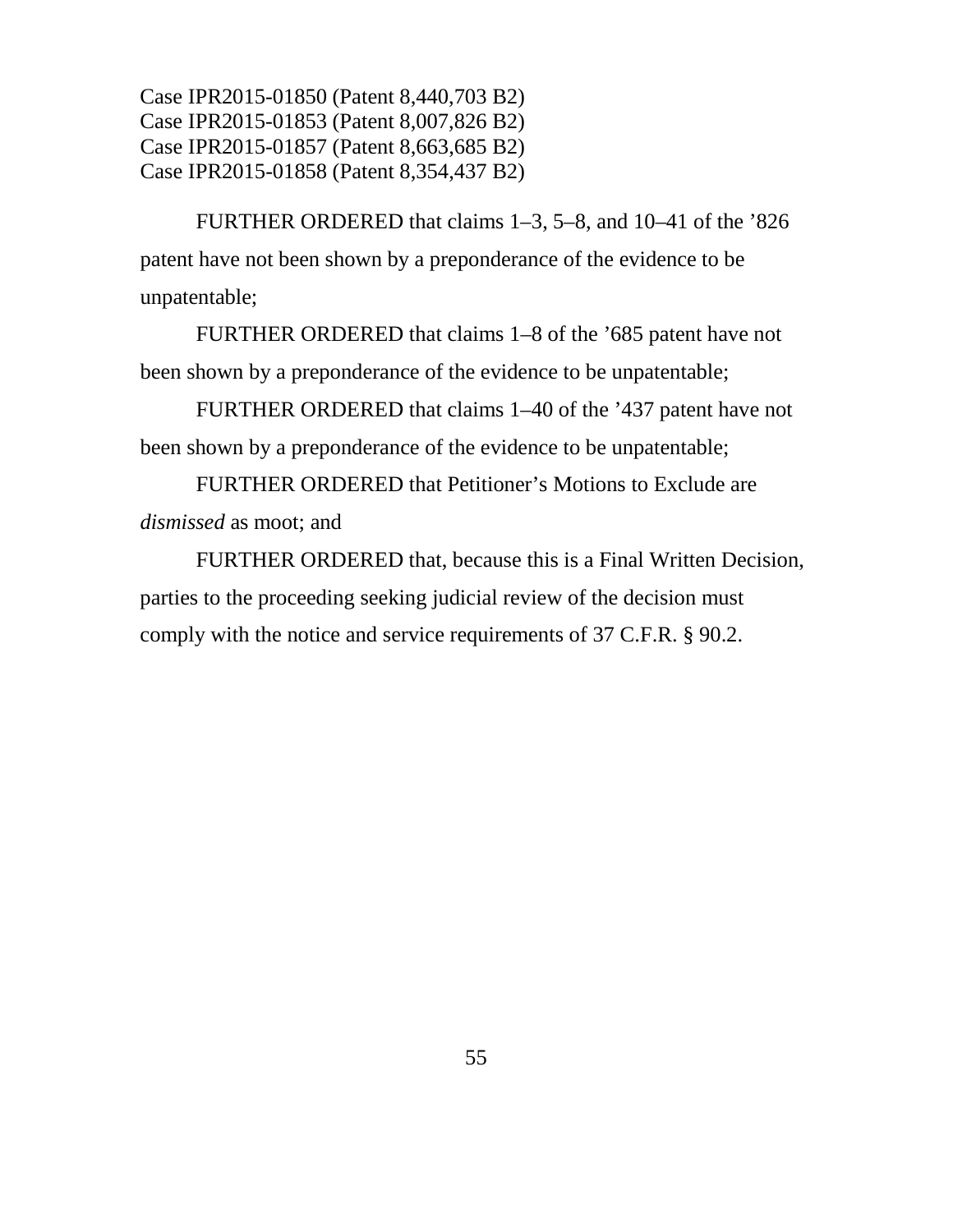FURTHER ORDERED that claims 1–3, 5–8, and 10–41 of the ’826 patent have not been shown by a preponderance of the evidence to be unpatentable;

FURTHER ORDERED that claims 1–8 of the ’685 patent have not been shown by a preponderance of the evidence to be unpatentable;

FURTHER ORDERED that claims 1–40 of the ’437 patent have not been shown by a preponderance of the evidence to be unpatentable;

FURTHER ORDERED that Petitioner’s Motions to Exclude are *dismissed* as moot; and

FURTHER ORDERED that, because this is a Final Written Decision, parties to the proceeding seeking judicial review of the decision must comply with the notice and service requirements of 37 C.F.R. § 90.2.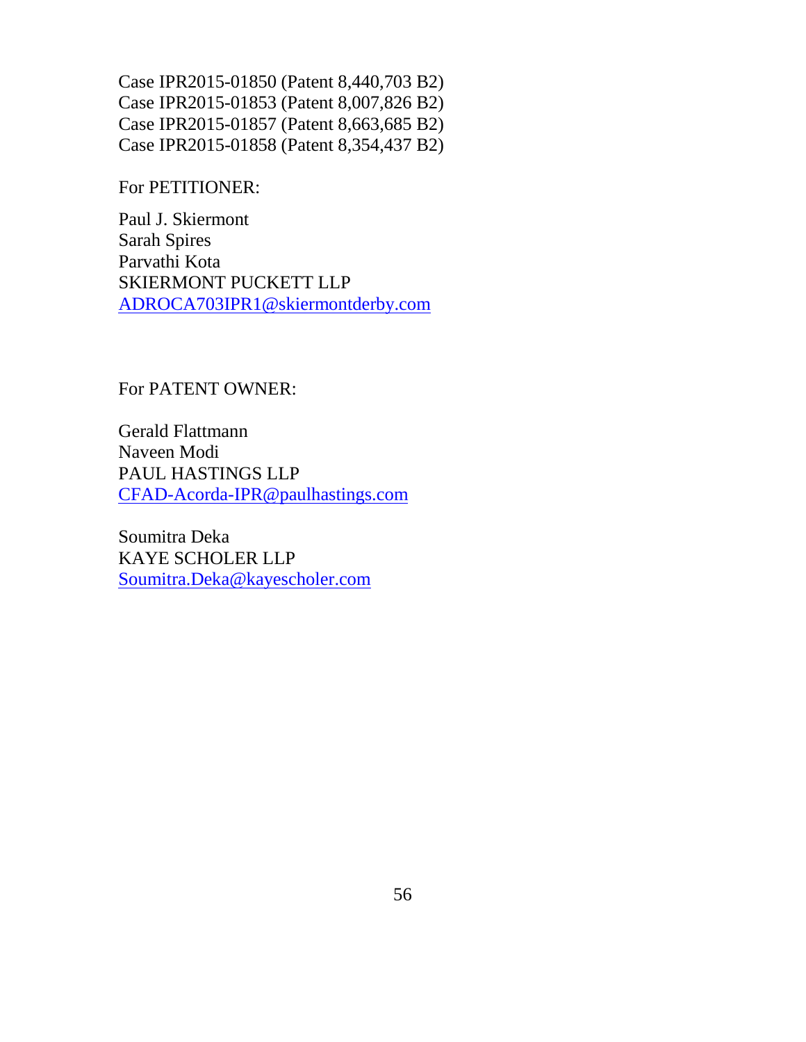Case IPR2015-01850 (Patent 8,440,703 B2)
Case IPR2015-01853 (Patent 8,007,826 B2)
Case IPR2015-01857 (Patent 8,663,685 B2)
Case IPR2015-01858 (Patent 8,354,437 B2)

For PETITIONER:

Paul J. Skiermont
Sarah Spires
Parvathi Kota
SKIERMONT PUCKETT LLP
ADROCA703IPR1@skiermontderby.com

For PATENT OWNER:

Gerald Flattmann
Naveen Modi
PAUL HASTINGS LLP
CFAD-Acorda-IPR@paulhastings.com

Soumitra Deka
KAYE SCHOLER LLP
Soumitra.Deka@kayescholer.com